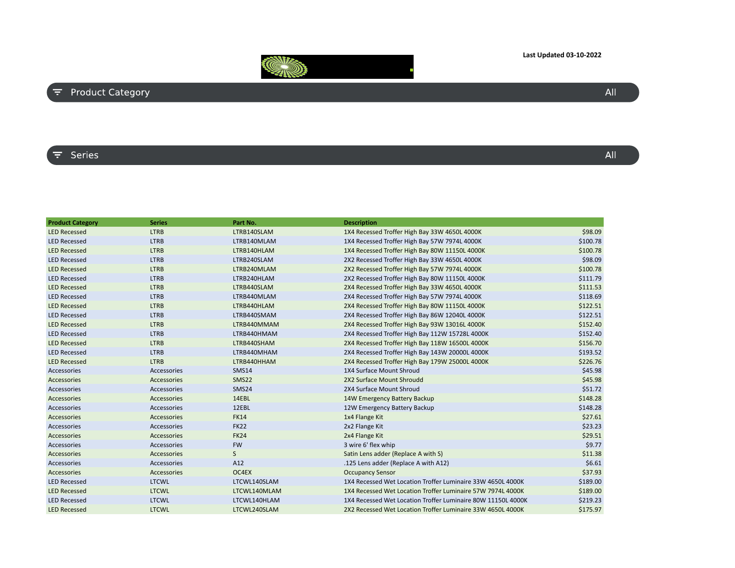Last Updated 03-10-2022

Product Category All

Series All

| Product Category | Series | Part No. | Description | |
|---|---|---|---|---|
| LED Recessed | LTRB | LTRB140SLAM | 1X4 Recessed Troffer High Bay 33W 4650L 4000K | $98.09 |
| LED Recessed | LTRB | LTRB140MLAM | 1X4 Recessed Troffer High Bay 57W 7974L 4000K | $100.78 |
| LED Recessed | LTRB | LTRB140HLAM | 1X4 Recessed Troffer High Bay 80W 11150L 4000K | $100.78 |
| LED Recessed | LTRB | LTRB240SLAM | 2X2 Recessed Troffer High Bay 33W 4650L 4000K | $98.09 |
| LED Recessed | LTRB | LTRB240MLAM | 2X2 Recessed Troffer High Bay 57W 7974L 4000K | $100.78 |
| LED Recessed | LTRB | LTRB240HLAM | 2X2 Recessed Troffer High Bay 80W 11150L 4000K | $111.79 |
| LED Recessed | LTRB | LTRB440SLAM | 2X4 Recessed Troffer High Bay 33W 4650L 4000K | $111.53 |
| LED Recessed | LTRB | LTRB440MLAM | 2X4 Recessed Troffer High Bay 57W 7974L 4000K | $118.69 |
| LED Recessed | LTRB | LTRB440HLAM | 2X4 Recessed Troffer High Bay 80W 11150L 4000K | $122.51 |
| LED Recessed | LTRB | LTRB440SMAM | 2X4 Recessed Troffer High Bay 86W 12040L 4000K | $122.51 |
| LED Recessed | LTRB | LTRB440MMAM | 2X4 Recessed Troffer High Bay 93W 13016L 4000K | $152.40 |
| LED Recessed | LTRB | LTRB440HMAM | 2X4 Recessed Troffer High Bay 112W 15728L 4000K | $152.40 |
| LED Recessed | LTRB | LTRB440SHAM | 2X4 Recessed Troffer High Bay 118W 16500L 4000K | $156.70 |
| LED Recessed | LTRB | LTRB440MHAM | 2X4 Recessed Troffer High Bay 143W 20000L 4000K | $193.52 |
| LED Recessed | LTRB | LTRB440HHAM | 2X4 Recessed Troffer High Bay 179W 25000L 4000K | $226.76 |
| Accessories | Accessories | SMS14 | 1X4 Surface Mount Shroud | $45.98 |
| Accessories | Accessories | SMS22 | 2X2 Surface Mount Shroudd | $45.98 |
| Accessories | Accessories | SMS24 | 2X4 Surface Mount Shroud | $51.72 |
| Accessories | Accessories | 14EBL | 14W Emergency Battery Backup | $148.28 |
| Accessories | Accessories | 12EBL | 12W Emergency Battery Backup | $148.28 |
| Accessories | Accessories | FK14 | 1x4 Flange Kit | $27.61 |
| Accessories | Accessories | FK22 | 2x2 Flange Kit | $23.23 |
| Accessories | Accessories | FK24 | 2x4 Flange Kit | $29.51 |
| Accessories | Accessories | FW | 3 wire 6' flex whip | $9.77 |
| Accessories | Accessories | S | Satin Lens adder (Replace A with S) | $11.38 |
| Accessories | Accessories | A12 | .125 Lens adder (Replace A with A12) | $6.61 |
| Accessories | Accessories | OC4EX | Occupancy Sensor | $37.93 |
| LED Recessed | LTCWL | LTCWL140SLAM | 1X4 Recessed Wet Location Troffer Luminaire 33W 4650L 4000K | $189.00 |
| LED Recessed | LTCWL | LTCWL140MLAM | 1X4 Recessed Wet Location Troffer Luminaire 57W 7974L 4000K | $189.00 |
| LED Recessed | LTCWL | LTCWL140HLAM | 1X4 Recessed Wet Location Troffer Luminaire 80W 11150L 4000K | $219.23 |
| LED Recessed | LTCWL | LTCWL240SLAM | 2X2 Recessed Wet Location Troffer Luminaire 33W 4650L 4000K | $175.97 |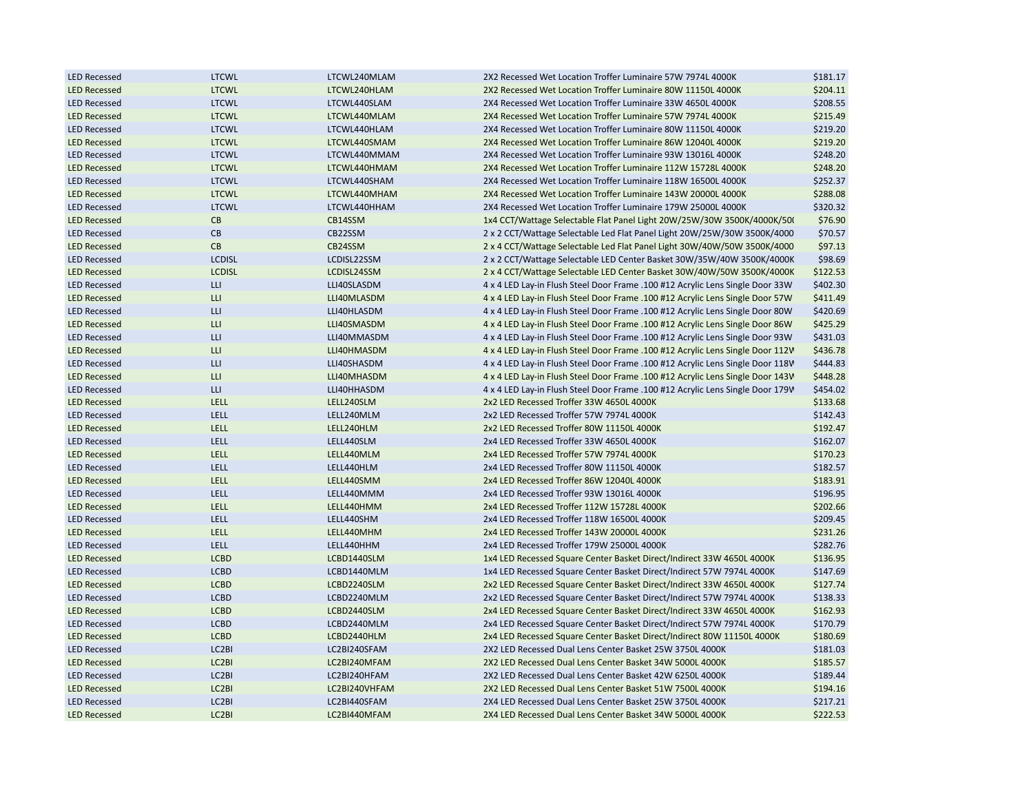| | | | | |
|---|---|---|---|---|
| LED Recessed | LTCWL | LTCWL240MLAM | 2X2 Recessed Wet Location Troffer Luminaire 57W 7974L 4000K | $181.17 |
| LED Recessed | LTCWL | LTCWL240HLAM | 2X2 Recessed Wet Location Troffer Luminaire 80W 11150L 4000K | $204.11 |
| LED Recessed | LTCWL | LTCWL440SLAM | 2X4 Recessed Wet Location Troffer Luminaire 33W 4650L 4000K | $208.55 |
| LED Recessed | LTCWL | LTCWL440MLAM | 2X4 Recessed Wet Location Troffer Luminaire 57W 7974L 4000K | $215.49 |
| LED Recessed | LTCWL | LTCWL440HLAM | 2X4 Recessed Wet Location Troffer Luminaire 80W 11150L 4000K | $219.20 |
| LED Recessed | LTCWL | LTCWL440SMAM | 2X4 Recessed Wet Location Troffer Luminaire 86W 12040L 4000K | $219.20 |
| LED Recessed | LTCWL | LTCWL440MMAM | 2X4 Recessed Wet Location Troffer Luminaire 93W 13016L 4000K | $248.20 |
| LED Recessed | LTCWL | LTCWL440HMAM | 2X4 Recessed Wet Location Troffer Luminaire 112W 15728L 4000K | $248.20 |
| LED Recessed | LTCWL | LTCWL440SHAM | 2X4 Recessed Wet Location Troffer Luminaire 118W 16500L 4000K | $252.37 |
| LED Recessed | LTCWL | LTCWL440MHAM | 2X4 Recessed Wet Location Troffer Luminaire 143W 20000L 4000K | $288.08 |
| LED Recessed | LTCWL | LTCWL440HHAM | 2X4 Recessed Wet Location Troffer Luminaire 179W 25000L 4000K | $320.32 |
| LED Recessed | CB | CB14SSM | 1x4 CCT/Wattage Selectable Flat Panel Light 20W/25W/30W 3500K/4000K/50( | $76.90 |
| LED Recessed | CB | CB22SSM | 2 x 2 CCT/Wattage Selectable Led Flat Panel Light 20W/25W/30W 3500K/4000 | $70.57 |
| LED Recessed | CB | CB24SSM | 2 x 4 CCT/Wattage Selectable Led Flat Panel Light 30W/40W/50W 3500K/4000 | $97.13 |
| LED Recessed | LCDISL | LCDISL22SSM | 2 x 2 CCT/Wattage Selectable LED Center Basket 30W/35W/40W 3500K/4000K | $98.69 |
| LED Recessed | LCDISL | LCDISL24SSM | 2 x 4 CCT/Wattage Selectable LED Center Basket 30W/40W/50W 3500K/4000K | $122.53 |
| LED Recessed | LLI | LLI40SLASDM | 4 x 4 LED Lay-in Flush Steel Door Frame .100 #12 Acrylic Lens Single Door 33W | $402.30 |
| LED Recessed | LLI | LLI40MLASDM | 4 x 4 LED Lay-in Flush Steel Door Frame .100 #12 Acrylic Lens Single Door 57W | $411.49 |
| LED Recessed | LLI | LLI40HLASDM | 4 x 4 LED Lay-in Flush Steel Door Frame .100 #12 Acrylic Lens Single Door 80W | $420.69 |
| LED Recessed | LLI | LLI40SMASDM | 4 x 4 LED Lay-in Flush Steel Door Frame .100 #12 Acrylic Lens Single Door 86W | $425.29 |
| LED Recessed | LLI | LLI40MMASDM | 4 x 4 LED Lay-in Flush Steel Door Frame .100 #12 Acrylic Lens Single Door 93W | $431.03 |
| LED Recessed | LLI | LLI40HMASDM | 4 x 4 LED Lay-in Flush Steel Door Frame .100 #12 Acrylic Lens Single Door 112V | $436.78 |
| LED Recessed | LLI | LLI40SHASDM | 4 x 4 LED Lay-in Flush Steel Door Frame .100 #12 Acrylic Lens Single Door 118V | $444.83 |
| LED Recessed | LLI | LLI40MHASDM | 4 x 4 LED Lay-in Flush Steel Door Frame .100 #12 Acrylic Lens Single Door 143V | $448.28 |
| LED Recessed | LLI | LLI40HHASDM | 4 x 4 LED Lay-in Flush Steel Door Frame .100 #12 Acrylic Lens Single Door 179V | $454.02 |
| LED Recessed | LELL | LELL240SLM | 2x2 LED Recessed Troffer 33W 4650L 4000K | $133.68 |
| LED Recessed | LELL | LELL240MLM | 2x2 LED Recessed Troffer 57W 7974L 4000K | $142.43 |
| LED Recessed | LELL | LELL240HLM | 2x2 LED Recessed Troffer 80W 11150L 4000K | $192.47 |
| LED Recessed | LELL | LELL440SLM | 2x4 LED Recessed Troffer 33W 4650L 4000K | $162.07 |
| LED Recessed | LELL | LELL440MLM | 2x4 LED Recessed Troffer 57W 7974L 4000K | $170.23 |
| LED Recessed | LELL | LELL440HLM | 2x4 LED Recessed Troffer 80W 11150L 4000K | $182.57 |
| LED Recessed | LELL | LELL440SMM | 2x4 LED Recessed Troffer 86W 12040L 4000K | $183.91 |
| LED Recessed | LELL | LELL440MMM | 2x4 LED Recessed Troffer 93W 13016L 4000K | $196.95 |
| LED Recessed | LELL | LELL440HMM | 2x4 LED Recessed Troffer 112W 15728L 4000K | $202.66 |
| LED Recessed | LELL | LELL440SHM | 2x4 LED Recessed Troffer 118W 16500L 4000K | $209.45 |
| LED Recessed | LELL | LELL440MHM | 2x4 LED Recessed Troffer 143W 20000L 4000K | $231.26 |
| LED Recessed | LELL | LELL440HHM | 2x4 LED Recessed Troffer 179W 25000L 4000K | $282.76 |
| LED Recessed | LCBD | LCBD1440SLM | 1x4 LED Recessed Square Center Basket Direct/Indirect 33W 4650L 4000K | $136.95 |
| LED Recessed | LCBD | LCBD1440MLM | 1x4 LED Recessed Square Center Basket Direct/Indirect 57W 7974L 4000K | $147.69 |
| LED Recessed | LCBD | LCBD2240SLM | 2x2 LED Recessed Square Center Basket Direct/Indirect 33W 4650L 4000K | $127.74 |
| LED Recessed | LCBD | LCBD2240MLM | 2x2 LED Recessed Square Center Basket Direct/Indirect 57W 7974L 4000K | $138.33 |
| LED Recessed | LCBD | LCBD2440SLM | 2x4 LED Recessed Square Center Basket Direct/Indirect 33W 4650L 4000K | $162.93 |
| LED Recessed | LCBD | LCBD2440MLM | 2x4 LED Recessed Square Center Basket Direct/Indirect 57W 7974L 4000K | $170.79 |
| LED Recessed | LCBD | LCBD2440HLM | 2x4 LED Recessed Square Center Basket Direct/Indirect 80W 11150L 4000K | $180.69 |
| LED Recessed | LC2BI | LC2BI240SFAM | 2X2 LED Recessed Dual Lens Center Basket 25W 3750L 4000K | $181.03 |
| LED Recessed | LC2BI | LC2BI240MFAM | 2X2 LED Recessed Dual Lens Center Basket 34W 5000L 4000K | $185.57 |
| LED Recessed | LC2BI | LC2BI240HFAM | 2X2 LED Recessed Dual Lens Center Basket 42W 6250L 4000K | $189.44 |
| LED Recessed | LC2BI | LC2BI240VHFAM | 2X2 LED Recessed Dual Lens Center Basket 51W 7500L 4000K | $194.16 |
| LED Recessed | LC2BI | LC2BI440SFAM | 2X4 LED Recessed Dual Lens Center Basket 25W 3750L 4000K | $217.21 |
| LED Recessed | LC2BI | LC2BI440MFAM | 2X4 LED Recessed Dual Lens Center Basket 34W 5000L 4000K | $222.53 |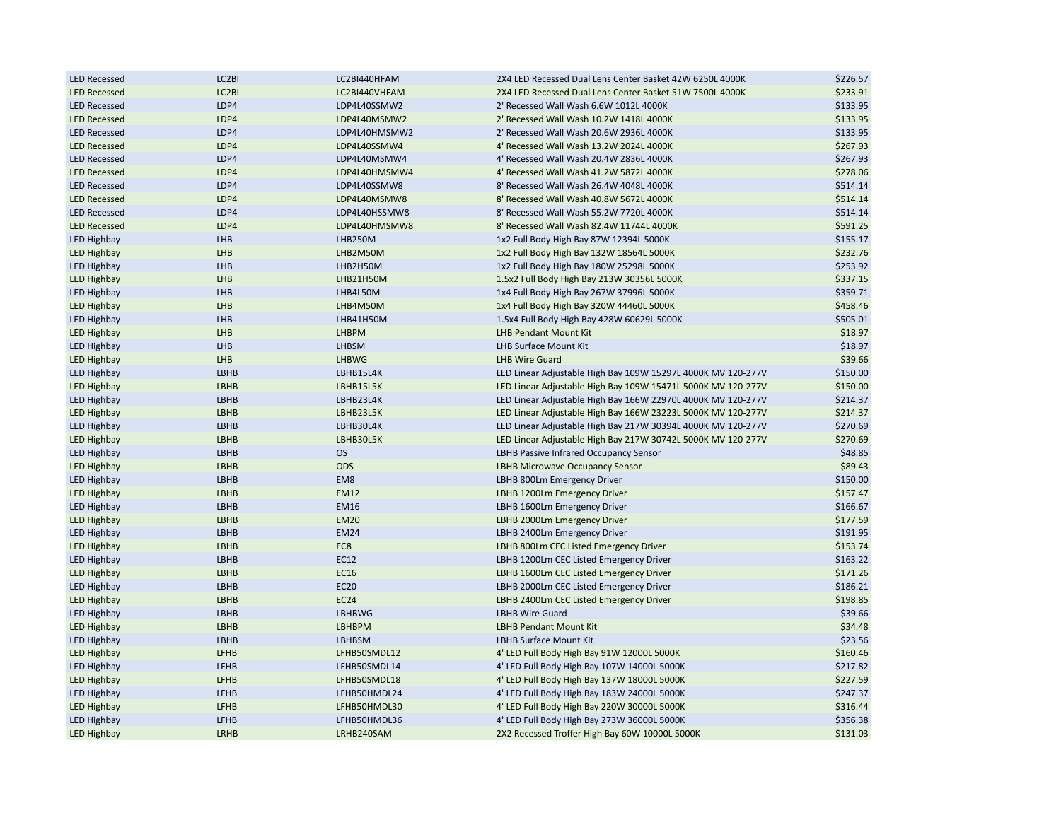| LED Recessed | LC2BI | LC2BI440HFAM | 2X4 LED Recessed Dual Lens Center Basket 42W 6250L 4000K | $226.57 |
|---|---|---|---|---|
| LED Recessed | LC2BI | LC2BI440VHFAM | 2X4 LED Recessed Dual Lens Center Basket 51W 7500L 4000K | $233.91 |
| LED Recessed | LDP4 | LDP4L40SSMW2 | 2' Recessed Wall Wash 6.6W 1012L 4000K | $133.95 |
| LED Recessed | LDP4 | LDP4L40MSMW2 | 2' Recessed Wall Wash 10.2W 1418L 4000K | $133.95 |
| LED Recessed | LDP4 | LDP4L40HMSMW2 | 2' Recessed Wall Wash 20.6W 2936L 4000K | $133.95 |
| LED Recessed | LDP4 | LDP4L40SSMW4 | 4' Recessed Wall Wash 13.2W 2024L 4000K | $267.93 |
| LED Recessed | LDP4 | LDP4L40MSMW4 | 4' Recessed Wall Wash 20.4W 2836L 4000K | $267.93 |
| LED Recessed | LDP4 | LDP4L40HMSMW4 | 4' Recessed Wall Wash 41.2W 5872L 4000K | $278.06 |
| LED Recessed | LDP4 | LDP4L40SSMW8 | 8' Recessed Wall Wash 26.4W 4048L 4000K | $514.14 |
| LED Recessed | LDP4 | LDP4L40MSMW8 | 8' Recessed Wall Wash 40.8W 5672L 4000K | $514.14 |
| LED Recessed | LDP4 | LDP4L40HSSMW8 | 8' Recessed Wall Wash 55.2W 7720L 4000K | $514.14 |
| LED Recessed | LDP4 | LDP4L40HMSMW8 | 8' Recessed Wall Wash 82.4W 11744L 4000K | $591.25 |
| LED Highbay | LHB | LHB250M | 1x2 Full Body High Bay 87W 12394L 5000K | $155.17 |
| LED Highbay | LHB | LHB2M50M | 1x2 Full Body High Bay 132W 18564L 5000K | $232.76 |
| LED Highbay | LHB | LHB2H50M | 1x2 Full Body High Bay 180W 25298L 5000K | $253.92 |
| LED Highbay | LHB | LHB21H50M | 1.5x2 Full Body High Bay 213W 30356L 5000K | $337.15 |
| LED Highbay | LHB | LHB4L50M | 1x4 Full Body High Bay 267W 37996L 5000K | $359.71 |
| LED Highbay | LHB | LHB4M50M | 1x4 Full Body High Bay 320W 44460L 5000K | $458.46 |
| LED Highbay | LHB | LHB41H50M | 1.5x4 Full Body High Bay 428W 60629L 5000K | $505.01 |
| LED Highbay | LHB | LHBPM | LHB Pendant Mount Kit | $18.97 |
| LED Highbay | LHB | LHBSM | LHB Surface Mount Kit | $18.97 |
| LED Highbay | LHB | LHBWG | LHB Wire Guard | $39.66 |
| LED Highbay | LBHB | LBHB15L4K | LED Linear Adjustable High Bay 109W 15297L 4000K MV 120-277V | $150.00 |
| LED Highbay | LBHB | LBHB15L5K | LED Linear Adjustable High Bay 109W 15471L 5000K MV 120-277V | $150.00 |
| LED Highbay | LBHB | LBHB23L4K | LED Linear Adjustable High Bay 166W 22970L 4000K MV 120-277V | $214.37 |
| LED Highbay | LBHB | LBHB23L5K | LED Linear Adjustable High Bay 166W 23223L 5000K MV 120-277V | $214.37 |
| LED Highbay | LBHB | LBHB30L4K | LED Linear Adjustable High Bay 217W 30394L 4000K MV 120-277V | $270.69 |
| LED Highbay | LBHB | LBHB30L5K | LED Linear Adjustable High Bay 217W 30742L 5000K MV 120-277V | $270.69 |
| LED Highbay | LBHB | OS | LBHB Passive Infrared Occupancy Sensor | $48.85 |
| LED Highbay | LBHB | ODS | LBHB Microwave Occupancy Sensor | $89.43 |
| LED Highbay | LBHB | EM8 | LBHB 800Lm Emergency Driver | $150.00 |
| LED Highbay | LBHB | EM12 | LBHB 1200Lm Emergency Driver | $157.47 |
| LED Highbay | LBHB | EM16 | LBHB 1600Lm Emergency Driver | $166.67 |
| LED Highbay | LBHB | EM20 | LBHB 2000Lm Emergency Driver | $177.59 |
| LED Highbay | LBHB | EM24 | LBHB 2400Lm Emergency Driver | $191.95 |
| LED Highbay | LBHB | EC8 | LBHB 800Lm CEC Listed Emergency Driver | $153.74 |
| LED Highbay | LBHB | EC12 | LBHB 1200Lm CEC Listed Emergency Driver | $163.22 |
| LED Highbay | LBHB | EC16 | LBHB 1600Lm CEC Listed Emergency Driver | $171.26 |
| LED Highbay | LBHB | EC20 | LBHB 2000Lm CEC Listed Emergency Driver | $186.21 |
| LED Highbay | LBHB | EC24 | LBHB 2400Lm CEC Listed Emergency Driver | $198.85 |
| LED Highbay | LBHB | LBHBWG | LBHB Wire Guard | $39.66 |
| LED Highbay | LBHB | LBHBPM | LBHB Pendant Mount Kit | $34.48 |
| LED Highbay | LBHB | LBHBSM | LBHB Surface Mount Kit | $23.56 |
| LED Highbay | LFHB | LFHB50SMDL12 | 4' LED Full Body High Bay 91W 12000L 5000K | $160.46 |
| LED Highbay | LFHB | LFHB50SMDL14 | 4' LED Full Body High Bay 107W 14000L 5000K | $217.82 |
| LED Highbay | LFHB | LFHB50SMDL18 | 4' LED Full Body High Bay 137W 18000L 5000K | $227.59 |
| LED Highbay | LFHB | LFHB50HMDL24 | 4' LED Full Body High Bay 183W 24000L 5000K | $247.37 |
| LED Highbay | LFHB | LFHB50HMDL30 | 4' LED Full Body High Bay 220W 30000L 5000K | $316.44 |
| LED Highbay | LFHB | LFHB50HMDL36 | 4' LED Full Body High Bay 273W 36000L 5000K | $356.38 |
| LED Highbay | LRHB | LRHB240SAM | 2X2 Recessed Troffer High Bay 60W 10000L 5000K | $131.03 |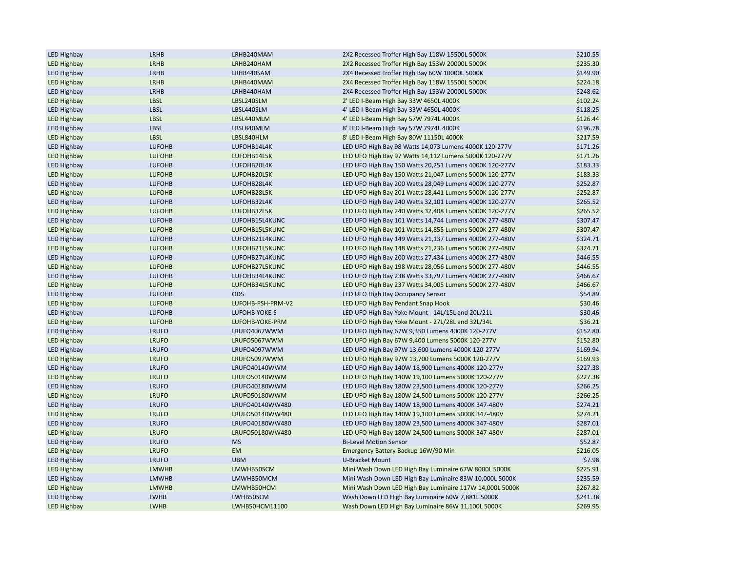| | | | | |
|---|---|---|---|---|
| LED Highbay | LRHB | LRHB240MAM | 2X2 Recessed Troffer High Bay 118W 15500L 5000K | $210.55 |
| LED Highbay | LRHB | LRHB240HAM | 2X2 Recessed Troffer High Bay 153W 20000L 5000K | $235.30 |
| LED Highbay | LRHB | LRHB440SAM | 2X4 Recessed Troffer High Bay 60W 10000L 5000K | $149.90 |
| LED Highbay | LRHB | LRHB440MAM | 2X4 Recessed Troffer High Bay 118W 15500L 5000K | $224.18 |
| LED Highbay | LRHB | LRHB440HAM | 2X4 Recessed Troffer High Bay 153W 20000L 5000K | $248.62 |
| LED Highbay | LBSL | LBSL240SLM | 2' LED I-Beam High Bay 33W 4650L 4000K | $102.24 |
| LED Highbay | LBSL | LBSL440SLM | 4' LED I-Beam High Bay 33W 4650L 4000K | $118.25 |
| LED Highbay | LBSL | LBSL440MLM | 4' LED I-Beam High Bay 57W 7974L 4000K | $126.44 |
| LED Highbay | LBSL | LBSL840MLM | 8' LED I-Beam High Bay 57W 7974L 4000K | $196.78 |
| LED Highbay | LBSL | LBSL840HLM | 8' LED I-Beam High Bay 80W 11150L 4000K | $217.59 |
| LED Highbay | LUFOHB | LUFOHB14L4K | LED UFO High Bay 98 Watts 14,073 Lumens 4000K 120-277V | $171.26 |
| LED Highbay | LUFOHB | LUFOHB14L5K | LED UFO High Bay 97 Watts 14,112 Lumens 5000K 120-277V | $171.26 |
| LED Highbay | LUFOHB | LUFOHB20L4K | LED UFO High Bay 150 Watts 20,251 Lumens 4000K 120-277V | $183.33 |
| LED Highbay | LUFOHB | LUFOHB20L5K | LED UFO High Bay 150 Watts 21,047 Lumens 5000K 120-277V | $183.33 |
| LED Highbay | LUFOHB | LUFOHB28L4K | LED UFO High Bay 200 Watts 28,049 Lumens 4000K 120-277V | $252.87 |
| LED Highbay | LUFOHB | LUFOHB28L5K | LED UFO High Bay 201 Watts 28,441 Lumens 5000K 120-277V | $252.87 |
| LED Highbay | LUFOHB | LUFOHB32L4K | LED UFO High Bay 240 Watts 32,101 Lumens 4000K 120-277V | $265.52 |
| LED Highbay | LUFOHB | LUFOHB32L5K | LED UFO High Bay 240 Watts 32,408 Lumens 5000K 120-277V | $265.52 |
| LED Highbay | LUFOHB | LUFOHB15L4KUNC | LED UFO High Bay 101 Watts 14,744 Lumens 4000K 277-480V | $307.47 |
| LED Highbay | LUFOHB | LUFOHB15L5KUNC | LED UFO High Bay 101 Watts 14,855 Lumens 5000K 277-480V | $307.47 |
| LED Highbay | LUFOHB | LUFOHB21L4KUNC | LED UFO High Bay 149 Watts 21,137 Lumens 4000K 277-480V | $324.71 |
| LED Highbay | LUFOHB | LUFOHB21L5KUNC | LED UFO High Bay 148 Watts 21,236 Lumens 5000K 277-480V | $324.71 |
| LED Highbay | LUFOHB | LUFOHB27L4KUNC | LED UFO High Bay 200 Watts 27,434 Lumens 4000K 277-480V | $446.55 |
| LED Highbay | LUFOHB | LUFOHB27L5KUNC | LED UFO High Bay 198 Watts 28,056 Lumens 5000K 277-480V | $446.55 |
| LED Highbay | LUFOHB | LUFOHB34L4KUNC | LED UFO High Bay 238 Watts 33,797 Lumens 4000K 277-480V | $466.67 |
| LED Highbay | LUFOHB | LUFOHB34L5KUNC | LED UFO High Bay 237 Watts 34,005 Lumens 5000K 277-480V | $466.67 |
| LED Highbay | LUFOHB | ODS | LED UFO High Bay Occupancy Sensor | $54.89 |
| LED Highbay | LUFOHB | LUFOHB-PSH-PRM-V2 | LED UFO High Bay Pendant Snap Hook | $30.46 |
| LED Highbay | LUFOHB | LUFOHB-YOKE-S | LED UFO High Bay Yoke Mount - 14L/15L and 20L/21L | $30.46 |
| LED Highbay | LUFOHB | LUFOHB-YOKE-PRM | LED UFO High Bay Yoke Mount - 27L/28L and 32L/34L | $36.21 |
| LED Highbay | LRUFO | LRUFO4067WWM | LED UFO High Bay 67W 9,350 Lumens 4000K 120-277V | $152.80 |
| LED Highbay | LRUFO | LRUFO5067WWM | LED UFO High Bay 67W 9,400 Lumens 5000K 120-277V | $152.80 |
| LED Highbay | LRUFO | LRUFO4097WWM | LED UFO High Bay 97W 13,600 Lumens 4000K 120-277V | $169.94 |
| LED Highbay | LRUFO | LRUFO5097WWM | LED UFO High Bay 97W 13,700 Lumens 5000K 120-277V | $169.93 |
| LED Highbay | LRUFO | LRUFO40140WWM | LED UFO High Bay 140W 18,900 Lumens 4000K 120-277V | $227.38 |
| LED Highbay | LRUFO | LRUFO50140WWM | LED UFO High Bay 140W 19,100 Lumens 5000K 120-277V | $227.38 |
| LED Highbay | LRUFO | LRUFO40180WWM | LED UFO High Bay 180W 23,500 Lumens 4000K 120-277V | $266.25 |
| LED Highbay | LRUFO | LRUFO50180WWM | LED UFO High Bay 180W 24,500 Lumens 5000K 120-277V | $266.25 |
| LED Highbay | LRUFO | LRUFO40140WW480 | LED UFO High Bay 140W 18,900 Lumens 4000K 347-480V | $274.21 |
| LED Highbay | LRUFO | LRUFO50140WW480 | LED UFO High Bay 140W 19,100 Lumens 5000K 347-480V | $274.21 |
| LED Highbay | LRUFO | LRUFO40180WW480 | LED UFO High Bay 180W 23,500 Lumens 4000K 347-480V | $287.01 |
| LED Highbay | LRUFO | LRUFO50180WW480 | LED UFO High Bay 180W 24,500 Lumens 5000K 347-480V | $287.01 |
| LED Highbay | LRUFO | MS | Bi-Level Motion Sensor | $52.87 |
| LED Highbay | LRUFO | EM | Emergency Battery Backup 16W/90 Min | $216.05 |
| LED Highbay | LRUFO | UBM | U-Bracket Mount | $7.98 |
| LED Highbay | LMWHB | LMWHB50SCM | Mini Wash Down LED High Bay Luminaire 67W 8000L 5000K | $225.91 |
| LED Highbay | LMWHB | LMWHB50MCM | Mini Wash Down LED High Bay Luminaire 83W 10,000L 5000K | $235.59 |
| LED Highbay | LMWHB | LMWHB50HCM | Mini Wash Down LED High Bay Luminaire 117W 14,000L 5000K | $267.82 |
| LED Highbay | LWHB | LWHB50SCM | Wash Down LED High Bay Luminaire 60W 7,881L 5000K | $241.38 |
| LED Highbay | LWHB | LWHB50HCM11100 | Wash Down LED High Bay Luminaire 86W 11,100L 5000K | $269.95 |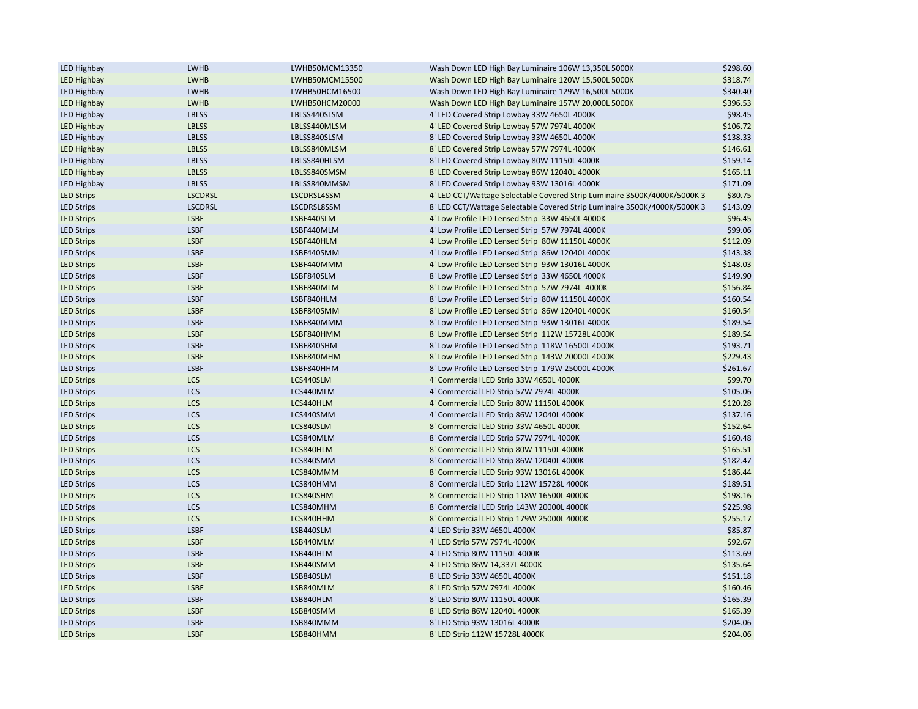| | | | | |
|---|---|---|---|---|
| LED Highbay | LWHB | LWHB50MCM13350 | Wash Down LED High Bay Luminaire 106W 13,350L 5000K | $298.60 |
| LED Highbay | LWHB | LWHB50MCM15500 | Wash Down LED High Bay Luminaire 120W 15,500L 5000K | $318.74 |
| LED Highbay | LWHB | LWHB50HCM16500 | Wash Down LED High Bay Luminaire 129W 16,500L 5000K | $340.40 |
| LED Highbay | LWHB | LWHB50HCM20000 | Wash Down LED High Bay Luminaire 157W 20,000L 5000K | $396.53 |
| LED Highbay | LBLSS | LBLSS440SLSM | 4' LED Covered Strip Lowbay 33W 4650L 4000K | $98.45 |
| LED Highbay | LBLSS | LBLSS440MLSM | 4' LED Covered Strip Lowbay 57W 7974L 4000K | $106.72 |
| LED Highbay | LBLSS | LBLSS840SLSM | 8' LED Covered Strip Lowbay 33W 4650L 4000K | $138.33 |
| LED Highbay | LBLSS | LBLSS840MLSM | 8' LED Covered Strip Lowbay 57W 7974L 4000K | $146.61 |
| LED Highbay | LBLSS | LBLSS840HLSM | 8' LED Covered Strip Lowbay 80W 11150L 4000K | $159.14 |
| LED Highbay | LBLSS | LBLSS840SMSM | 8' LED Covered Strip Lowbay 86W 12040L 4000K | $165.11 |
| LED Highbay | LBLSS | LBLSS840MMSM | 8' LED Covered Strip Lowbay 93W 13016L 4000K | $171.09 |
| LED Strips | LSCDRSL | LSCDRSL4SSM | 4' LED CCT/Wattage Selectable Covered Strip Luminaire 3500K/4000K/5000K 3 | $80.75 |
| LED Strips | LSCDRSL | LSCDRSL8SSM | 8' LED CCT/Wattage Selectable Covered Strip Luminaire 3500K/4000K/5000K 3 | $143.09 |
| LED Strips | LSBF | LSBF440SLM | 4' Low Profile LED Lensed Strip 33W 4650L 4000K | $96.45 |
| LED Strips | LSBF | LSBF440MLM | 4' Low Profile LED Lensed Strip 57W 7974L 4000K | $99.06 |
| LED Strips | LSBF | LSBF440HLM | 4' Low Profile LED Lensed Strip 80W 11150L 4000K | $112.09 |
| LED Strips | LSBF | LSBF440SMM | 4' Low Profile LED Lensed Strip 86W 12040L 4000K | $143.38 |
| LED Strips | LSBF | LSBF440MMM | 4' Low Profile LED Lensed Strip 93W 13016L 4000K | $148.03 |
| LED Strips | LSBF | LSBF840SLM | 8' Low Profile LED Lensed Strip 33W 4650L 4000K | $149.90 |
| LED Strips | LSBF | LSBF840MLM | 8' Low Profile LED Lensed Strip 57W 7974L 4000K | $156.84 |
| LED Strips | LSBF | LSBF840HLM | 8' Low Profile LED Lensed Strip 80W 11150L 4000K | $160.54 |
| LED Strips | LSBF | LSBF840SMM | 8' Low Profile LED Lensed Strip 86W 12040L 4000K | $160.54 |
| LED Strips | LSBF | LSBF840MMM | 8' Low Profile LED Lensed Strip 93W 13016L 4000K | $189.54 |
| LED Strips | LSBF | LSBF840HMM | 8' Low Profile LED Lensed Strip 112W 15728L 4000K | $189.54 |
| LED Strips | LSBF | LSBF840SHM | 8' Low Profile LED Lensed Strip 118W 16500L 4000K | $193.71 |
| LED Strips | LSBF | LSBF840MHM | 8' Low Profile LED Lensed Strip 143W 20000L 4000K | $229.43 |
| LED Strips | LSBF | LSBF840HHM | 8' Low Profile LED Lensed Strip 179W 25000L 4000K | $261.67 |
| LED Strips | LCS | LCS440SLM | 4' Commercial LED Strip 33W 4650L 4000K | $99.70 |
| LED Strips | LCS | LCS440MLM | 4' Commercial LED Strip 57W 7974L 4000K | $105.06 |
| LED Strips | LCS | LCS440HLM | 4' Commercial LED Strip 80W 11150L 4000K | $120.28 |
| LED Strips | LCS | LCS440SMM | 4' Commercial LED Strip 86W 12040L 4000K | $137.16 |
| LED Strips | LCS | LCS840SLM | 8' Commercial LED Strip 33W 4650L 4000K | $152.64 |
| LED Strips | LCS | LCS840MLM | 8' Commercial LED Strip 57W 7974L 4000K | $160.48 |
| LED Strips | LCS | LCS840HLM | 8' Commercial LED Strip 80W 11150L 4000K | $165.51 |
| LED Strips | LCS | LCS840SMM | 8' Commercial LED Strip 86W 12040L 4000K | $182.47 |
| LED Strips | LCS | LCS840MMM | 8' Commercial LED Strip 93W 13016L 4000K | $186.44 |
| LED Strips | LCS | LCS840HMM | 8' Commercial LED Strip 112W 15728L 4000K | $189.51 |
| LED Strips | LCS | LCS840SHM | 8' Commercial LED Strip 118W 16500L 4000K | $198.16 |
| LED Strips | LCS | LCS840MHM | 8' Commercial LED Strip 143W 20000L 4000K | $225.98 |
| LED Strips | LCS | LCS840HHM | 8' Commercial LED Strip 179W 25000L 4000K | $255.17 |
| LED Strips | LSBF | LSB440SLM | 4' LED Strip 33W 4650L 4000K | $85.87 |
| LED Strips | LSBF | LSB440MLM | 4' LED Strip 57W 7974L 4000K | $92.67 |
| LED Strips | LSBF | LSB440HLM | 4' LED Strip 80W 11150L 4000K | $113.69 |
| LED Strips | LSBF | LSB440SMM | 4' LED Strip 86W 14,337L 4000K | $135.64 |
| LED Strips | LSBF | LSB840SLM | 8' LED Strip 33W 4650L 4000K | $151.18 |
| LED Strips | LSBF | LSB840MLM | 8' LED Strip 57W 7974L 4000K | $160.46 |
| LED Strips | LSBF | LSB840HLM | 8' LED Strip 80W 11150L 4000K | $165.39 |
| LED Strips | LSBF | LSB840SMM | 8' LED Strip 86W 12040L 4000K | $165.39 |
| LED Strips | LSBF | LSB840MMM | 8' LED Strip 93W 13016L 4000K | $204.06 |
| LED Strips | LSBF | LSB840HMM | 8' LED Strip 112W 15728L 4000K | $204.06 |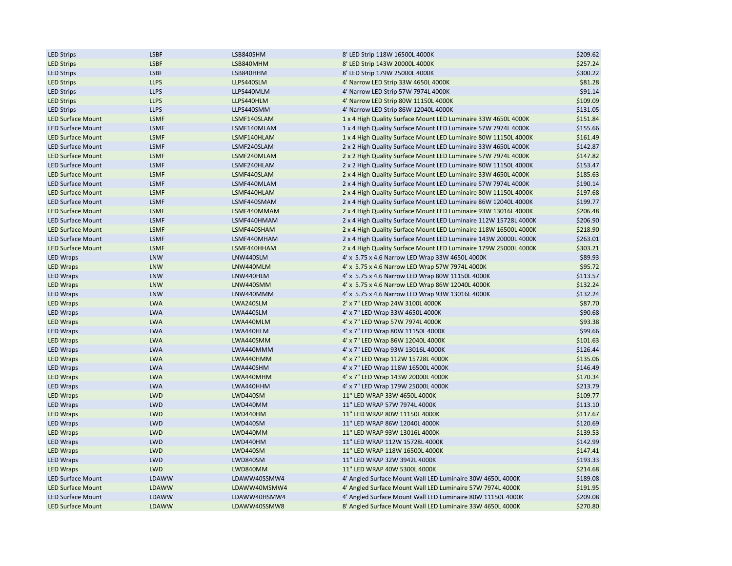| | | | | |
|---|---|---|---|---|
| LED Strips | LSBF | LSB840SHM | 8' LED Strip 118W 16500L 4000K | $209.62 |
| LED Strips | LSBF | LSB840MHM | 8' LED Strip 143W 20000L 4000K | $257.24 |
| LED Strips | LSBF | LSB840HHM | 8' LED Strip 179W 25000L 4000K | $300.22 |
| LED Strips | LLPS | LLPS440SLM | 4' Narrow LED Strip 33W 4650L 4000K | $81.28 |
| LED Strips | LLPS | LLPS440MLM | 4' Narrow LED Strip 57W 7974L 4000K | $91.14 |
| LED Strips | LLPS | LLPS440HLM | 4' Narrow LED Strip 80W 11150L 4000K | $109.09 |
| LED Strips | LLPS | LLPS440SMM | 4' Narrow LED Strip 86W 12040L 4000K | $131.05 |
| LED Surface Mount | LSMF | LSMF140SLAM | 1 x 4 High Quality Surface Mount LED Luminaire 33W 4650L 4000K | $151.84 |
| LED Surface Mount | LSMF | LSMF140MLAM | 1 x 4 High Quality Surface Mount LED Luminaire 57W 7974L 4000K | $155.66 |
| LED Surface Mount | LSMF | LSMF140HLAM | 1 x 4 High Quality Surface Mount LED Luminaire 80W 11150L 4000K | $161.49 |
| LED Surface Mount | LSMF | LSMF240SLAM | 2 x 2 High Quality Surface Mount LED Luminaire 33W 4650L 4000K | $142.87 |
| LED Surface Mount | LSMF | LSMF240MLAM | 2 x 2 High Quality Surface Mount LED Luminaire 57W 7974L 4000K | $147.82 |
| LED Surface Mount | LSMF | LSMF240HLAM | 2 x 2 High Quality Surface Mount LED Luminaire 80W 11150L 4000K | $153.47 |
| LED Surface Mount | LSMF | LSMF440SLAM | 2 x 4 High Quality Surface Mount LED Luminaire 33W 4650L 4000K | $185.63 |
| LED Surface Mount | LSMF | LSMF440MLAM | 2 x 4 High Quality Surface Mount LED Luminaire 57W 7974L 4000K | $190.14 |
| LED Surface Mount | LSMF | LSMF440HLAM | 2 x 4 High Quality Surface Mount LED Luminaire 80W 11150L 4000K | $197.68 |
| LED Surface Mount | LSMF | LSMF440SMAM | 2 x 4 High Quality Surface Mount LED Luminaire 86W 12040L 4000K | $199.77 |
| LED Surface Mount | LSMF | LSMF440MMAM | 2 x 4 High Quality Surface Mount LED Luminaire 93W 13016L 4000K | $206.48 |
| LED Surface Mount | LSMF | LSMF440HMAM | 2 x 4 High Quality Surface Mount LED Luminaire 112W 15728L 4000K | $206.90 |
| LED Surface Mount | LSMF | LSMF440SHAM | 2 x 4 High Quality Surface Mount LED Luminaire 118W 16500L 4000K | $218.90 |
| LED Surface Mount | LSMF | LSMF440MHAM | 2 x 4 High Quality Surface Mount LED Luminaire 143W 20000L 4000K | $263.01 |
| LED Surface Mount | LSMF | LSMF440HHAM | 2 x 4 High Quality Surface Mount LED Luminaire 179W 25000L 4000K | $303.21 |
| LED Wraps | LNW | LNW440SLM | 4' x 5.75 x 4.6 Narrow LED Wrap 33W 4650L 4000K | $89.93 |
| LED Wraps | LNW | LNW440MLM | 4' x 5.75 x 4.6 Narrow LED Wrap 57W 7974L 4000K | $95.72 |
| LED Wraps | LNW | LNW440HLM | 4' x 5.75 x 4.6 Narrow LED Wrap 80W 11150L 4000K | $113.57 |
| LED Wraps | LNW | LNW440SMM | 4' x 5.75 x 4.6 Narrow LED Wrap 86W 12040L 4000K | $132.24 |
| LED Wraps | LNW | LNW440MMM | 4' x 5.75 x 4.6 Narrow LED Wrap 93W 13016L 4000K | $132.24 |
| LED Wraps | LWA | LWA240SLM | 2' x 7" LED Wrap 24W 3100L 4000K | $87.70 |
| LED Wraps | LWA | LWA440SLM | 4' x 7" LED Wrap 33W 4650L 4000K | $90.68 |
| LED Wraps | LWA | LWA440MLM | 4' x 7" LED Wrap 57W 7974L 4000K | $93.38 |
| LED Wraps | LWA | LWA440HLM | 4' x 7" LED Wrap 80W 11150L 4000K | $99.66 |
| LED Wraps | LWA | LWA440SMM | 4' x 7" LED Wrap 86W 12040L 4000K | $101.63 |
| LED Wraps | LWA | LWA440MMM | 4' x 7" LED Wrap 93W 13016L 4000K | $126.44 |
| LED Wraps | LWA | LWA440HMM | 4' x 7" LED Wrap 112W 15728L 4000K | $135.06 |
| LED Wraps | LWA | LWA440SHM | 4' x 7" LED Wrap 118W 16500L 4000K | $146.49 |
| LED Wraps | LWA | LWA440MHM | 4' x 7" LED Wrap 143W 20000L 4000K | $170.34 |
| LED Wraps | LWA | LWA440HHM | 4' x 7" LED Wrap 179W 25000L 4000K | $213.79 |
| LED Wraps | LWD | LWD440SM | 11" LED WRAP 33W 4650L 4000K | $109.77 |
| LED Wraps | LWD | LWD440MM | 11" LED WRAP 57W 7974L 4000K | $113.10 |
| LED Wraps | LWD | LWD440HM | 11" LED WRAP 80W 11150L 4000K | $117.67 |
| LED Wraps | LWD | LWD440SM | 11" LED WRAP 86W 12040L 4000K | $120.69 |
| LED Wraps | LWD | LWD440MM | 11" LED WRAP 93W 13016L 4000K | $139.53 |
| LED Wraps | LWD | LWD440HM | 11" LED WRAP 112W 15728L 4000K | $142.99 |
| LED Wraps | LWD | LWD440SM | 11" LED WRAP 118W 16500L 4000K | $147.41 |
| LED Wraps | LWD | LWD840SM | 11" LED WRAP 32W 3942L 4000K | $193.33 |
| LED Wraps | LWD | LWD840MM | 11" LED WRAP 40W 5300L 4000K | $214.68 |
| LED Surface Mount | LDAWW | LDAWW40SSMW4 | 4' Angled Surface Mount Wall LED Luminaire 30W 4650L 4000K | $189.08 |
| LED Surface Mount | LDAWW | LDAWW40MSMW4 | 4' Angled Surface Mount Wall LED Luminaire 57W 7974L 4000K | $191.95 |
| LED Surface Mount | LDAWW | LDAWW40HSMW4 | 4' Angled Surface Mount Wall LED Luminaire 80W 11150L 4000K | $209.08 |
| LED Surface Mount | LDAWW | LDAWW40SSMW8 | 8' Angled Surface Mount Wall LED Luminaire 33W 4650L 4000K | $270.80 |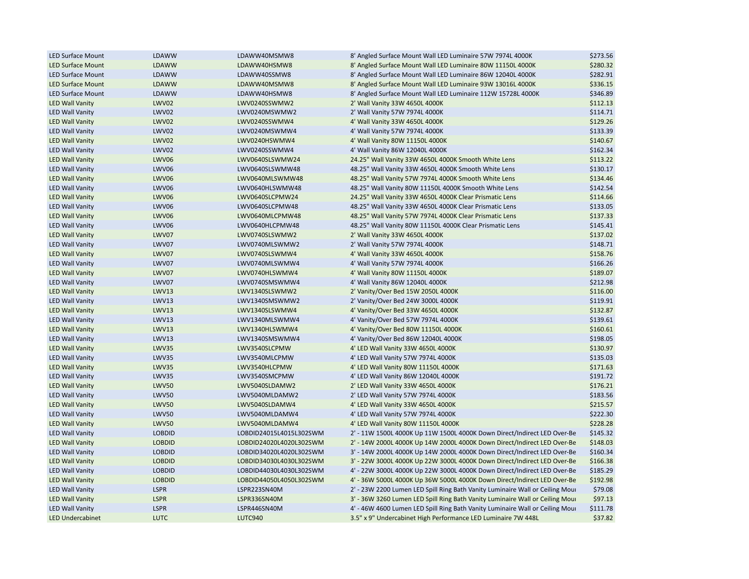| | | | | |
|---|---|---|---|---|
| LED Surface Mount | LDAWW | LDAWW40MSMW8 | 8' Angled Surface Mount Wall LED Luminaire 57W 7974L 4000K | $273.56 |
| LED Surface Mount | LDAWW | LDAWW40HSMW8 | 8' Angled Surface Mount Wall LED Luminaire 80W 11150L 4000K | $280.32 |
| LED Surface Mount | LDAWW | LDAWW40SSMW8 | 8' Angled Surface Mount Wall LED Luminaire 86W 12040L 4000K | $282.91 |
| LED Surface Mount | LDAWW | LDAWW40MSMW8 | 8' Angled Surface Mount Wall LED Luminaire 93W 13016L 4000K | $336.15 |
| LED Surface Mount | LDAWW | LDAWW40HSMW8 | 8' Angled Surface Mount Wall LED Luminaire 112W 15728L 4000K | $346.89 |
| LED Wall Vanity | LWV02 | LWV0240SSWMW2 | 2' Wall Vanity 33W 4650L 4000K | $112.13 |
| LED Wall Vanity | LWV02 | LWV0240MSWMW2 | 2' Wall Vanity 57W 7974L 4000K | $114.71 |
| LED Wall Vanity | LWV02 | LWV0240SSWMW4 | 4' Wall Vanity 33W 4650L 4000K | $129.26 |
| LED Wall Vanity | LWV02 | LWV0240MSWMW4 | 4' Wall Vanity 57W 7974L 4000K | $133.39 |
| LED Wall Vanity | LWV02 | LWV0240HSWMW4 | 4' Wall Vanity 80W 11150L 4000K | $140.67 |
| LED Wall Vanity | LWV02 | LWV0240SSWMW4 | 4' Wall Vanity 86W 12040L 4000K | $162.34 |
| LED Wall Vanity | LWV06 | LWV0640SLSWMW24 | 24.25" Wall Vanity 33W 4650L 4000K Smooth White Lens | $113.22 |
| LED Wall Vanity | LWV06 | LWV0640SLSWMW48 | 48.25" Wall Vanity 33W 4650L 4000K Smooth White Lens | $130.17 |
| LED Wall Vanity | LWV06 | LWV0640MLSWMW48 | 48.25" Wall Vanity 57W 7974L 4000K Smooth White Lens | $134.46 |
| LED Wall Vanity | LWV06 | LWV0640HLSWMW48 | 48.25" Wall Vanity 80W 11150L 4000K Smooth White Lens | $142.54 |
| LED Wall Vanity | LWV06 | LWV0640SLCPMW24 | 24.25" Wall Vanity 33W 4650L 4000K Clear Prismatic Lens | $114.66 |
| LED Wall Vanity | LWV06 | LWV0640SLCPMW48 | 48.25" Wall Vanity 33W 4650L 4000K Clear Prismatic Lens | $133.05 |
| LED Wall Vanity | LWV06 | LWV0640MLCPMW48 | 48.25" Wall Vanity 57W 7974L 4000K Clear Prismatic Lens | $137.33 |
| LED Wall Vanity | LWV06 | LWV0640HLCPMW48 | 48.25" Wall Vanity 80W 11150L 4000K Clear Prismatic Lens | $145.41 |
| LED Wall Vanity | LWV07 | LWV0740SLSWMW2 | 2' Wall Vanity 33W 4650L 4000K | $137.02 |
| LED Wall Vanity | LWV07 | LWV0740MLSWMW2 | 2' Wall Vanity 57W 7974L 4000K | $148.71 |
| LED Wall Vanity | LWV07 | LWV0740SLSWMW4 | 4' Wall Vanity 33W 4650L 4000K | $158.76 |
| LED Wall Vanity | LWV07 | LWV0740MLSWMW4 | 4' Wall Vanity 57W 7974L 4000K | $166.26 |
| LED Wall Vanity | LWV07 | LWV0740HLSWMW4 | 4' Wall Vanity 80W 11150L 4000K | $189.07 |
| LED Wall Vanity | LWV07 | LWV0740SMSWMW4 | 4' Wall Vanity 86W 12040L 4000K | $212.98 |
| LED Wall Vanity | LWV13 | LWV1340SLSWMW2 | 2' Vanity/Over Bed 15W 2050L 4000K | $116.00 |
| LED Wall Vanity | LWV13 | LWV1340SMSWMW2 | 2' Vanity/Over Bed 24W 3000L 4000K | $119.91 |
| LED Wall Vanity | LWV13 | LWV1340SLSWMW4 | 4' Vanity/Over Bed 33W 4650L 4000K | $132.87 |
| LED Wall Vanity | LWV13 | LWV1340MLSWMW4 | 4' Vanity/Over Bed 57W 7974L 4000K | $139.61 |
| LED Wall Vanity | LWV13 | LWV1340HLSWMW4 | 4' Vanity/Over Bed 80W 11150L 4000K | $160.61 |
| LED Wall Vanity | LWV13 | LWV1340SMSWMW4 | 4' Vanity/Over Bed 86W 12040L 4000K | $198.05 |
| LED Wall Vanity | LWV35 | LWV3540SLCPMW | 4' LED Wall Vanity 33W 4650L 4000K | $130.97 |
| LED Wall Vanity | LWV35 | LWV3540MLCPMW | 4' LED Wall Vanity 57W 7974L 4000K | $135.03 |
| LED Wall Vanity | LWV35 | LWV3540HLCPMW | 4' LED Wall Vanity 80W 11150L 4000K | $171.63 |
| LED Wall Vanity | LWV35 | LWV3540SMCPMW | 4' LED Wall Vanity 86W 12040L 4000K | $191.72 |
| LED Wall Vanity | LWV50 | LWV5040SLDAMW2 | 2' LED Wall Vanity 33W 4650L 4000K | $176.21 |
| LED Wall Vanity | LWV50 | LWV5040MLDAMW2 | 2' LED Wall Vanity 57W 7974L 4000K | $183.56 |
| LED Wall Vanity | LWV50 | LWV5040SLDAMW4 | 4' LED Wall Vanity 33W 4650L 4000K | $215.57 |
| LED Wall Vanity | LWV50 | LWV5040MLDAMW4 | 4' LED Wall Vanity 57W 7974L 4000K | $222.30 |
| LED Wall Vanity | LWV50 | LWV5040MLDAMW4 | 4' LED Wall Vanity 80W 11150L 4000K | $228.28 |
| LED Wall Vanity | LOBDID | LOBDID24015L4015L302SWM | 2' - 11W 1500L 4000K Up 11W 1500L 4000K Down Direct/Indirect LED Over-Be | $145.32 |
| LED Wall Vanity | LOBDID | LOBDID24020L4020L302SWM | 2' - 14W 2000L 4000K Up 14W 2000L 4000K Down Direct/Indirect LED Over-Be | $148.03 |
| LED Wall Vanity | LOBDID | LOBDID34020L4020L302SWM | 3' - 14W 2000L 4000K Up 14W 2000L 4000K Down Direct/Indirect LED Over-Be | $160.34 |
| LED Wall Vanity | LOBDID | LOBDID34030L4030L302SWM | 3' - 22W 3000L 4000K Up 22W 3000L 4000K Down Direct/Indirect LED Over-Be | $166.38 |
| LED Wall Vanity | LOBDID | LOBDID44030L4030L302SWM | 4' - 22W 3000L 4000K Up 22W 3000L 4000K Down Direct/Indirect LED Over-Be | $185.29 |
| LED Wall Vanity | LOBDID | LOBDID44050L4050L302SWM | 4' - 36W 5000L 4000K Up 36W 5000L 4000K Down Direct/Indirect LED Over-Be | $192.98 |
| LED Wall Vanity | LSPR | LSPR223SN40M | 2' - 23W 2200 Lumen LED Spill Ring Bath Vanity Luminaire Wall or Ceiling Mou | $79.08 |
| LED Wall Vanity | LSPR | LSPR336SN40M | 3' - 36W 3260 Lumen LED Spill Ring Bath Vanity Luminaire Wall or Ceiling Mou | $97.13 |
| LED Wall Vanity | LSPR | LSPR446SN40M | 4' - 46W 4600 Lumen LED Spill Ring Bath Vanity Luminaire Wall or Ceiling Mou | $111.78 |
| LED Undercabinet | LUTC | LUTC940 | 3.5" x 9" Undercabinet High Performance LED Luminaire 7W 448L | $37.82 |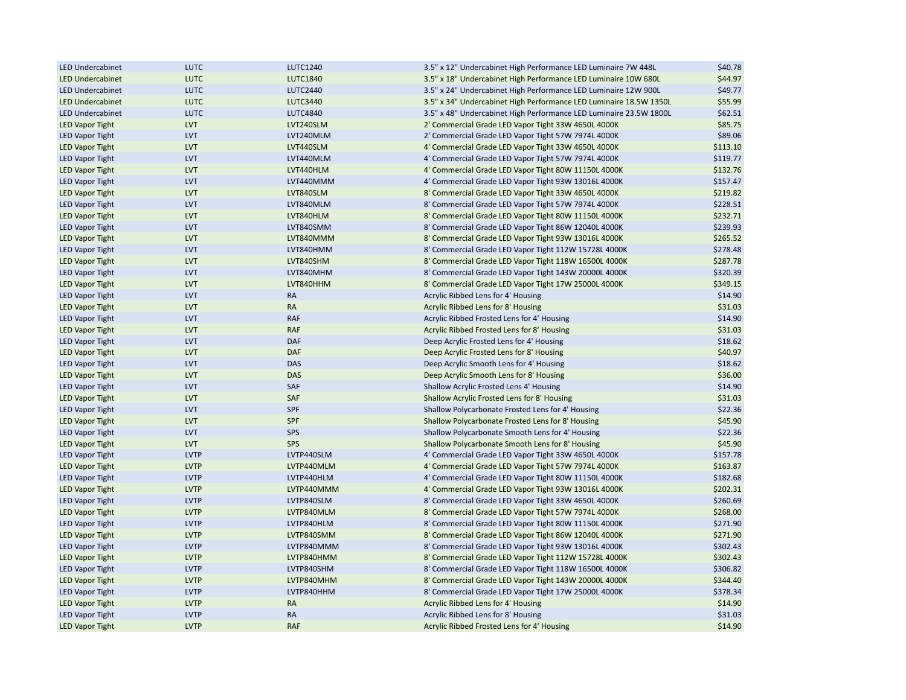| | | | | |
|---|---|---|---|---|
| LED Undercabinet | LUTC | LUTC1240 | 3.5" x 12" Undercabinet High Performance LED Luminaire 7W 448L | $40.78 |
| LED Undercabinet | LUTC | LUTC1840 | 3.5" x 18" Undercabinet High Performance LED Luminaire 10W 680L | $44.97 |
| LED Undercabinet | LUTC | LUTC2440 | 3.5" x 24" Undercabinet High Performance LED Luminaire 12W 900L | $49.77 |
| LED Undercabinet | LUTC | LUTC3440 | 3.5" x 34" Undercabinet High Performance LED Luminaire 18.5W 1350L | $55.99 |
| LED Undercabinet | LUTC | LUTC4840 | 3.5" x 48" Undercabinet High Performance LED Luminaire 23.5W 1800L | $62.51 |
| LED Vapor Tight | LVT | LVT240SLM | 2' Commercial Grade LED Vapor Tight 33W 4650L 4000K | $85.75 |
| LED Vapor Tight | LVT | LVT240MLM | 2' Commercial Grade LED Vapor Tight 57W 7974L 4000K | $89.06 |
| LED Vapor Tight | LVT | LVT440SLM | 4' Commercial Grade LED Vapor Tight 33W 4650L 4000K | $113.10 |
| LED Vapor Tight | LVT | LVT440MLM | 4' Commercial Grade LED Vapor Tight 57W 7974L 4000K | $119.77 |
| LED Vapor Tight | LVT | LVT440HLM | 4' Commercial Grade LED Vapor Tight 80W 11150L 4000K | $132.76 |
| LED Vapor Tight | LVT | LVT440MMM | 4' Commercial Grade LED Vapor Tight 93W 13016L 4000K | $157.47 |
| LED Vapor Tight | LVT | LVT840SLM | 8' Commercial Grade LED Vapor Tight 33W 4650L 4000K | $219.82 |
| LED Vapor Tight | LVT | LVT840MLM | 8' Commercial Grade LED Vapor Tight 57W 7974L 4000K | $228.51 |
| LED Vapor Tight | LVT | LVT840HLM | 8' Commercial Grade LED Vapor Tight 80W 11150L 4000K | $232.71 |
| LED Vapor Tight | LVT | LVT840SMM | 8' Commercial Grade LED Vapor Tight 86W 12040L 4000K | $239.93 |
| LED Vapor Tight | LVT | LVT840MMM | 8' Commercial Grade LED Vapor Tight 93W 13016L 4000K | $265.52 |
| LED Vapor Tight | LVT | LVT840HMM | 8' Commercial Grade LED Vapor Tight 112W 15728L 4000K | $278.48 |
| LED Vapor Tight | LVT | LVT840SHM | 8' Commercial Grade LED Vapor Tight 118W 16500L 4000K | $287.78 |
| LED Vapor Tight | LVT | LVT840MHM | 8' Commercial Grade LED Vapor Tight 143W 20000L 4000K | $320.39 |
| LED Vapor Tight | LVT | LVT840HHM | 8' Commercial Grade LED Vapor Tight 17W 25000L 4000K | $349.15 |
| LED Vapor Tight | LVT | RA | Acrylic Ribbed Lens for 4' Housing | $14.90 |
| LED Vapor Tight | LVT | RA | Acrylic Ribbed Lens for 8' Housing | $31.03 |
| LED Vapor Tight | LVT | RAF | Acrylic Ribbed Frosted Lens for 4' Housing | $14.90 |
| LED Vapor Tight | LVT | RAF | Acrylic Ribbed Frosted Lens for 8' Housing | $31.03 |
| LED Vapor Tight | LVT | DAF | Deep Acrylic Frosted Lens for 4' Housing | $18.62 |
| LED Vapor Tight | LVT | DAF | Deep Acrylic Frosted Lens for 8' Housing | $40.97 |
| LED Vapor Tight | LVT | DAS | Deep Acrylic Smooth Lens for 4' Housing | $18.62 |
| LED Vapor Tight | LVT | DAS | Deep Acrylic Smooth Lens for 8' Housing | $36.00 |
| LED Vapor Tight | LVT | SAF | Shallow Acrylic Frosted Lens 4' Housing | $14.90 |
| LED Vapor Tight | LVT | SAF | Shallow Acrylic Frosted Lens for 8' Housing | $31.03 |
| LED Vapor Tight | LVT | SPF | Shallow Polycarbonate Frosted Lens for 4' Housing | $22.36 |
| LED Vapor Tight | LVT | SPF | Shallow Polycarbonate Frosted Lens for 8' Housing | $45.90 |
| LED Vapor Tight | LVT | SPS | Shallow Polycarbonate Smooth Lens for 4' Housing | $22.36 |
| LED Vapor Tight | LVT | SPS | Shallow Polycarbonate Smooth Lens for 8' Housing | $45.90 |
| LED Vapor Tight | LVTP | LVTP440SLM | 4' Commercial Grade LED Vapor Tight 33W 4650L 4000K | $157.78 |
| LED Vapor Tight | LVTP | LVTP440MLM | 4' Commercial Grade LED Vapor Tight 57W 7974L 4000K | $163.87 |
| LED Vapor Tight | LVTP | LVTP440HLM | 4' Commercial Grade LED Vapor Tight 80W 11150L 4000K | $182.68 |
| LED Vapor Tight | LVTP | LVTP440MMM | 4' Commercial Grade LED Vapor Tight 93W 13016L 4000K | $202.31 |
| LED Vapor Tight | LVTP | LVTP840SLM | 8' Commercial Grade LED Vapor Tight 33W 4650L 4000K | $260.69 |
| LED Vapor Tight | LVTP | LVTP840MLM | 8' Commercial Grade LED Vapor Tight 57W 7974L 4000K | $268.00 |
| LED Vapor Tight | LVTP | LVTP840HLM | 8' Commercial Grade LED Vapor Tight 80W 11150L 4000K | $271.90 |
| LED Vapor Tight | LVTP | LVTP840SMM | 8' Commercial Grade LED Vapor Tight 86W 12040L 4000K | $271.90 |
| LED Vapor Tight | LVTP | LVTP840MMM | 8' Commercial Grade LED Vapor Tight 93W 13016L 4000K | $302.43 |
| LED Vapor Tight | LVTP | LVTP840HMM | 8' Commercial Grade LED Vapor Tight 112W 15728L 4000K | $302.43 |
| LED Vapor Tight | LVTP | LVTP840SHM | 8' Commercial Grade LED Vapor Tight 118W 16500L 4000K | $306.82 |
| LED Vapor Tight | LVTP | LVTP840MHM | 8' Commercial Grade LED Vapor Tight 143W 20000L 4000K | $344.40 |
| LED Vapor Tight | LVTP | LVTP840HHM | 8' Commercial Grade LED Vapor Tight 17W 25000L 4000K | $378.34 |
| LED Vapor Tight | LVTP | RA | Acrylic Ribbed Lens for 4' Housing | $14.90 |
| LED Vapor Tight | LVTP | RA | Acrylic Ribbed Lens for 8' Housing | $31.03 |
| LED Vapor Tight | LVTP | RAF | Acrylic Ribbed Frosted Lens for 4' Housing | $14.90 |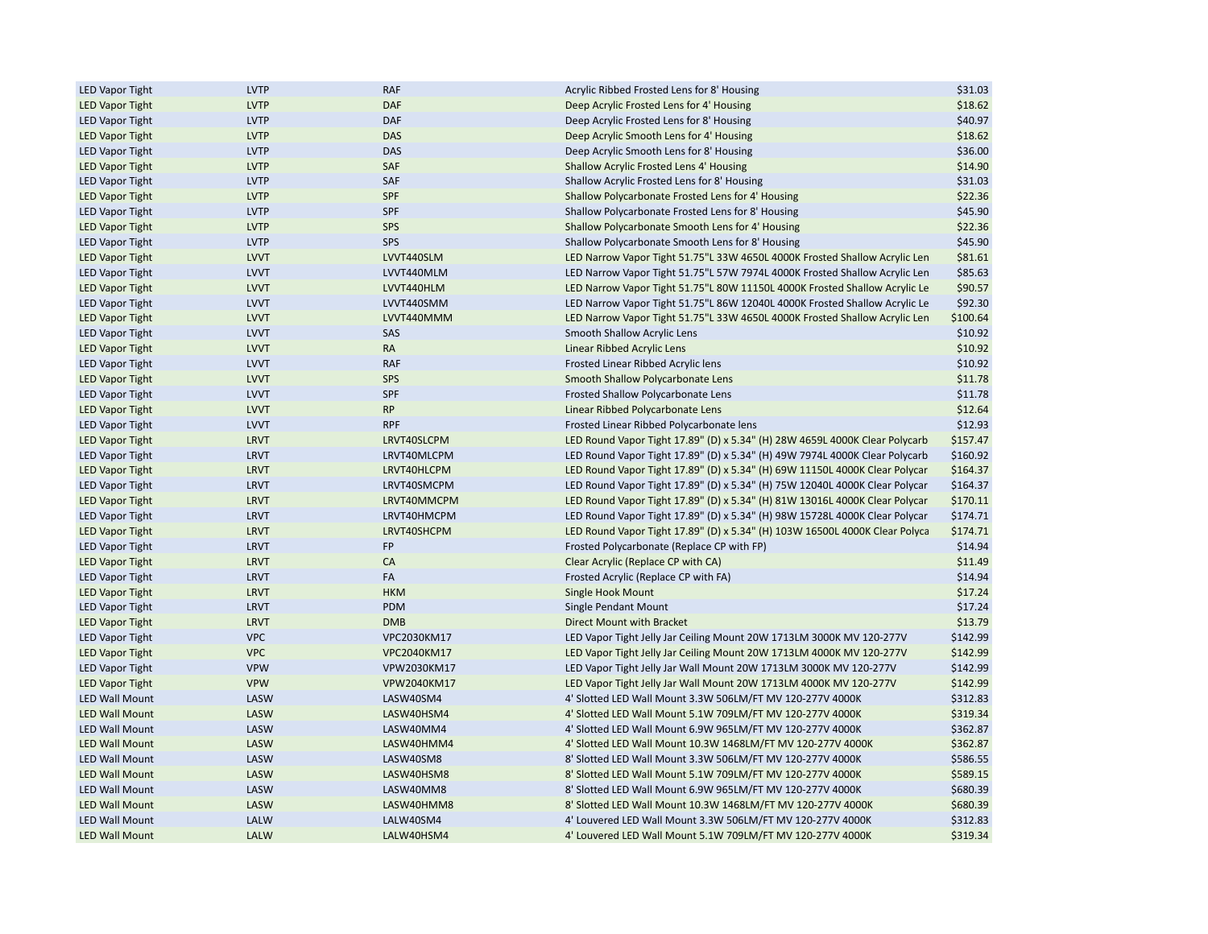| | | | | |
|---|---|---|---|---|
| LED Vapor Tight | LVTP | RAF | Acrylic Ribbed Frosted Lens for 8' Housing | $31.03 |
| LED Vapor Tight | LVTP | DAF | Deep Acrylic Frosted Lens for 4' Housing | $18.62 |
| LED Vapor Tight | LVTP | DAF | Deep Acrylic Frosted Lens for 8' Housing | $40.97 |
| LED Vapor Tight | LVTP | DAS | Deep Acrylic Smooth Lens for 4' Housing | $18.62 |
| LED Vapor Tight | LVTP | DAS | Deep Acrylic Smooth Lens for 8' Housing | $36.00 |
| LED Vapor Tight | LVTP | SAF | Shallow Acrylic Frosted Lens 4' Housing | $14.90 |
| LED Vapor Tight | LVTP | SAF | Shallow Acrylic Frosted Lens for 8' Housing | $31.03 |
| LED Vapor Tight | LVTP | SPF | Shallow Polycarbonate Frosted Lens for 4' Housing | $22.36 |
| LED Vapor Tight | LVTP | SPF | Shallow Polycarbonate Frosted Lens for 8' Housing | $45.90 |
| LED Vapor Tight | LVTP | SPS | Shallow Polycarbonate Smooth Lens for 4' Housing | $22.36 |
| LED Vapor Tight | LVTP | SPS | Shallow Polycarbonate Smooth Lens for 8' Housing | $45.90 |
| LED Vapor Tight | LVVT | LVVT440SLM | LED Narrow Vapor Tight 51.75"L 33W 4650L 4000K Frosted Shallow Acrylic Len | $81.61 |
| LED Vapor Tight | LVVT | LVVT440MLM | LED Narrow Vapor Tight 51.75"L 57W 7974L 4000K Frosted Shallow Acrylic Len | $85.63 |
| LED Vapor Tight | LVVT | LVVT440HLM | LED Narrow Vapor Tight 51.75"L 80W 11150L 4000K Frosted Shallow Acrylic Le | $90.57 |
| LED Vapor Tight | LVVT | LVVT440SMM | LED Narrow Vapor Tight 51.75"L 86W 12040L 4000K Frosted Shallow Acrylic Le | $92.30 |
| LED Vapor Tight | LVVT | LVVT440MMM | LED Narrow Vapor Tight 51.75"L 33W 4650L 4000K Frosted Shallow Acrylic Len | $100.64 |
| LED Vapor Tight | LVVT | SAS | Smooth Shallow Acrylic Lens | $10.92 |
| LED Vapor Tight | LVVT | RA | Linear Ribbed Acrylic Lens | $10.92 |
| LED Vapor Tight | LVVT | RAF | Frosted Linear Ribbed Acrylic lens | $10.92 |
| LED Vapor Tight | LVVT | SPS | Smooth Shallow Polycarbonate Lens | $11.78 |
| LED Vapor Tight | LVVT | SPF | Frosted Shallow Polycarbonate Lens | $11.78 |
| LED Vapor Tight | LVVT | RP | Linear Ribbed Polycarbonate Lens | $12.64 |
| LED Vapor Tight | LVVT | RPF | Frosted Linear Ribbed Polycarbonate lens | $12.93 |
| LED Vapor Tight | LRVT | LRVT40SLCPM | LED Round Vapor Tight 17.89" (D) x 5.34" (H) 28W 4659L 4000K Clear Polycarb | $157.47 |
| LED Vapor Tight | LRVT | LRVT40MLCPM | LED Round Vapor Tight 17.89" (D) x 5.34" (H) 49W 7974L 4000K Clear Polycarb | $160.92 |
| LED Vapor Tight | LRVT | LRVT40HLCPM | LED Round Vapor Tight 17.89" (D) x 5.34" (H) 69W 11150L 4000K Clear Polycar | $164.37 |
| LED Vapor Tight | LRVT | LRVT40SMCPM | LED Round Vapor Tight 17.89" (D) x 5.34" (H) 75W 12040L 4000K Clear Polycar | $164.37 |
| LED Vapor Tight | LRVT | LRVT40MMCPM | LED Round Vapor Tight 17.89" (D) x 5.34" (H) 81W 13016L 4000K Clear Polycar | $170.11 |
| LED Vapor Tight | LRVT | LRVT40HMCPM | LED Round Vapor Tight 17.89" (D) x 5.34" (H) 98W 15728L 4000K Clear Polycar | $174.71 |
| LED Vapor Tight | LRVT | LRVT40SHCPM | LED Round Vapor Tight 17.89" (D) x 5.34" (H) 103W 16500L 4000K Clear Polyca | $174.71 |
| LED Vapor Tight | LRVT | FP | Frosted Polycarbonate (Replace CP with FP) | $14.94 |
| LED Vapor Tight | LRVT | CA | Clear Acrylic (Replace CP with CA) | $11.49 |
| LED Vapor Tight | LRVT | FA | Frosted Acrylic (Replace CP with FA) | $14.94 |
| LED Vapor Tight | LRVT | HKM | Single Hook Mount | $17.24 |
| LED Vapor Tight | LRVT | PDM | Single Pendant Mount | $17.24 |
| LED Vapor Tight | LRVT | DMB | Direct Mount with Bracket | $13.79 |
| LED Vapor Tight | VPC | VPC2030KM17 | LED Vapor Tight Jelly Jar Ceiling Mount 20W 1713LM 3000K MV 120-277V | $142.99 |
| LED Vapor Tight | VPC | VPC2040KM17 | LED Vapor Tight Jelly Jar Ceiling Mount 20W 1713LM 4000K MV 120-277V | $142.99 |
| LED Vapor Tight | VPW | VPW2030KM17 | LED Vapor Tight Jelly Jar Wall Mount 20W 1713LM 3000K MV 120-277V | $142.99 |
| LED Vapor Tight | VPW | VPW2040KM17 | LED Vapor Tight Jelly Jar Wall Mount 20W 1713LM 4000K MV 120-277V | $142.99 |
| LED Wall Mount | LASW | LASW40SM4 | 4' Slotted LED Wall Mount 3.3W 506LM/FT MV 120-277V 4000K | $312.83 |
| LED Wall Mount | LASW | LASW40HSM4 | 4' Slotted LED Wall Mount 5.1W 709LM/FT MV 120-277V 4000K | $319.34 |
| LED Wall Mount | LASW | LASW40MM4 | 4' Slotted LED Wall Mount 6.9W 965LM/FT MV 120-277V 4000K | $362.87 |
| LED Wall Mount | LASW | LASW40HMM4 | 4' Slotted LED Wall Mount 10.3W 1468LM/FT MV 120-277V 4000K | $362.87 |
| LED Wall Mount | LASW | LASW40SM8 | 8' Slotted LED Wall Mount 3.3W 506LM/FT MV 120-277V 4000K | $586.55 |
| LED Wall Mount | LASW | LASW40HSM8 | 8' Slotted LED Wall Mount 5.1W 709LM/FT MV 120-277V 4000K | $589.15 |
| LED Wall Mount | LASW | LASW40MM8 | 8' Slotted LED Wall Mount 6.9W 965LM/FT MV 120-277V 4000K | $680.39 |
| LED Wall Mount | LASW | LASW40HMM8 | 8' Slotted LED Wall Mount 10.3W 1468LM/FT MV 120-277V 4000K | $680.39 |
| LED Wall Mount | LALW | LALW40SM4 | 4' Louvered LED Wall Mount 3.3W 506LM/FT MV 120-277V 4000K | $312.83 |
| LED Wall Mount | LALW | LALW40HSM4 | 4' Louvered LED Wall Mount 5.1W 709LM/FT MV 120-277V 4000K | $319.34 |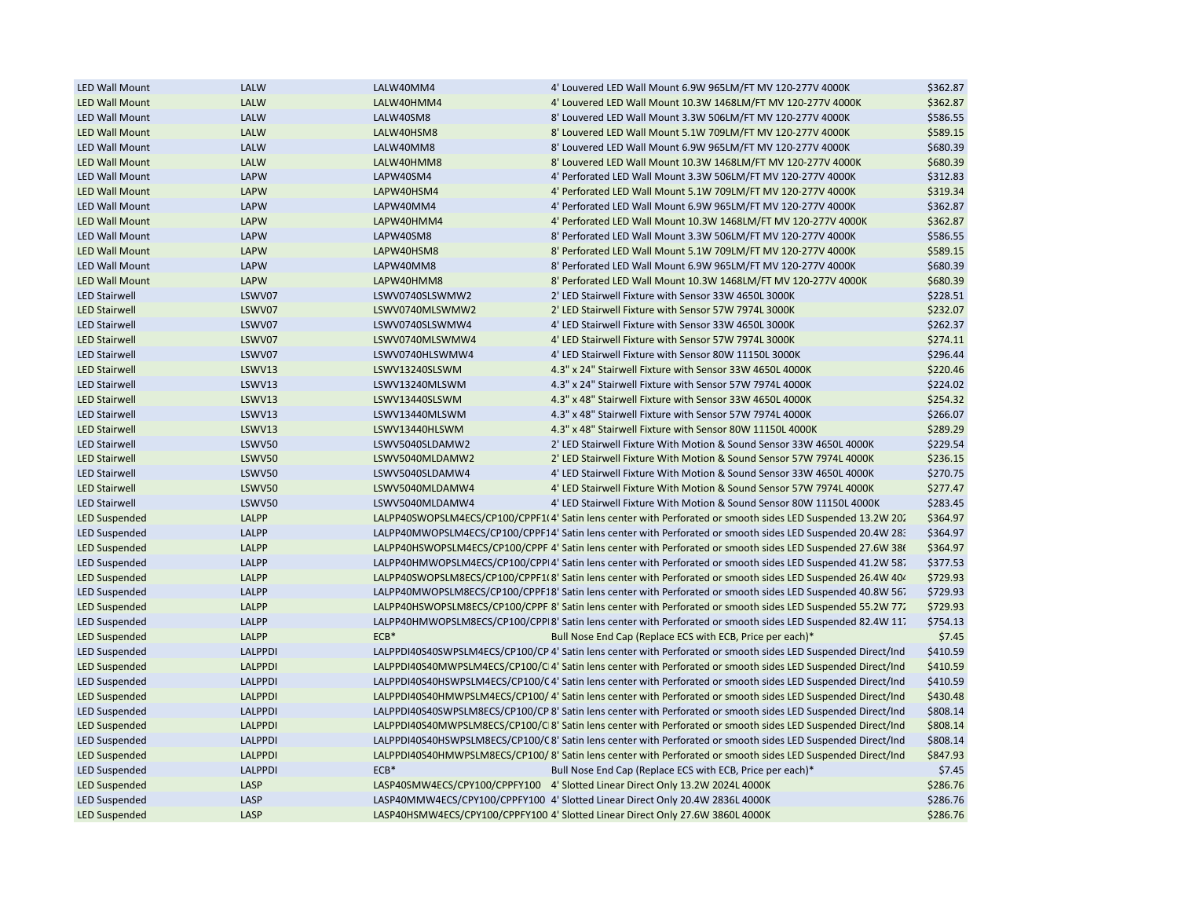| | | | | |
|---|---|---|---|---|
| LED Wall Mount | LALW | LALW40MM4 | 4' Louvered LED Wall Mount 6.9W 965LM/FT MV 120-277V 4000K | $362.87 |
| LED Wall Mount | LALW | LALW40HMM4 | 4' Louvered LED Wall Mount 10.3W 1468LM/FT MV 120-277V 4000K | $362.87 |
| LED Wall Mount | LALW | LALW40SM8 | 8' Louvered LED Wall Mount 3.3W 506LM/FT MV 120-277V 4000K | $586.55 |
| LED Wall Mount | LALW | LALW40HSM8 | 8' Louvered LED Wall Mount 5.1W 709LM/FT MV 120-277V 4000K | $589.15 |
| LED Wall Mount | LALW | LALW40MM8 | 8' Louvered LED Wall Mount 6.9W 965LM/FT MV 120-277V 4000K | $680.39 |
| LED Wall Mount | LALW | LALW40HMM8 | 8' Louvered LED Wall Mount 10.3W 1468LM/FT MV 120-277V 4000K | $680.39 |
| LED Wall Mount | LAPW | LAPW40SM4 | 4' Perforated LED Wall Mount 3.3W 506LM/FT MV 120-277V 4000K | $312.83 |
| LED Wall Mount | LAPW | LAPW40HSM4 | 4' Perforated LED Wall Mount 5.1W 709LM/FT MV 120-277V 4000K | $319.34 |
| LED Wall Mount | LAPW | LAPW40MM4 | 4' Perforated LED Wall Mount 6.9W 965LM/FT MV 120-277V 4000K | $362.87 |
| LED Wall Mount | LAPW | LAPW40HMM4 | 4' Perforated LED Wall Mount 10.3W 1468LM/FT MV 120-277V 4000K | $362.87 |
| LED Wall Mount | LAPW | LAPW40SM8 | 8' Perforated LED Wall Mount 3.3W 506LM/FT MV 120-277V 4000K | $586.55 |
| LED Wall Mount | LAPW | LAPW40HSM8 | 8' Perforated LED Wall Mount 5.1W 709LM/FT MV 120-277V 4000K | $589.15 |
| LED Wall Mount | LAPW | LAPW40MM8 | 8' Perforated LED Wall Mount 6.9W 965LM/FT MV 120-277V 4000K | $680.39 |
| LED Wall Mount | LAPW | LAPW40HMM8 | 8' Perforated LED Wall Mount 10.3W 1468LM/FT MV 120-277V 4000K | $680.39 |
| LED Stairwell | LSWV07 | LSWV0740SLSWMW2 | 2' LED Stairwell Fixture with Sensor 33W 4650L 3000K | $228.51 |
| LED Stairwell | LSWV07 | LSWV0740MLSWMW2 | 2' LED Stairwell Fixture with Sensor 57W 7974L 3000K | $232.07 |
| LED Stairwell | LSWV07 | LSWV0740SLSWMW4 | 4' LED Stairwell Fixture with Sensor 33W 4650L 3000K | $262.37 |
| LED Stairwell | LSWV07 | LSWV0740MLSWMW4 | 4' LED Stairwell Fixture with Sensor 57W 7974L 3000K | $274.11 |
| LED Stairwell | LSWV07 | LSWV0740HLSWMW4 | 4' LED Stairwell Fixture with Sensor 80W 11150L 3000K | $296.44 |
| LED Stairwell | LSWV13 | LSWV13240SLSWM | 4.3" x 24" Stairwell Fixture with Sensor 33W 4650L 4000K | $220.46 |
| LED Stairwell | LSWV13 | LSWV13240MLSWM | 4.3" x 24" Stairwell Fixture with Sensor 57W 7974L 4000K | $224.02 |
| LED Stairwell | LSWV13 | LSWV13440SLSWM | 4.3" x 48" Stairwell Fixture with Sensor 33W 4650L 4000K | $254.32 |
| LED Stairwell | LSWV13 | LSWV13440MLSWM | 4.3" x 48" Stairwell Fixture with Sensor 57W 7974L 4000K | $266.07 |
| LED Stairwell | LSWV13 | LSWV13440HLSWM | 4.3" x 48" Stairwell Fixture with Sensor 80W 11150L 4000K | $289.29 |
| LED Stairwell | LSWV50 | LSWV5040SLDAMW2 | 2' LED Stairwell Fixture With Motion & Sound Sensor 33W 4650L 4000K | $229.54 |
| LED Stairwell | LSWV50 | LSWV5040MLDAMW2 | 2' LED Stairwell Fixture With Motion & Sound Sensor 57W 7974L 4000K | $236.15 |
| LED Stairwell | LSWV50 | LSWV5040SLDAMW4 | 4' LED Stairwell Fixture With Motion & Sound Sensor 33W 4650L 4000K | $270.75 |
| LED Stairwell | LSWV50 | LSWV5040MLDAMW4 | 4' LED Stairwell Fixture With Motion & Sound Sensor 57W 7974L 4000K | $277.47 |
| LED Stairwell | LSWV50 | LSWV5040MLDAMW4 | 4' LED Stairwell Fixture With Motion & Sound Sensor 80W 11150L 4000K | $283.45 |
| LED Suspended | LALPP | LALPP40SWOPSLM4ECS/CP100/CPPF1( | 4' Satin lens center with Perforated or smooth sides LED Suspended 13.2W 202 | $364.97 |
| LED Suspended | LALPP | LALPP40MWOPSLM4ECS/CP100/CPPF1 | 4' Satin lens center with Perforated or smooth sides LED Suspended 20.4W 283 | $364.97 |
| LED Suspended | LALPP | LALPP40HSWOPSLM4ECS/CP100/CPPF | 4' Satin lens center with Perforated or smooth sides LED Suspended 27.6W 386 | $364.97 |
| LED Suspended | LALPP | LALPP40HMWOPSLM4ECS/CP100/CPP | 4' Satin lens center with Perforated or smooth sides LED Suspended 41.2W 587 | $377.53 |
| LED Suspended | LALPP | LALPP40SWOPSLM8ECS/CP100/CPPF1( | 8' Satin lens center with Perforated or smooth sides LED Suspended 26.4W 404 | $729.93 |
| LED Suspended | LALPP | LALPP40MWOPSLM8ECS/CP100/CPPF1 | 8' Satin lens center with Perforated or smooth sides LED Suspended 40.8W 567 | $729.93 |
| LED Suspended | LALPP | LALPP40HSWOPSLM8ECS/CP100/CPPF | 8' Satin lens center with Perforated or smooth sides LED Suspended 55.2W 772 | $729.93 |
| LED Suspended | LALPP | LALPP40HMWOPSLM8ECS/CP100/CPP | 8' Satin lens center with Perforated or smooth sides LED Suspended 82.4W 117 | $754.13 |
| LED Suspended | LALPP | ECB* | Bull Nose End Cap (Replace ECS with ECB, Price per each)* | $7.45 |
| LED Suspended | LALPPDI | LALPPDI40S40SWPSLM4ECS/CP100/CP | 4' Satin lens center with Perforated or smooth sides LED Suspended Direct/Ind | $410.59 |
| LED Suspended | LALPPDI | LALPPDI40S40MWPSLM4ECS/CP100/C | 4' Satin lens center with Perforated or smooth sides LED Suspended Direct/Ind | $410.59 |
| LED Suspended | LALPPDI | LALPPDI40S40HSWPSLM4ECS/CP100/C | 4' Satin lens center with Perforated or smooth sides LED Suspended Direct/Ind | $410.59 |
| LED Suspended | LALPPDI | LALPPDI40S40HMWPSLM4ECS/CP100/ | 4' Satin lens center with Perforated or smooth sides LED Suspended Direct/Ind | $430.48 |
| LED Suspended | LALPPDI | LALPPDI40S40SWPSLM8ECS/CP100/CP | 8' Satin lens center with Perforated or smooth sides LED Suspended Direct/Ind | $808.14 |
| LED Suspended | LALPPDI | LALPPDI40S40MWPSLM8ECS/CP100/C | 8' Satin lens center with Perforated or smooth sides LED Suspended Direct/Ind | $808.14 |
| LED Suspended | LALPPDI | LALPPDI40S40HSWPSLM8ECS/CP100/C | 8' Satin lens center with Perforated or smooth sides LED Suspended Direct/Ind | $808.14 |
| LED Suspended | LALPPDI | LALPPDI40S40HMWPSLM8ECS/CP100/ | 8' Satin lens center with Perforated or smooth sides LED Suspended Direct/Ind | $847.93 |
| LED Suspended | LALPPDI | ECB* | Bull Nose End Cap (Replace ECS with ECB, Price per each)* | $7.45 |
| LED Suspended | LASP | LASP40SMW4ECS/CPY100/CPPFY100 | 4' Slotted Linear Direct Only 13.2W 2024L 4000K | $286.76 |
| LED Suspended | LASP | LASP40MMW4ECS/CPY100/CPPFY100 | 4' Slotted Linear Direct Only 20.4W 2836L 4000K | $286.76 |
| LED Suspended | LASP | LASP40HSMW4ECS/CPY100/CPPFY100 | 4' Slotted Linear Direct Only 27.6W 3860L 4000K | $286.76 |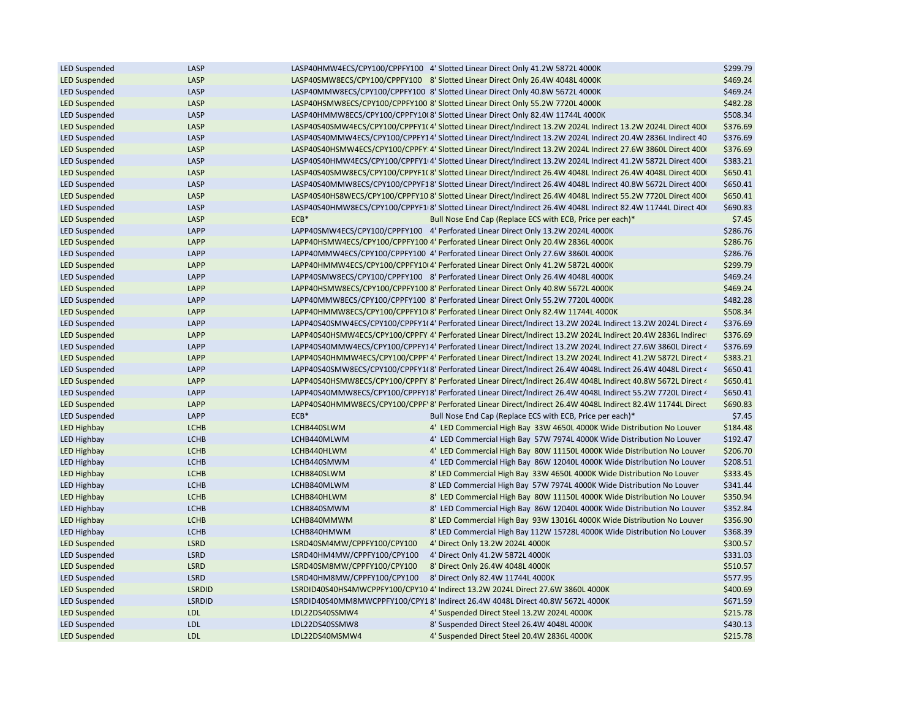| | | | | |
|---|---|---|---|---|
| LED Suspended | LASP | LASP40HMW4ECS/CPY100/CPPFY100 | 4' Slotted Linear Direct Only 41.2W 5872L 4000K | $299.79 |
| LED Suspended | LASP | LASP40SMW8ECS/CPY100/CPPFY100 | 8' Slotted Linear Direct Only 26.4W 4048L 4000K | $469.24 |
| LED Suspended | LASP | LASP40MMW8ECS/CPY100/CPPFY100 | 8' Slotted Linear Direct Only 40.8W 5672L 4000K | $469.24 |
| LED Suspended | LASP | LASP40HSMW8ECS/CPY100/CPPFY100 | 8' Slotted Linear Direct Only 55.2W 7720L 4000K | $482.28 |
| LED Suspended | LASP | LASP40HMMW8ECS/CPY100/CPPFY10( | 8' Slotted Linear Direct Only 82.4W 11744L 4000K | $508.34 |
| LED Suspended | LASP | LASP40S40SMW4ECS/CPY100/CPPFY1( | 4' Slotted Linear Direct/Indirect 13.2W 2024L Indirect 13.2W 2024L Direct 400( | $376.69 |
| LED Suspended | LASP | LASP40S40MMW4ECS/CPY100/CPPFY1 | 4' Slotted Linear Direct/Indirect 13.2W 2024L Indirect 20.4W 2836L Indirect 40 | $376.69 |
| LED Suspended | LASP | LASP40S40HSMW4ECS/CPY100/CPPFY: | 4' Slotted Linear Direct/Indirect 13.2W 2024L Indirect 27.6W 3860L Direct 400( | $376.69 |
| LED Suspended | LASP | LASP40S40HMW4ECS/CPY100/CPPFY1( | 4' Slotted Linear Direct/Indirect 13.2W 2024L Indirect 41.2W 5872L Direct 400( | $383.21 |
| LED Suspended | LASP | LASP40S40SMW8ECS/CPY100/CPPYF1( | 8' Slotted Linear Direct/Indirect 26.4W 4048L Indirect 26.4W 4048L Direct 400( | $650.41 |
| LED Suspended | LASP | LASP40S40MMW8ECS/CPY100/CPPYF1 | 8' Slotted Linear Direct/Indirect 26.4W 4048L Indirect 40.8W 5672L Direct 400( | $650.41 |
| LED Suspended | LASP | LASP40S40HS8WECS/CPY100/CPPFY10 | 8' Slotted Linear Direct/Indirect 26.4W 4048L Indirect 55.2W 7720L Direct 400( | $650.41 |
| LED Suspended | LASP | LASP40S40HMW8ECS/CPY100/CPPYF1( | 8' Slotted Linear Direct/Indirect 26.4W 4048L Indirect 82.4W 11744L Direct 40( | $690.83 |
| LED Suspended | LASP | ECB* | Bull Nose End Cap (Replace ECS with ECB, Price per each)* | $7.45 |
| LED Suspended | LAPP | LAPP40SMW4ECS/CPY100/CPPFY100 | 4' Perforated Linear Direct Only 13.2W 2024L 4000K | $286.76 |
| LED Suspended | LAPP | LAPP40HSMW4ECS/CPY100/CPPFY100 | 4' Perforated Linear Direct Only 20.4W 2836L 4000K | $286.76 |
| LED Suspended | LAPP | LAPP40MMW4ECS/CPY100/CPPFY100 | 4' Perforated Linear Direct Only 27.6W 3860L 4000K | $286.76 |
| LED Suspended | LAPP | LAPP40HMMW4ECS/CPY100/CPPFY10( | 4' Perforated Linear Direct Only 41.2W 5872L 4000K | $299.79 |
| LED Suspended | LAPP | LAPP40SMW8ECS/CPY100/CPPFY100 | 8' Perforated Linear Direct Only 26.4W 4048L 4000K | $469.24 |
| LED Suspended | LAPP | LAPP40HSMW8ECS/CPY100/CPPFY100 | 8' Perforated Linear Direct Only 40.8W 5672L 4000K | $469.24 |
| LED Suspended | LAPP | LAPP40MMW8ECS/CPY100/CPPFY100 | 8' Perforated Linear Direct Only 55.2W 7720L 4000K | $482.28 |
| LED Suspended | LAPP | LAPP40HMMW8ECS/CPY100/CPPFY10( | 8' Perforated Linear Direct Only 82.4W 11744L 4000K | $508.34 |
| LED Suspended | LAPP | LAPP40S40SMW4ECS/CPY100/CPPFY1( | 4' Perforated Linear Direct/Indirect 13.2W 2024L Indirect 13.2W 2024L Direct 4 | $376.69 |
| LED Suspended | LAPP | LAPP40S40HSMW4ECS/CPY100/CPPFY | 4' Perforated Linear Direct/Indirect 13.2W 2024L Indirect 20.4W 2836L Indirect | $376.69 |
| LED Suspended | LAPP | LAPP40S40MMW4ECS/CPY100/CPPFY1 | 4' Perforated Linear Direct/Indirect 13.2W 2024L Indirect 27.6W 3860L Direct 4 | $376.69 |
| LED Suspended | LAPP | LAPP40S40HMMW4ECS/CPY100/CPPF | 4' Perforated Linear Direct/Indirect 13.2W 2024L Indirect 41.2W 5872L Direct 4 | $383.21 |
| LED Suspended | LAPP | LAPP40S40SMW8ECS/CPY100/CPPFY1( | 8' Perforated Linear Direct/Indirect 26.4W 4048L Indirect 26.4W 4048L Direct 4 | $650.41 |
| LED Suspended | LAPP | LAPP40S40HSMW8ECS/CPY100/CPPFY | 8' Perforated Linear Direct/Indirect 26.4W 4048L Indirect 40.8W 5672L Direct 4 | $650.41 |
| LED Suspended | LAPP | LAPP40S40MMW8ECS/CPY100/CPPFY1 | 8' Perforated Linear Direct/Indirect 26.4W 4048L Indirect 55.2W 7720L Direct 4 | $650.41 |
| LED Suspended | LAPP | LAPP40S40HMMW8ECS/CPY100/CPPF | 8' Perforated Linear Direct/Indirect 26.4W 4048L Indirect 82.4W 11744L Direct | $690.83 |
| LED Suspended | LAPP | ECB* | Bull Nose End Cap (Replace ECS with ECB, Price per each)* | $7.45 |
| LED Highbay | LCHB | LCHB440SLWM | 4' LED Commercial High Bay 33W 4650L 4000K Wide Distribution No Louver | $184.48 |
| LED Highbay | LCHB | LCHB440MLWM | 4' LED Commercial High Bay 57W 7974L 4000K Wide Distribution No Louver | $192.47 |
| LED Highbay | LCHB | LCHB440HLWM | 4' LED Commercial High Bay 80W 11150L 4000K Wide Distribution No Louver | $206.70 |
| LED Highbay | LCHB | LCHB440SMWM | 4' LED Commercial High Bay 86W 12040L 4000K Wide Distribution No Louver | $208.51 |
| LED Highbay | LCHB | LCHB840SLWM | 8' LED Commercial High Bay 33W 4650L 4000K Wide Distribution No Louver | $333.45 |
| LED Highbay | LCHB | LCHB840MLWM | 8' LED Commercial High Bay 57W 7974L 4000K Wide Distribution No Louver | $341.44 |
| LED Highbay | LCHB | LCHB840HLWM | 8' LED Commercial High Bay 80W 11150L 4000K Wide Distribution No Louver | $350.94 |
| LED Highbay | LCHB | LCHB840SMWM | 8' LED Commercial High Bay 86W 12040L 4000K Wide Distribution No Louver | $352.84 |
| LED Highbay | LCHB | LCHB840MMWM | 8' LED Commercial High Bay 93W 13016L 4000K Wide Distribution No Louver | $356.90 |
| LED Highbay | LCHB | LCHB840HMWM | 8' LED Commercial High Bay 112W 15728L 4000K Wide Distribution No Louver | $368.39 |
| LED Suspended | LSRD | LSRD40SM4MW/CPPFY100/CPY100 | 4' Direct Only 13.2W 2024L 4000K | $300.57 |
| LED Suspended | LSRD | LSRD40HM4MW/CPPFY100/CPY100 | 4' Direct Only 41.2W 5872L 4000K | $331.03 |
| LED Suspended | LSRD | LSRD40SM8MW/CPPFY100/CPY100 | 8' Direct Only 26.4W 4048L 4000K | $510.57 |
| LED Suspended | LSRD | LSRD40HM8MW/CPPFY100/CPY100 | 8' Direct Only 82.4W 11744L 4000K | $577.95 |
| LED Suspended | LSRDID | LSRDID40S40HS4MWCPPFY100/CPY10 | 4' Indirect 13.2W 2024L Direct 27.6W 3860L 4000K | $400.69 |
| LED Suspended | LSRDID | LSRDID40S40MM8MWCPPFY100/CPY1 | 8' Indirect 26.4W 4048L Direct 40.8W 5672L 4000K | $671.59 |
| LED Suspended | LDL | LDL22DS40SSMW4 | 4' Suspended Direct Steel 13.2W 2024L 4000K | $215.78 |
| LED Suspended | LDL | LDL22DS40SSMW8 | 8' Suspended Direct Steel 26.4W 4048L 4000K | $430.13 |
| LED Suspended | LDL | LDL22DS40MSMW4 | 4' Suspended Direct Steel 20.4W 2836L 4000K | $215.78 |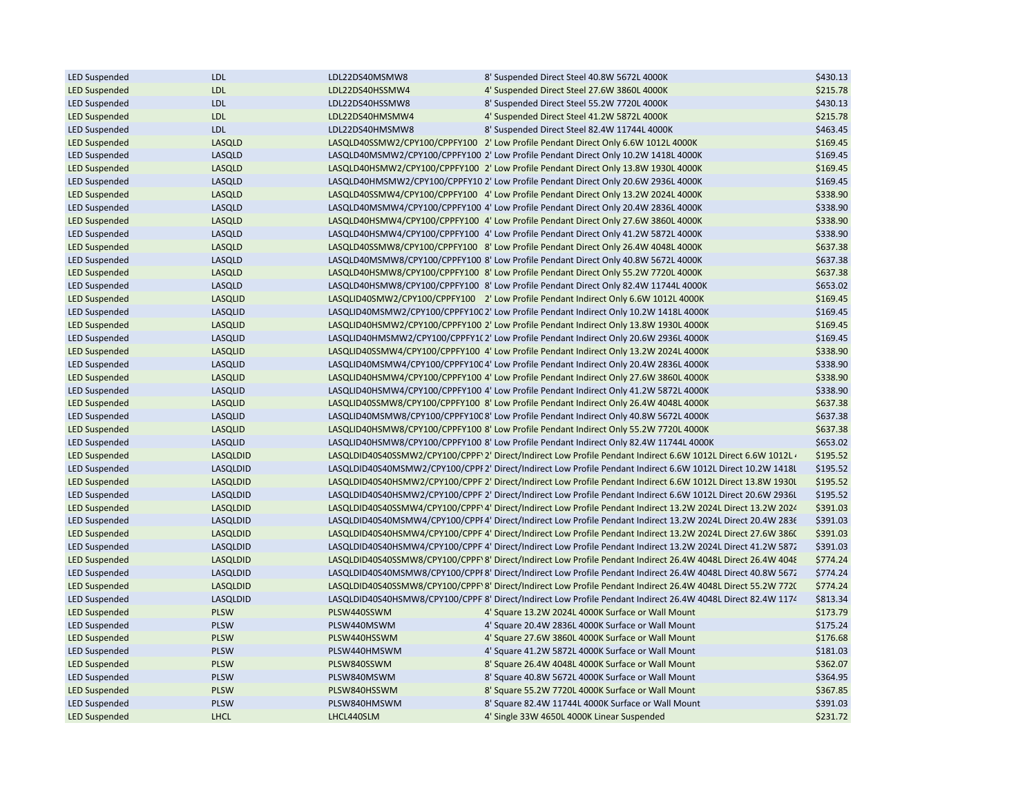| | | | | |
|---|---|---|---|---|
| LED Suspended | LDL | LDL22DS40MSMW8 | 8' Suspended Direct Steel 40.8W 5672L 4000K | $430.13 |
| LED Suspended | LDL | LDL22DS40HSSMW4 | 4' Suspended Direct Steel 27.6W 3860L 4000K | $215.78 |
| LED Suspended | LDL | LDL22DS40HSSMW8 | 8' Suspended Direct Steel 55.2W 7720L 4000K | $430.13 |
| LED Suspended | LDL | LDL22DS40HMSMW4 | 4' Suspended Direct Steel 41.2W 5872L 4000K | $215.78 |
| LED Suspended | LDL | LDL22DS40HMSMW8 | 8' Suspended Direct Steel 82.4W 11744L 4000K | $463.45 |
| LED Suspended | LASQLD | LASQLD40SSMW2/CPY100/CPPFY100 | 2' Low Profile Pendant Direct Only 6.6W 1012L 4000K | $169.45 |
| LED Suspended | LASQLD | LASQLD40MSMW2/CPY100/CPPFY100 | 2' Low Profile Pendant Direct Only 10.2W 1418L 4000K | $169.45 |
| LED Suspended | LASQLD | LASQLD40HSMW2/CPY100/CPPFY100 | 2' Low Profile Pendant Direct Only 13.8W 1930L 4000K | $169.45 |
| LED Suspended | LASQLD | LASQLD40HMSMW2/CPY100/CPPFY10 | 2' Low Profile Pendant Direct Only 20.6W 2936L 4000K | $169.45 |
| LED Suspended | LASQLD | LASQLD40SSMW4/CPY100/CPPFY100 | 4' Low Profile Pendant Direct Only 13.2W 2024L 4000K | $338.90 |
| LED Suspended | LASQLD | LASQLD40MSMW4/CPY100/CPPFY100 | 4' Low Profile Pendant Direct Only 20.4W 2836L 4000K | $338.90 |
| LED Suspended | LASQLD | LASQLD40HSMW4/CPY100/CPPFY100 | 4' Low Profile Pendant Direct Only 27.6W 3860L 4000K | $338.90 |
| LED Suspended | LASQLD | LASQLD40HSMW4/CPY100/CPPFY100 | 4' Low Profile Pendant Direct Only 41.2W 5872L 4000K | $338.90 |
| LED Suspended | LASQLD | LASQLD40SSMW8/CPY100/CPPFY100 | 8' Low Profile Pendant Direct Only 26.4W 4048L 4000K | $637.38 |
| LED Suspended | LASQLD | LASQLD40MSMW8/CPY100/CPPFY100 | 8' Low Profile Pendant Direct Only 40.8W 5672L 4000K | $637.38 |
| LED Suspended | LASQLD | LASQLD40HSMW8/CPY100/CPPFY100 | 8' Low Profile Pendant Direct Only 55.2W 7720L 4000K | $637.38 |
| LED Suspended | LASQLD | LASQLD40HSMW8/CPY100/CPPFY100 | 8' Low Profile Pendant Direct Only 82.4W 11744L 4000K | $653.02 |
| LED Suspended | LASQLID | LASQLID40SMW2/CPY100/CPPFY100 | 2' Low Profile Pendant Indirect Only 6.6W 1012L 4000K | $169.45 |
| LED Suspended | LASQLID | LASQLID40MSMW2/CPY100/CPPFY100 | 2' Low Profile Pendant Indirect Only 10.2W 1418L 4000K | $169.45 |
| LED Suspended | LASQLID | LASQLID40HSMW2/CPY100/CPPFY100 | 2' Low Profile Pendant Indirect Only 13.8W 1930L 4000K | $169.45 |
| LED Suspended | LASQLID | LASQLID40HMSMW2/CPY100/CPPFY10 | 2' Low Profile Pendant Indirect Only 20.6W 2936L 4000K | $169.45 |
| LED Suspended | LASQLID | LASQLID40SSMW4/CPY100/CPPFY100 | 4' Low Profile Pendant Indirect Only 13.2W 2024L 4000K | $338.90 |
| LED Suspended | LASQLID | LASQLID40MSMW4/CPY100/CPPFY100 | 4' Low Profile Pendant Indirect Only 20.4W 2836L 4000K | $338.90 |
| LED Suspended | LASQLID | LASQLID40HSMW4/CPY100/CPPFY100 | 4' Low Profile Pendant Indirect Only 27.6W 3860L 4000K | $338.90 |
| LED Suspended | LASQLID | LASQLID40HSMW4/CPY100/CPPFY100 | 4' Low Profile Pendant Indirect Only 41.2W 5872L 4000K | $338.90 |
| LED Suspended | LASQLID | LASQLID40SSMW8/CPY100/CPPFY100 | 8' Low Profile Pendant Indirect Only 26.4W 4048L 4000K | $637.38 |
| LED Suspended | LASQLID | LASQLID40MSMW8/CPY100/CPPFY100 | 8' Low Profile Pendant Indirect Only 40.8W 5672L 4000K | $637.38 |
| LED Suspended | LASQLID | LASQLID40HSMW8/CPY100/CPPFY100 | 8' Low Profile Pendant Indirect Only 55.2W 7720L 4000K | $637.38 |
| LED Suspended | LASQLID | LASQLID40HSMW8/CPY100/CPPFY100 | 8' Low Profile Pendant Indirect Only 82.4W 11744L 4000K | $653.02 |
| LED Suspended | LASQLDID | LASQLDID40S40SSMW2/CPY100/CPPF | 2' Direct/Indirect Low Profile Pendant Indirect 6.6W 1012L Direct 6.6W 1012L | $195.52 |
| LED Suspended | LASQLDID | LASQLDID40S40MSMW2/CPY100/CPPF | 2' Direct/Indirect Low Profile Pendant Indirect 6.6W 1012L Direct 10.2W 1418L | $195.52 |
| LED Suspended | LASQLDID | LASQLDID40S40HSMW2/CPY100/CPPF | 2' Direct/Indirect Low Profile Pendant Indirect 6.6W 1012L Direct 13.8W 1930L | $195.52 |
| LED Suspended | LASQLDID | LASQLDID40S40HSMW2/CPY100/CPPF | 2' Direct/Indirect Low Profile Pendant Indirect 6.6W 1012L Direct 20.6W 2936L | $195.52 |
| LED Suspended | LASQLDID | LASQLDID40S40SSMW4/CPY100/CPPF | 4' Direct/Indirect Low Profile Pendant Indirect 13.2W 2024L Direct 13.2W 2024 | $391.03 |
| LED Suspended | LASQLDID | LASQLDID40S40MSMW4/CPY100/CPPF | 4' Direct/Indirect Low Profile Pendant Indirect 13.2W 2024L Direct 20.4W 2836 | $391.03 |
| LED Suspended | LASQLDID | LASQLDID40S40HSMW4/CPY100/CPPF | 4' Direct/Indirect Low Profile Pendant Indirect 13.2W 2024L Direct 27.6W 3860 | $391.03 |
| LED Suspended | LASQLDID | LASQLDID40S40HSMW4/CPY100/CPPF | 4' Direct/Indirect Low Profile Pendant Indirect 13.2W 2024L Direct 41.2W 5872 | $391.03 |
| LED Suspended | LASQLDID | LASQLDID40S40SSMW8/CPY100/CPPF | 8' Direct/Indirect Low Profile Pendant Indirect 26.4W 4048L Direct 26.4W 4048 | $774.24 |
| LED Suspended | LASQLDID | LASQLDID40S40MSMW8/CPY100/CPPF | 8' Direct/Indirect Low Profile Pendant Indirect 26.4W 4048L Direct 40.8W 5672 | $774.24 |
| LED Suspended | LASQLDID | LASQLDID40S40SSMW8/CPY100/CPPF | 8' Direct/Indirect Low Profile Pendant Indirect 26.4W 4048L Direct 55.2W 7720 | $774.24 |
| LED Suspended | LASQLDID | LASQLDID40S40HSMW8/CPY100/CPPF | 8' Direct/Indirect Low Profile Pendant Indirect 26.4W 4048L Direct 82.4W 1174 | $813.34 |
| LED Suspended | PLSW | PLSW440SSWM | 4' Square 13.2W 2024L 4000K Surface or Wall Mount | $173.79 |
| LED Suspended | PLSW | PLSW440MSWM | 4' Square 20.4W 2836L 4000K Surface or Wall Mount | $175.24 |
| LED Suspended | PLSW | PLSW440HSSWM | 4' Square 27.6W 3860L 4000K Surface or Wall Mount | $176.68 |
| LED Suspended | PLSW | PLSW440HMSWM | 4' Square 41.2W 5872L 4000K Surface or Wall Mount | $181.03 |
| LED Suspended | PLSW | PLSW840SSWM | 8' Square 26.4W 4048L 4000K Surface or Wall Mount | $362.07 |
| LED Suspended | PLSW | PLSW840MSWM | 8' Square 40.8W 5672L 4000K Surface or Wall Mount | $364.95 |
| LED Suspended | PLSW | PLSW840HSSWM | 8' Square 55.2W 7720L 4000K Surface or Wall Mount | $367.85 |
| LED Suspended | PLSW | PLSW840HMSWM | 8' Square 82.4W 11744L 4000K Surface or Wall Mount | $391.03 |
| LED Suspended | LHCL | LHCL440SLM | 4' Single 33W 4650L 4000K Linear Suspended | $231.72 |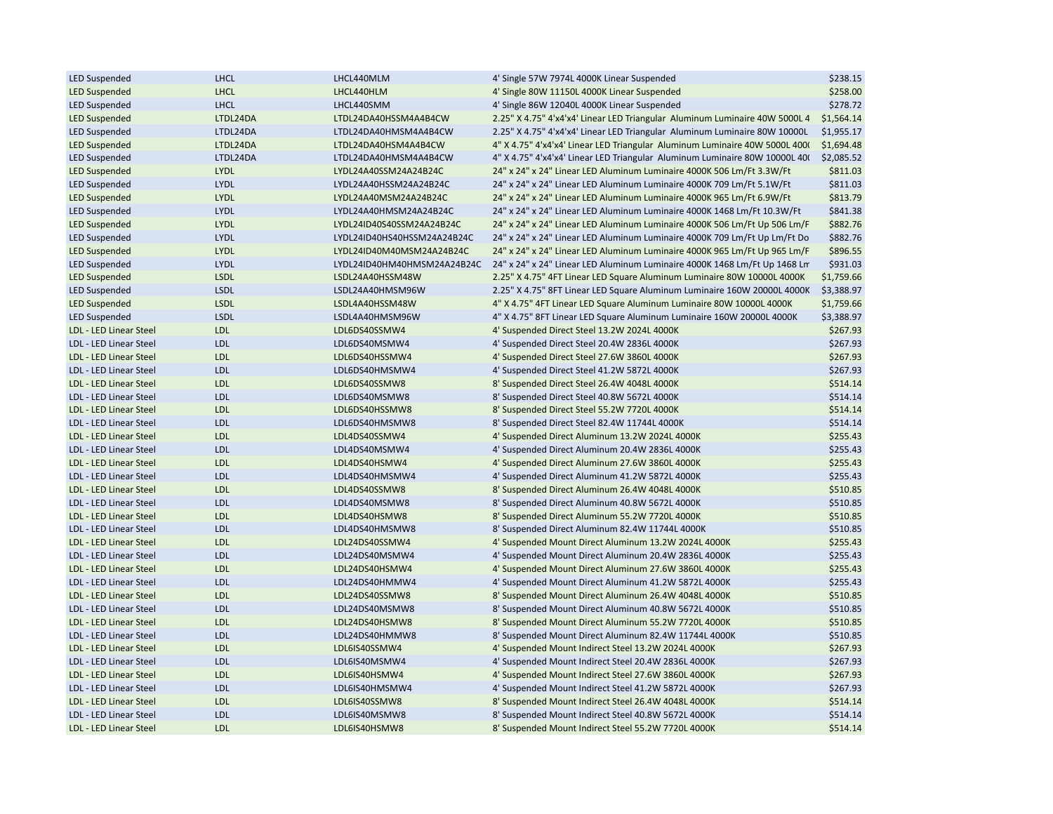| | | | | |
|---|---|---|---|---|
| LED Suspended | LHCL | LHCL440MLM | 4' Single 57W 7974L 4000K Linear Suspended | $238.15 |
| LED Suspended | LHCL | LHCL440HLM | 4' Single 80W 11150L 4000K Linear Suspended | $258.00 |
| LED Suspended | LHCL | LHCL440SMM | 4' Single 86W 12040L 4000K Linear Suspended | $278.72 |
| LED Suspended | LTDL24DA | LTDL24DA40HSSM4A4B4CW | 2.25" X 4.75" 4'x4'x4' Linear LED Triangular Aluminum Luminaire 40W 5000L 4 | $1,564.14 |
| LED Suspended | LTDL24DA | LTDL24DA40HMSM4A4B4CW | 2.25" X 4.75" 4'x4'x4' Linear LED Triangular Aluminum Luminaire 80W 10000L | $1,955.17 |
| LED Suspended | LTDL24DA | LTDL24DA40HSM4A4B4CW | 4" X 4.75" 4'x4'x4' Linear LED Triangular Aluminum Luminaire 40W 5000L 400( | $1,694.48 |
| LED Suspended | LTDL24DA | LTDL24DA40HMSM4A4B4CW | 4" X 4.75" 4'x4'x4' Linear LED Triangular Aluminum Luminaire 80W 10000L 40( | $2,085.52 |
| LED Suspended | LYDL | LYDL24A40SSM24A24B24C | 24" x 24" x 24" Linear LED Aluminum Luminaire 4000K 506 Lm/Ft 3.3W/Ft | $811.03 |
| LED Suspended | LYDL | LYDL24A40HSSM24A24B24C | 24" x 24" x 24" Linear LED Aluminum Luminaire 4000K 709 Lm/Ft 5.1W/Ft | $811.03 |
| LED Suspended | LYDL | LYDL24A40MSM24A24B24C | 24" x 24" x 24" Linear LED Aluminum Luminaire 4000K 965 Lm/Ft 6.9W/Ft | $813.79 |
| LED Suspended | LYDL | LYDL24A40HMSM24A24B24C | 24" x 24" x 24" Linear LED Aluminum Luminaire 4000K 1468 Lm/Ft 10.3W/Ft | $841.38 |
| LED Suspended | LYDL | LYDL24ID40SS40SSM24A24B24C | 24" x 24" x 24" Linear LED Aluminum Luminaire 4000K 506 Lm/Ft Up 506 Lm/F | $882.76 |
| LED Suspended | LYDL | LYDL24ID40HS40HSSM24A24B24C | 24" x 24" x 24" Linear LED Aluminum Luminaire 4000K 709 Lm/Ft Up Lm/Ft Do | $882.76 |
| LED Suspended | LYDL | LYDL24ID40M40MSM24A24B24C | 24" x 24" x 24" Linear LED Aluminum Luminaire 4000K 965 Lm/Ft Up 965 Lm/F | $896.55 |
| LED Suspended | LYDL | LYDL24ID40HM40HMSM24A24B24C | 24" x 24" x 24" Linear LED Aluminum Luminaire 4000K 1468 Lm/Ft Up 1468 Lm | $931.03 |
| LED Suspended | LSDL | LSDL24A40HSSM48W | 2.25" X 4.75" 4FT Linear LED Square Aluminum Luminaire 80W 10000L 4000K | $1,759.66 |
| LED Suspended | LSDL | LSDL24A40HMSM96W | 2.25" X 4.75" 8FT Linear LED Square Aluminum Luminaire 160W 20000L 4000K | $3,388.97 |
| LED Suspended | LSDL | LSDL4A40HSSM48W | 4" X 4.75" 4FT Linear LED Square Aluminum Luminaire 80W 10000L 4000K | $1,759.66 |
| LED Suspended | LSDL | LSDL4A40HMSM96W | 4" X 4.75" 8FT Linear LED Square Aluminum Luminaire 160W 20000L 4000K | $3,388.97 |
| LDL - LED Linear Steel | LDL | LDL6DS40SSMW4 | 4' Suspended Direct Steel 13.2W 2024L 4000K | $267.93 |
| LDL - LED Linear Steel | LDL | LDL6DS40MSMW4 | 4' Suspended Direct Steel 20.4W 2836L 4000K | $267.93 |
| LDL - LED Linear Steel | LDL | LDL6DS40HSSMW4 | 4' Suspended Direct Steel 27.6W 3860L 4000K | $267.93 |
| LDL - LED Linear Steel | LDL | LDL6DS40HMSMW4 | 4' Suspended Direct Steel 41.2W 5872L 4000K | $267.93 |
| LDL - LED Linear Steel | LDL | LDL6DS40SSMW8 | 8' Suspended Direct Steel 26.4W 4048L 4000K | $514.14 |
| LDL - LED Linear Steel | LDL | LDL6DS40MSMW8 | 8' Suspended Direct Steel 40.8W 5672L 4000K | $514.14 |
| LDL - LED Linear Steel | LDL | LDL6DS40HSSMW8 | 8' Suspended Direct Steel 55.2W 7720L 4000K | $514.14 |
| LDL - LED Linear Steel | LDL | LDL6DS40HMSMW8 | 8' Suspended Direct Steel 82.4W 11744L 4000K | $514.14 |
| LDL - LED Linear Steel | LDL | LDL4DS40SSMW4 | 4' Suspended Direct Aluminum 13.2W 2024L 4000K | $255.43 |
| LDL - LED Linear Steel | LDL | LDL4DS40MSMW4 | 4' Suspended Direct Aluminum 20.4W 2836L 4000K | $255.43 |
| LDL - LED Linear Steel | LDL | LDL4DS40HSMW4 | 4' Suspended Direct Aluminum 27.6W 3860L 4000K | $255.43 |
| LDL - LED Linear Steel | LDL | LDL4DS40HMSMW4 | 4' Suspended Direct Aluminum 41.2W 5872L 4000K | $255.43 |
| LDL - LED Linear Steel | LDL | LDL4DS40SSMW8 | 8' Suspended Direct Aluminum 26.4W 4048L 4000K | $510.85 |
| LDL - LED Linear Steel | LDL | LDL4DS40MSMW8 | 8' Suspended Direct Aluminum 40.8W 5672L 4000K | $510.85 |
| LDL - LED Linear Steel | LDL | LDL4DS40HSMW8 | 8' Suspended Direct Aluminum 55.2W 7720L 4000K | $510.85 |
| LDL - LED Linear Steel | LDL | LDL4DS40HMSMW8 | 8' Suspended Direct Aluminum 82.4W 11744L 4000K | $510.85 |
| LDL - LED Linear Steel | LDL | LDL24DS40SSMW4 | 4' Suspended Mount Direct Aluminum 13.2W 2024L 4000K | $255.43 |
| LDL - LED Linear Steel | LDL | LDL24DS40MSMW4 | 4' Suspended Mount Direct Aluminum 20.4W 2836L 4000K | $255.43 |
| LDL - LED Linear Steel | LDL | LDL24DS40HSMW4 | 4' Suspended Mount Direct Aluminum 27.6W 3860L 4000K | $255.43 |
| LDL - LED Linear Steel | LDL | LDL24DS40HMMW4 | 4' Suspended Mount Direct Aluminum 41.2W 5872L 4000K | $255.43 |
| LDL - LED Linear Steel | LDL | LDL24DS40SSMW8 | 8' Suspended Mount Direct Aluminum 26.4W 4048L 4000K | $510.85 |
| LDL - LED Linear Steel | LDL | LDL24DS40MSMW8 | 8' Suspended Mount Direct Aluminum 40.8W 5672L 4000K | $510.85 |
| LDL - LED Linear Steel | LDL | LDL24DS40HSMW8 | 8' Suspended Mount Direct Aluminum 55.2W 7720L 4000K | $510.85 |
| LDL - LED Linear Steel | LDL | LDL24DS40HMMW8 | 8' Suspended Mount Direct Aluminum 82.4W 11744L 4000K | $510.85 |
| LDL - LED Linear Steel | LDL | LDL6IS40SSMW4 | 4' Suspended Mount Indirect Steel 13.2W 2024L 4000K | $267.93 |
| LDL - LED Linear Steel | LDL | LDL6IS40MSMW4 | 4' Suspended Mount Indirect Steel 20.4W 2836L 4000K | $267.93 |
| LDL - LED Linear Steel | LDL | LDL6IS40HSMW4 | 4' Suspended Mount Indirect Steel 27.6W 3860L 4000K | $267.93 |
| LDL - LED Linear Steel | LDL | LDL6IS40HMSMW4 | 4' Suspended Mount Indirect Steel 41.2W 5872L 4000K | $267.93 |
| LDL - LED Linear Steel | LDL | LDL6IS40SSMW8 | 8' Suspended Mount Indirect Steel 26.4W 4048L 4000K | $514.14 |
| LDL - LED Linear Steel | LDL | LDL6IS40MSMW8 | 8' Suspended Mount Indirect Steel 40.8W 5672L 4000K | $514.14 |
| LDL - LED Linear Steel | LDL | LDL6IS40HSMW8 | 8' Suspended Mount Indirect Steel 55.2W 7720L 4000K | $514.14 |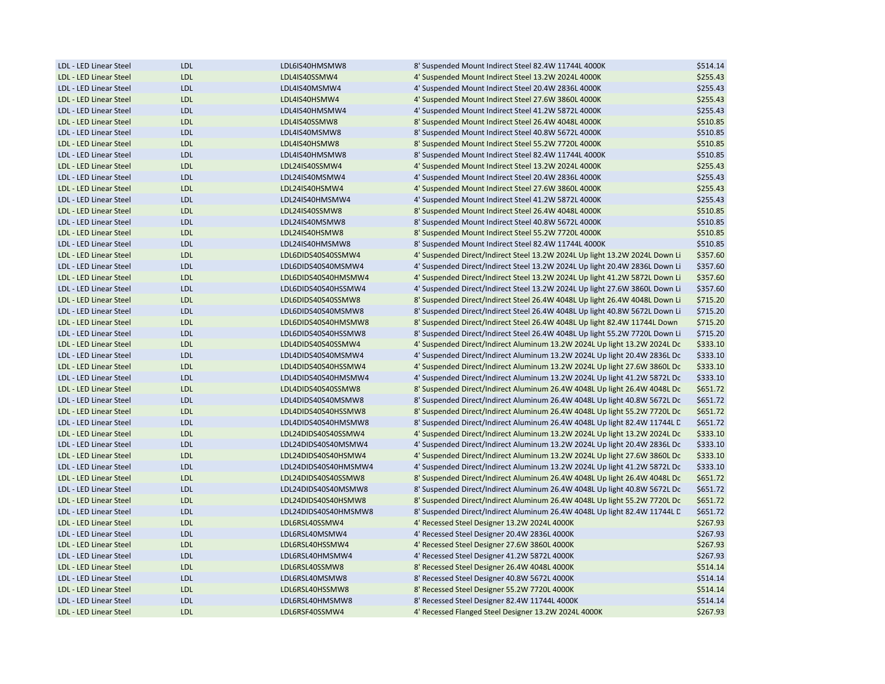| LDL - LED Linear Steel | LDL | LDL6IS40HMSMW8 | 8' Suspended Mount Indirect Steel 82.4W 11744L 4000K | $514.14 |
|---|---|---|---|---|
| LDL - LED Linear Steel | LDL | LDL4IS40SSMW4 | 4' Suspended Mount Indirect Steel 13.2W 2024L 4000K | $255.43 |
| LDL - LED Linear Steel | LDL | LDL4IS40MSMW4 | 4' Suspended Mount Indirect Steel 20.4W 2836L 4000K | $255.43 |
| LDL - LED Linear Steel | LDL | LDL4IS40HSMW4 | 4' Suspended Mount Indirect Steel 27.6W 3860L 4000K | $255.43 |
| LDL - LED Linear Steel | LDL | LDL4IS40HMSMW4 | 4' Suspended Mount Indirect Steel 41.2W 5872L 4000K | $255.43 |
| LDL - LED Linear Steel | LDL | LDL4IS40SSMW8 | 8' Suspended Mount Indirect Steel 26.4W 4048L 4000K | $510.85 |
| LDL - LED Linear Steel | LDL | LDL4IS40MSMW8 | 8' Suspended Mount Indirect Steel 40.8W 5672L 4000K | $510.85 |
| LDL - LED Linear Steel | LDL | LDL4IS40HSMW8 | 8' Suspended Mount Indirect Steel 55.2W 7720L 4000K | $510.85 |
| LDL - LED Linear Steel | LDL | LDL4IS40HMSMW8 | 8' Suspended Mount Indirect Steel 82.4W 11744L 4000K | $510.85 |
| LDL - LED Linear Steel | LDL | LDL24IS40SSMW4 | 4' Suspended Mount Indirect Steel 13.2W 2024L 4000K | $255.43 |
| LDL - LED Linear Steel | LDL | LDL24IS40MSMW4 | 4' Suspended Mount Indirect Steel 20.4W 2836L 4000K | $255.43 |
| LDL - LED Linear Steel | LDL | LDL24IS40HSMW4 | 4' Suspended Mount Indirect Steel 27.6W 3860L 4000K | $255.43 |
| LDL - LED Linear Steel | LDL | LDL24IS40HMSMW4 | 4' Suspended Mount Indirect Steel 41.2W 5872L 4000K | $255.43 |
| LDL - LED Linear Steel | LDL | LDL24IS40SSMW8 | 8' Suspended Mount Indirect Steel 26.4W 4048L 4000K | $510.85 |
| LDL - LED Linear Steel | LDL | LDL24IS40MSMW8 | 8' Suspended Mount Indirect Steel 40.8W 5672L 4000K | $510.85 |
| LDL - LED Linear Steel | LDL | LDL24IS40HSMW8 | 8' Suspended Mount Indirect Steel 55.2W 7720L 4000K | $510.85 |
| LDL - LED Linear Steel | LDL | LDL24IS40HMSMW8 | 8' Suspended Mount Indirect Steel 82.4W 11744L 4000K | $510.85 |
| LDL - LED Linear Steel | LDL | LDL6DIDS40S40SSMW4 | 4' Suspended Direct/Indirect Steel 13.2W 2024L Up light 13.2W 2024L Down Li | $357.60 |
| LDL - LED Linear Steel | LDL | LDL6DIDS40S40MSMW4 | 4' Suspended Direct/Indirect Steel 13.2W 2024L Up light 20.4W 2836L Down Li | $357.60 |
| LDL - LED Linear Steel | LDL | LDL6DIDS40S40HMSMW4 | 4' Suspended Direct/Indirect Steel 13.2W 2024L Up light 41.2W 5872L Down Li | $357.60 |
| LDL - LED Linear Steel | LDL | LDL6DIDS40S40HSSMW4 | 4' Suspended Direct/Indirect Steel 13.2W 2024L Up light 27.6W 3860L Down Li | $357.60 |
| LDL - LED Linear Steel | LDL | LDL6DIDS40S40SSMW8 | 8' Suspended Direct/Indirect Steel 26.4W 4048L Up light 26.4W 4048L Down Li | $715.20 |
| LDL - LED Linear Steel | LDL | LDL6DIDS40S40MSMW8 | 8' Suspended Direct/Indirect Steel 26.4W 4048L Up light 40.8W 5672L Down Li | $715.20 |
| LDL - LED Linear Steel | LDL | LDL6DIDS40S40HMSMW8 | 8' Suspended Direct/Indirect Steel 26.4W 4048L Up light 82.4W 11744L Down | $715.20 |
| LDL - LED Linear Steel | LDL | LDL6DIDS40S40HSSMW8 | 8' Suspended Direct/Indirect Steel 26.4W 4048L Up light 55.2W 7720L Down Li | $715.20 |
| LDL - LED Linear Steel | LDL | LDL4DIDS40S40SSMW4 | 4' Suspended Direct/Indirect Aluminum 13.2W 2024L Up light 13.2W 2024L Dc | $333.10 |
| LDL - LED Linear Steel | LDL | LDL4DIDS40S40MSMW4 | 4' Suspended Direct/Indirect Aluminum 13.2W 2024L Up light 20.4W 2836L Dc | $333.10 |
| LDL - LED Linear Steel | LDL | LDL4DIDS40S40HSSMW4 | 4' Suspended Direct/Indirect Aluminum 13.2W 2024L Up light 27.6W 3860L Dc | $333.10 |
| LDL - LED Linear Steel | LDL | LDL4DIDS40S40HMSMW4 | 4' Suspended Direct/Indirect Aluminum 13.2W 2024L Up light 41.2W 5872L Dc | $333.10 |
| LDL - LED Linear Steel | LDL | LDL4DIDS40S40SSMW8 | 8' Suspended Direct/Indirect Aluminum 26.4W 4048L Up light 26.4W 4048L Dc | $651.72 |
| LDL - LED Linear Steel | LDL | LDL4DIDS40S40MSMW8 | 8' Suspended Direct/Indirect Aluminum 26.4W 4048L Up light 40.8W 5672L Dc | $651.72 |
| LDL - LED Linear Steel | LDL | LDL4DIDS40S40HSSMW8 | 8' Suspended Direct/Indirect Aluminum 26.4W 4048L Up light 55.2W 7720L Dc | $651.72 |
| LDL - LED Linear Steel | LDL | LDL4DIDS40S40HMSMW8 | 8' Suspended Direct/Indirect Aluminum 26.4W 4048L Up light 82.4W 11744L D | $651.72 |
| LDL - LED Linear Steel | LDL | LDL24DIDS40S40SSMW4 | 4' Suspended Direct/Indirect Aluminum 13.2W 2024L Up light 13.2W 2024L Dc | $333.10 |
| LDL - LED Linear Steel | LDL | LDL24DIDS40S40MSMW4 | 4' Suspended Direct/Indirect Aluminum 13.2W 2024L Up light 20.4W 2836L Dc | $333.10 |
| LDL - LED Linear Steel | LDL | LDL24DIDS40S40HSMW4 | 4' Suspended Direct/Indirect Aluminum 13.2W 2024L Up light 27.6W 3860L Dc | $333.10 |
| LDL - LED Linear Steel | LDL | LDL24DIDS40S40HMSMW4 | 4' Suspended Direct/Indirect Aluminum 13.2W 2024L Up light 41.2W 5872L Dc | $333.10 |
| LDL - LED Linear Steel | LDL | LDL24DIDS40S40SSMW8 | 8' Suspended Direct/Indirect Aluminum 26.4W 4048L Up light 26.4W 4048L Dc | $651.72 |
| LDL - LED Linear Steel | LDL | LDL24DIDS40S40MSMW8 | 8' Suspended Direct/Indirect Aluminum 26.4W 4048L Up light 40.8W 5672L Dc | $651.72 |
| LDL - LED Linear Steel | LDL | LDL24DIDS40S40HSMW8 | 8' Suspended Direct/Indirect Aluminum 26.4W 4048L Up light 55.2W 7720L Dc | $651.72 |
| LDL - LED Linear Steel | LDL | LDL24DIDS40S40HMSMW8 | 8' Suspended Direct/Indirect Aluminum 26.4W 4048L Up light 82.4W 11744L D | $651.72 |
| LDL - LED Linear Steel | LDL | LDL6RSL40SSMW4 | 4' Recessed Steel Designer 13.2W 2024L 4000K | $267.93 |
| LDL - LED Linear Steel | LDL | LDL6RSL40MSMW4 | 4' Recessed Steel Designer 20.4W 2836L 4000K | $267.93 |
| LDL - LED Linear Steel | LDL | LDL6RSL40HSSMW4 | 4' Recessed Steel Designer 27.6W 3860L 4000K | $267.93 |
| LDL - LED Linear Steel | LDL | LDL6RSL40HMSMW4 | 4' Recessed Steel Designer 41.2W 5872L 4000K | $267.93 |
| LDL - LED Linear Steel | LDL | LDL6RSL40SSMW8 | 8' Recessed Steel Designer 26.4W 4048L 4000K | $514.14 |
| LDL - LED Linear Steel | LDL | LDL6RSL40MSMW8 | 8' Recessed Steel Designer 40.8W 5672L 4000K | $514.14 |
| LDL - LED Linear Steel | LDL | LDL6RSL40HSSMW8 | 8' Recessed Steel Designer 55.2W 7720L 4000K | $514.14 |
| LDL - LED Linear Steel | LDL | LDL6RSL40HMSMW8 | 8' Recessed Steel Designer 82.4W 11744L 4000K | $514.14 |
| LDL - LED Linear Steel | LDL | LDL6RSF40SSMW4 | 4' Recessed Flanged Steel Designer 13.2W 2024L 4000K | $267.93 |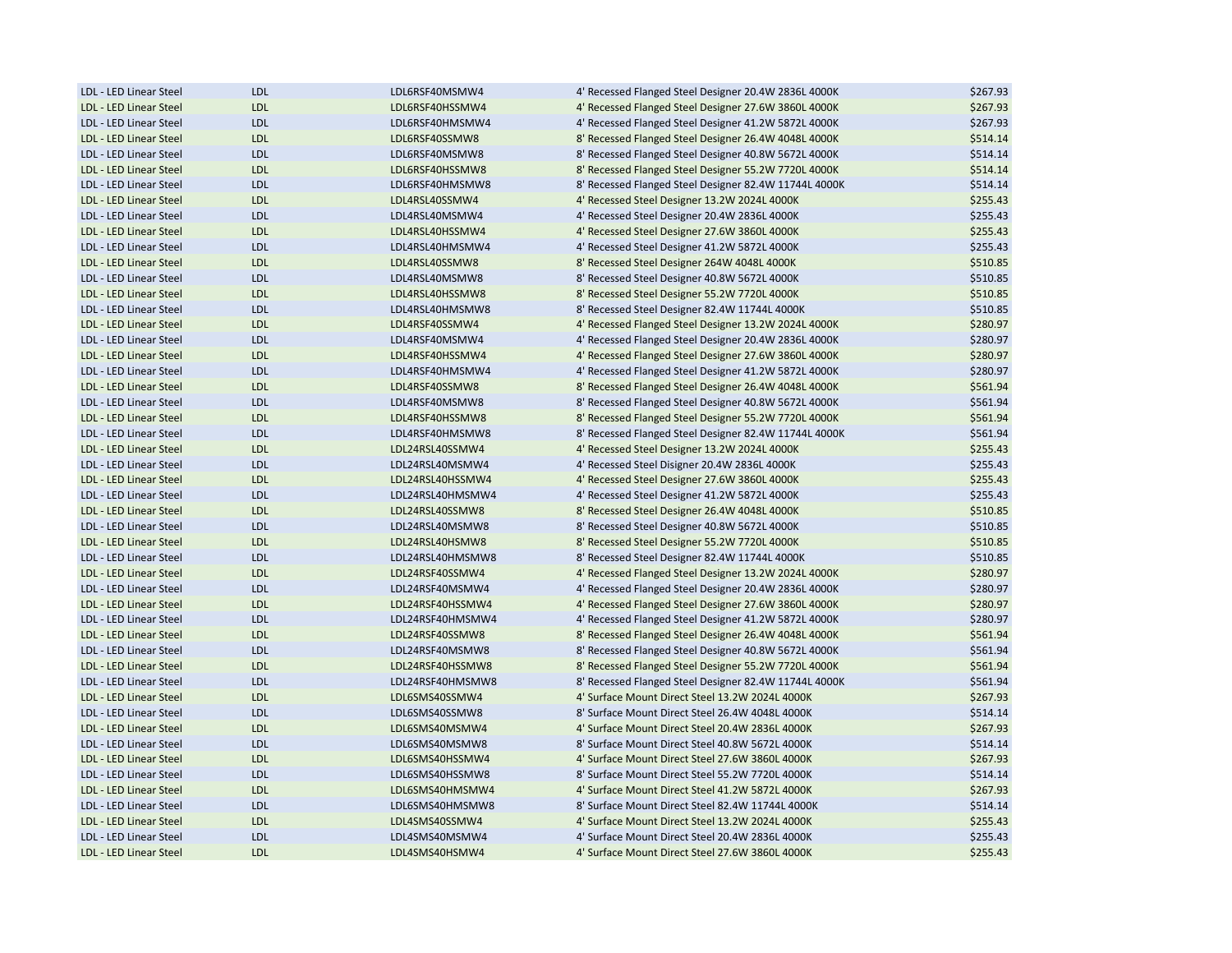| | | | | |
|---|---|---|---|---|
| LDL - LED Linear Steel | LDL | LDL6RSF40MSMW4 | 4' Recessed Flanged Steel Designer 20.4W 2836L 4000K | $267.93 |
| LDL - LED Linear Steel | LDL | LDL6RSF40HSSMW4 | 4' Recessed Flanged Steel Designer 27.6W 3860L 4000K | $267.93 |
| LDL - LED Linear Steel | LDL | LDL6RSF40HMSMW4 | 4' Recessed Flanged Steel Designer 41.2W 5872L 4000K | $267.93 |
| LDL - LED Linear Steel | LDL | LDL6RSF40SSMW8 | 8' Recessed Flanged Steel Designer 26.4W 4048L 4000K | $514.14 |
| LDL - LED Linear Steel | LDL | LDL6RSF40MSMW8 | 8' Recessed Flanged Steel Designer 40.8W 5672L 4000K | $514.14 |
| LDL - LED Linear Steel | LDL | LDL6RSF40HSSMW8 | 8' Recessed Flanged Steel Designer 55.2W 7720L 4000K | $514.14 |
| LDL - LED Linear Steel | LDL | LDL6RSF40HMSMW8 | 8' Recessed Flanged Steel Designer 82.4W 11744L 4000K | $514.14 |
| LDL - LED Linear Steel | LDL | LDL4RSL40SSMW4 | 4' Recessed Steel Designer 13.2W 2024L 4000K | $255.43 |
| LDL - LED Linear Steel | LDL | LDL4RSL40MSMW4 | 4' Recessed Steel Designer 20.4W 2836L 4000K | $255.43 |
| LDL - LED Linear Steel | LDL | LDL4RSL40HSSMW4 | 4' Recessed Steel Designer 27.6W 3860L 4000K | $255.43 |
| LDL - LED Linear Steel | LDL | LDL4RSL40HMSMW4 | 4' Recessed Steel Designer 41.2W 5872L 4000K | $255.43 |
| LDL - LED Linear Steel | LDL | LDL4RSL40SSMW8 | 8' Recessed Steel Designer 264W 4048L 4000K | $510.85 |
| LDL - LED Linear Steel | LDL | LDL4RSL40MSMW8 | 8' Recessed Steel Designer 40.8W 5672L 4000K | $510.85 |
| LDL - LED Linear Steel | LDL | LDL4RSL40HSSMW8 | 8' Recessed Steel Designer 55.2W 7720L 4000K | $510.85 |
| LDL - LED Linear Steel | LDL | LDL4RSL40HMSMW8 | 8' Recessed Steel Designer 82.4W 11744L 4000K | $510.85 |
| LDL - LED Linear Steel | LDL | LDL4RSF40SSMW4 | 4' Recessed Flanged Steel Designer 13.2W 2024L 4000K | $280.97 |
| LDL - LED Linear Steel | LDL | LDL4RSF40MSMW4 | 4' Recessed Flanged Steel Designer 20.4W 2836L 4000K | $280.97 |
| LDL - LED Linear Steel | LDL | LDL4RSF40HSSMW4 | 4' Recessed Flanged Steel Designer 27.6W 3860L 4000K | $280.97 |
| LDL - LED Linear Steel | LDL | LDL4RSF40HMSMW4 | 4' Recessed Flanged Steel Designer 41.2W 5872L 4000K | $280.97 |
| LDL - LED Linear Steel | LDL | LDL4RSF40SSMW8 | 8' Recessed Flanged Steel Designer 26.4W 4048L 4000K | $561.94 |
| LDL - LED Linear Steel | LDL | LDL4RSF40MSMW8 | 8' Recessed Flanged Steel Designer 40.8W 5672L 4000K | $561.94 |
| LDL - LED Linear Steel | LDL | LDL4RSF40HSSMW8 | 8' Recessed Flanged Steel Designer 55.2W 7720L 4000K | $561.94 |
| LDL - LED Linear Steel | LDL | LDL4RSF40HMSMW8 | 8' Recessed Flanged Steel Designer 82.4W 11744L 4000K | $561.94 |
| LDL - LED Linear Steel | LDL | LDL24RSL40SSMW4 | 4' Recessed Steel Designer 13.2W 2024L 4000K | $255.43 |
| LDL - LED Linear Steel | LDL | LDL24RSL40MSMW4 | 4' Recessed Steel Disigner 20.4W 2836L 4000K | $255.43 |
| LDL - LED Linear Steel | LDL | LDL24RSL40HSSMW4 | 4' Recessed Steel Designer 27.6W 3860L 4000K | $255.43 |
| LDL - LED Linear Steel | LDL | LDL24RSL40HMSMW4 | 4' Recessed Steel Designer 41.2W 5872L 4000K | $255.43 |
| LDL - LED Linear Steel | LDL | LDL24RSL40SSMW8 | 8' Recessed Steel Designer 26.4W 4048L 4000K | $510.85 |
| LDL - LED Linear Steel | LDL | LDL24RSL40MSMW8 | 8' Recessed Steel Designer 40.8W 5672L 4000K | $510.85 |
| LDL - LED Linear Steel | LDL | LDL24RSL40HSMW8 | 8' Recessed Steel Designer 55.2W 7720L 4000K | $510.85 |
| LDL - LED Linear Steel | LDL | LDL24RSL40HMSMW8 | 8' Recessed Steel Designer 82.4W 11744L 4000K | $510.85 |
| LDL - LED Linear Steel | LDL | LDL24RSF40SSMW4 | 4' Recessed Flanged Steel Designer 13.2W 2024L 4000K | $280.97 |
| LDL - LED Linear Steel | LDL | LDL24RSF40MSMW4 | 4' Recessed Flanged Steel Designer 20.4W 2836L 4000K | $280.97 |
| LDL - LED Linear Steel | LDL | LDL24RSF40HSSMW4 | 4' Recessed Flanged Steel Designer 27.6W 3860L 4000K | $280.97 |
| LDL - LED Linear Steel | LDL | LDL24RSF40HMSMW4 | 4' Recessed Flanged Steel Designer 41.2W 5872L 4000K | $280.97 |
| LDL - LED Linear Steel | LDL | LDL24RSF40SSMW8 | 8' Recessed Flanged Steel Designer 26.4W 4048L 4000K | $561.94 |
| LDL - LED Linear Steel | LDL | LDL24RSF40MSMW8 | 8' Recessed Flanged Steel Designer 40.8W 5672L 4000K | $561.94 |
| LDL - LED Linear Steel | LDL | LDL24RSF40HSSMW8 | 8' Recessed Flanged Steel Designer 55.2W 7720L 4000K | $561.94 |
| LDL - LED Linear Steel | LDL | LDL24RSF40HMSMW8 | 8' Recessed Flanged Steel Designer 82.4W 11744L 4000K | $561.94 |
| LDL - LED Linear Steel | LDL | LDL6SMS40SSMW4 | 4' Surface Mount Direct Steel 13.2W 2024L 4000K | $267.93 |
| LDL - LED Linear Steel | LDL | LDL6SMS40SSMW8 | 8' Surface Mount Direct Steel 26.4W 4048L 4000K | $514.14 |
| LDL - LED Linear Steel | LDL | LDL6SMS40MSMW4 | 4' Surface Mount Direct Steel 20.4W 2836L 4000K | $267.93 |
| LDL - LED Linear Steel | LDL | LDL6SMS40MSMW8 | 8' Surface Mount Direct Steel 40.8W 5672L 4000K | $514.14 |
| LDL - LED Linear Steel | LDL | LDL6SMS40HSSMW4 | 4' Surface Mount Direct Steel 27.6W 3860L 4000K | $267.93 |
| LDL - LED Linear Steel | LDL | LDL6SMS40HSSMW8 | 8' Surface Mount Direct Steel 55.2W 7720L 4000K | $514.14 |
| LDL - LED Linear Steel | LDL | LDL6SMS40HMSMW4 | 4' Surface Mount Direct Steel 41.2W 5872L 4000K | $267.93 |
| LDL - LED Linear Steel | LDL | LDL6SMS40HMSMW8 | 8' Surface Mount Direct Steel 82.4W 11744L 4000K | $514.14 |
| LDL - LED Linear Steel | LDL | LDL4SMS40SSMW4 | 4' Surface Mount Direct Steel 13.2W 2024L 4000K | $255.43 |
| LDL - LED Linear Steel | LDL | LDL4SMS40MSMW4 | 4' Surface Mount Direct Steel 20.4W 2836L 4000K | $255.43 |
| LDL - LED Linear Steel | LDL | LDL4SMS40HSMW4 | 4' Surface Mount Direct Steel 27.6W 3860L 4000K | $255.43 |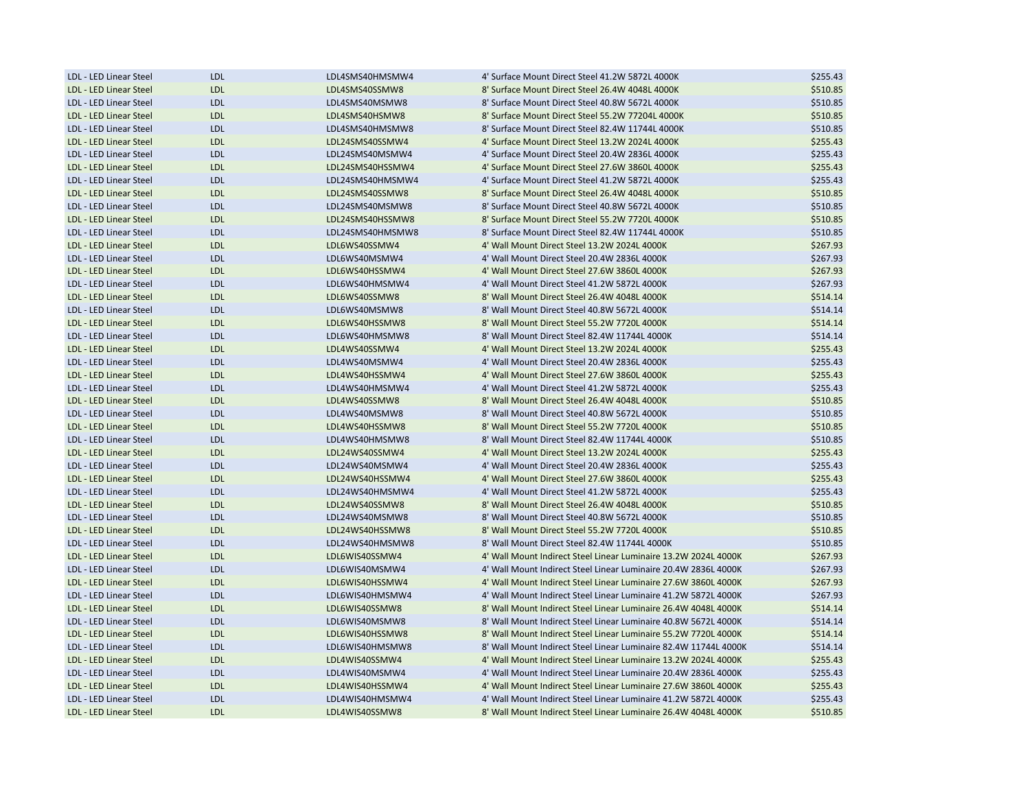| LDL - LED Linear Steel | LDL | LDL4SMS40HMSMW4 | 4' Surface Mount Direct Steel 41.2W 5872L 4000K | $255.43 |
|---|---|---|---|---|
| LDL - LED Linear Steel | LDL | LDL4SMS40SSMW8 | 8' Surface Mount Direct Steel 26.4W 4048L 4000K | $510.85 |
| LDL - LED Linear Steel | LDL | LDL4SMS40MSMW8 | 8' Surface Mount Direct Steel 40.8W 5672L 4000K | $510.85 |
| LDL - LED Linear Steel | LDL | LDL4SMS40HSMW8 | 8' Surface Mount Direct Steel 55.2W 77204L 4000K | $510.85 |
| LDL - LED Linear Steel | LDL | LDL4SMS40HMSMW8 | 8' Surface Mount Direct Steel 82.4W 11744L 4000K | $510.85 |
| LDL - LED Linear Steel | LDL | LDL24SMS40SSMW4 | 4' Surface Mount Direct Steel 13.2W 2024L 4000K | $255.43 |
| LDL - LED Linear Steel | LDL | LDL24SMS40MSMW4 | 4' Surface Mount Direct Steel 20.4W 2836L 4000K | $255.43 |
| LDL - LED Linear Steel | LDL | LDL24SMS40HSSMW4 | 4' Surface Mount Direct Steel 27.6W 3860L 4000K | $255.43 |
| LDL - LED Linear Steel | LDL | LDL24SMS40HMSMW4 | 4' Surface Mount Direct Steel 41.2W 5872L 4000K | $255.43 |
| LDL - LED Linear Steel | LDL | LDL24SMS40SSMW8 | 8' Surface Mount Direct Steel 26.4W 4048L 4000K | $510.85 |
| LDL - LED Linear Steel | LDL | LDL24SMS40MSMW8 | 8' Surface Mount Direct Steel 40.8W 5672L 4000K | $510.85 |
| LDL - LED Linear Steel | LDL | LDL24SMS40HSSMW8 | 8' Surface Mount Direct Steel 55.2W 7720L 4000K | $510.85 |
| LDL - LED Linear Steel | LDL | LDL24SMS40HMSMW8 | 8' Surface Mount Direct Steel 82.4W 11744L 4000K | $510.85 |
| LDL - LED Linear Steel | LDL | LDL6WS40SSMW4 | 4' Wall Mount Direct Steel 13.2W 2024L 4000K | $267.93 |
| LDL - LED Linear Steel | LDL | LDL6WS40MSMW4 | 4' Wall Mount Direct Steel 20.4W 2836L 4000K | $267.93 |
| LDL - LED Linear Steel | LDL | LDL6WS40HSSMW4 | 4' Wall Mount Direct Steel 27.6W 3860L 4000K | $267.93 |
| LDL - LED Linear Steel | LDL | LDL6WS40HMSMW4 | 4' Wall Mount Direct Steel 41.2W 5872L 4000K | $267.93 |
| LDL - LED Linear Steel | LDL | LDL6WS40SSMW8 | 8' Wall Mount Direct Steel 26.4W 4048L 4000K | $514.14 |
| LDL - LED Linear Steel | LDL | LDL6WS40MSMW8 | 8' Wall Mount Direct Steel 40.8W 5672L 4000K | $514.14 |
| LDL - LED Linear Steel | LDL | LDL6WS40HSSMW8 | 8' Wall Mount Direct Steel 55.2W 7720L 4000K | $514.14 |
| LDL - LED Linear Steel | LDL | LDL6WS40HMSMW8 | 8' Wall Mount Direct Steel 82.4W 11744L 4000K | $514.14 |
| LDL - LED Linear Steel | LDL | LDL4WS40SSMW4 | 4' Wall Mount Direct Steel 13.2W 2024L 4000K | $255.43 |
| LDL - LED Linear Steel | LDL | LDL4WS40MSMW4 | 4' Wall Mount Direct Steel 20.4W 2836L 4000K | $255.43 |
| LDL - LED Linear Steel | LDL | LDL4WS40HSSMW4 | 4' Wall Mount Direct Steel 27.6W 3860L 4000K | $255.43 |
| LDL - LED Linear Steel | LDL | LDL4WS40HMSMW4 | 4' Wall Mount Direct Steel 41.2W 5872L 4000K | $255.43 |
| LDL - LED Linear Steel | LDL | LDL4WS40SSMW8 | 8' Wall Mount Direct Steel 26.4W 4048L 4000K | $510.85 |
| LDL - LED Linear Steel | LDL | LDL4WS40MSMW8 | 8' Wall Mount Direct Steel 40.8W 5672L 4000K | $510.85 |
| LDL - LED Linear Steel | LDL | LDL4WS40HSSMW8 | 8' Wall Mount Direct Steel 55.2W 7720L 4000K | $510.85 |
| LDL - LED Linear Steel | LDL | LDL4WS40HMSMW8 | 8' Wall Mount Direct Steel 82.4W 11744L 4000K | $510.85 |
| LDL - LED Linear Steel | LDL | LDL24WS40SSMW4 | 4' Wall Mount Direct Steel 13.2W 2024L 4000K | $255.43 |
| LDL - LED Linear Steel | LDL | LDL24WS40MSMW4 | 4' Wall Mount Direct Steel 20.4W 2836L 4000K | $255.43 |
| LDL - LED Linear Steel | LDL | LDL24WS40HSSMW4 | 4' Wall Mount Direct Steel 27.6W 3860L 4000K | $255.43 |
| LDL - LED Linear Steel | LDL | LDL24WS40HMSMW4 | 4' Wall Mount Direct Steel 41.2W 5872L 4000K | $255.43 |
| LDL - LED Linear Steel | LDL | LDL24WS40SSMW8 | 8' Wall Mount Direct Steel 26.4W 4048L 4000K | $510.85 |
| LDL - LED Linear Steel | LDL | LDL24WS40MSMW8 | 8' Wall Mount Direct Steel 40.8W 5672L 4000K | $510.85 |
| LDL - LED Linear Steel | LDL | LDL24WS40HSSMW8 | 8' Wall Mount Direct Steel 55.2W 7720L 4000K | $510.85 |
| LDL - LED Linear Steel | LDL | LDL24WS40HMSMW8 | 8' Wall Mount Direct Steel 82.4W 11744L 4000K | $510.85 |
| LDL - LED Linear Steel | LDL | LDL6WIS40SSMW4 | 4' Wall Mount Indirect Steel Linear Luminaire 13.2W 2024L 4000K | $267.93 |
| LDL - LED Linear Steel | LDL | LDL6WIS40MSMW4 | 4' Wall Mount Indirect Steel Linear Luminaire 20.4W 2836L 4000K | $267.93 |
| LDL - LED Linear Steel | LDL | LDL6WIS40HSSMW4 | 4' Wall Mount Indirect Steel Linear Luminaire 27.6W 3860L 4000K | $267.93 |
| LDL - LED Linear Steel | LDL | LDL6WIS40HMSMW4 | 4' Wall Mount Indirect Steel Linear Luminaire 41.2W 5872L 4000K | $267.93 |
| LDL - LED Linear Steel | LDL | LDL6WIS40SSMW8 | 8' Wall Mount Indirect Steel Linear Luminaire 26.4W 4048L 4000K | $514.14 |
| LDL - LED Linear Steel | LDL | LDL6WIS40MSMW8 | 8' Wall Mount Indirect Steel Linear Luminaire 40.8W 5672L 4000K | $514.14 |
| LDL - LED Linear Steel | LDL | LDL6WIS40HSSMW8 | 8' Wall Mount Indirect Steel Linear Luminaire 55.2W 7720L 4000K | $514.14 |
| LDL - LED Linear Steel | LDL | LDL6WIS40HMSMW8 | 8' Wall Mount Indirect Steel Linear Luminaire 82.4W 11744L 4000K | $514.14 |
| LDL - LED Linear Steel | LDL | LDL4WIS40SSMW4 | 4' Wall Mount Indirect Steel Linear Luminaire 13.2W 2024L 4000K | $255.43 |
| LDL - LED Linear Steel | LDL | LDL4WIS40MSMW4 | 4' Wall Mount Indirect Steel Linear Luminaire 20.4W 2836L 4000K | $255.43 |
| LDL - LED Linear Steel | LDL | LDL4WIS40HSSMW4 | 4' Wall Mount Indirect Steel Linear Luminaire 27.6W 3860L 4000K | $255.43 |
| LDL - LED Linear Steel | LDL | LDL4WIS40HMSMW4 | 4' Wall Mount Indirect Steel Linear Luminaire 41.2W 5872L 4000K | $255.43 |
| LDL - LED Linear Steel | LDL | LDL4WIS40SSMW8 | 8' Wall Mount Indirect Steel Linear Luminaire 26.4W 4048L 4000K | $510.85 |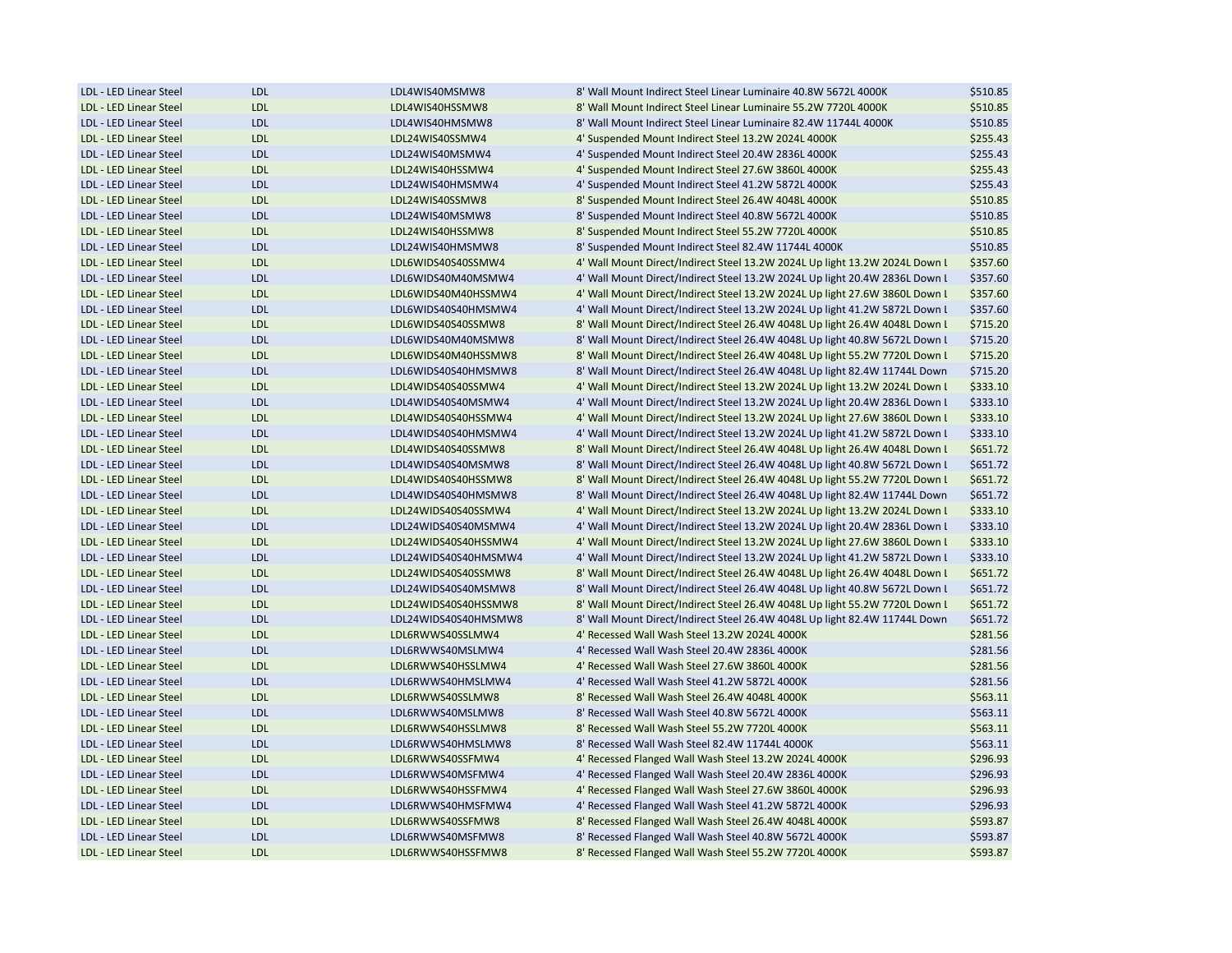| | | | | |
|---|---|---|---|---|
| LDL - LED Linear Steel | LDL | LDL4WIS40MSMW8 | 8' Wall Mount Indirect Steel Linear Luminaire 40.8W 5672L 4000K | $510.85 |
| LDL - LED Linear Steel | LDL | LDL4WIS40HSSMW8 | 8' Wall Mount Indirect Steel Linear Luminaire 55.2W 7720L 4000K | $510.85 |
| LDL - LED Linear Steel | LDL | LDL4WIS40HMSMW8 | 8' Wall Mount Indirect Steel Linear Luminaire 82.4W 11744L 4000K | $510.85 |
| LDL - LED Linear Steel | LDL | LDL24WIS40SSMW4 | 4' Suspended Mount Indirect Steel 13.2W 2024L 4000K | $255.43 |
| LDL - LED Linear Steel | LDL | LDL24WIS40MSMW4 | 4' Suspended Mount Indirect Steel 20.4W 2836L 4000K | $255.43 |
| LDL - LED Linear Steel | LDL | LDL24WIS40HSSMW4 | 4' Suspended Mount Indirect Steel 27.6W 3860L 4000K | $255.43 |
| LDL - LED Linear Steel | LDL | LDL24WIS40HMSMW4 | 4' Suspended Mount Indirect Steel 41.2W 5872L 4000K | $255.43 |
| LDL - LED Linear Steel | LDL | LDL24WIS40SSMW8 | 8' Suspended Mount Indirect Steel 26.4W 4048L 4000K | $510.85 |
| LDL - LED Linear Steel | LDL | LDL24WIS40MSMW8 | 8' Suspended Mount Indirect Steel 40.8W 5672L 4000K | $510.85 |
| LDL - LED Linear Steel | LDL | LDL24WIS40HSSMW8 | 8' Suspended Mount Indirect Steel 55.2W 7720L 4000K | $510.85 |
| LDL - LED Linear Steel | LDL | LDL24WIS40HMSMW8 | 8' Suspended Mount Indirect Steel 82.4W 11744L 4000K | $510.85 |
| LDL - LED Linear Steel | LDL | LDL6WIDS40S40SSMW4 | 4' Wall Mount Direct/Indirect Steel 13.2W 2024L Up light 13.2W 2024L Down L | $357.60 |
| LDL - LED Linear Steel | LDL | LDL6WIDS40M40MSMW4 | 4' Wall Mount Direct/Indirect Steel 13.2W 2024L Up light 20.4W 2836L Down L | $357.60 |
| LDL - LED Linear Steel | LDL | LDL6WIDS40M40HSSMW4 | 4' Wall Mount Direct/Indirect Steel 13.2W 2024L Up light 27.6W 3860L Down L | $357.60 |
| LDL - LED Linear Steel | LDL | LDL6WIDS40S40HMSMW4 | 4' Wall Mount Direct/Indirect Steel 13.2W 2024L Up light 41.2W 5872L Down L | $357.60 |
| LDL - LED Linear Steel | LDL | LDL6WIDS40S40SSMW8 | 8' Wall Mount Direct/Indirect Steel 26.4W 4048L Up light 26.4W 4048L Down L | $715.20 |
| LDL - LED Linear Steel | LDL | LDL6WIDS40M40MSMW8 | 8' Wall Mount Direct/Indirect Steel 26.4W 4048L Up light 40.8W 5672L Down L | $715.20 |
| LDL - LED Linear Steel | LDL | LDL6WIDS40M40HSSMW8 | 8' Wall Mount Direct/Indirect Steel 26.4W 4048L Up light 55.2W 7720L Down L | $715.20 |
| LDL - LED Linear Steel | LDL | LDL6WIDS40S40HMSMW8 | 8' Wall Mount Direct/Indirect Steel 26.4W 4048L Up light 82.4W 11744L Down | $715.20 |
| LDL - LED Linear Steel | LDL | LDL4WIDS40S40SSMW4 | 4' Wall Mount Direct/Indirect Steel 13.2W 2024L Up light 13.2W 2024L Down L | $333.10 |
| LDL - LED Linear Steel | LDL | LDL4WIDS40S40MSMW4 | 4' Wall Mount Direct/Indirect Steel 13.2W 2024L Up light 20.4W 2836L Down L | $333.10 |
| LDL - LED Linear Steel | LDL | LDL4WIDS40S40HSSMW4 | 4' Wall Mount Direct/Indirect Steel 13.2W 2024L Up light 27.6W 3860L Down L | $333.10 |
| LDL - LED Linear Steel | LDL | LDL4WIDS40S40HMSMW4 | 4' Wall Mount Direct/Indirect Steel 13.2W 2024L Up light 41.2W 5872L Down L | $333.10 |
| LDL - LED Linear Steel | LDL | LDL4WIDS40S40SSMW8 | 8' Wall Mount Direct/Indirect Steel 26.4W 4048L Up light 26.4W 4048L Down L | $651.72 |
| LDL - LED Linear Steel | LDL | LDL4WIDS40S40MSMW8 | 8' Wall Mount Direct/Indirect Steel 26.4W 4048L Up light 40.8W 5672L Down L | $651.72 |
| LDL - LED Linear Steel | LDL | LDL4WIDS40S40HSSMW8 | 8' Wall Mount Direct/Indirect Steel 26.4W 4048L Up light 55.2W 7720L Down L | $651.72 |
| LDL - LED Linear Steel | LDL | LDL4WIDS40S40HMSMW8 | 8' Wall Mount Direct/Indirect Steel 26.4W 4048L Up light 82.4W 11744L Down | $651.72 |
| LDL - LED Linear Steel | LDL | LDL24WIDS40S40SSMW4 | 4' Wall Mount Direct/Indirect Steel 13.2W 2024L Up light 13.2W 2024L Down L | $333.10 |
| LDL - LED Linear Steel | LDL | LDL24WIDS40S40MSMW4 | 4' Wall Mount Direct/Indirect Steel 13.2W 2024L Up light 20.4W 2836L Down L | $333.10 |
| LDL - LED Linear Steel | LDL | LDL24WIDS40S40HSSMW4 | 4' Wall Mount Direct/Indirect Steel 13.2W 2024L Up light 27.6W 3860L Down L | $333.10 |
| LDL - LED Linear Steel | LDL | LDL24WIDS40S40HMSMW4 | 4' Wall Mount Direct/Indirect Steel 13.2W 2024L Up light 41.2W 5872L Down L | $333.10 |
| LDL - LED Linear Steel | LDL | LDL24WIDS40S40SSMW8 | 8' Wall Mount Direct/Indirect Steel 26.4W 4048L Up light 26.4W 4048L Down L | $651.72 |
| LDL - LED Linear Steel | LDL | LDL24WIDS40S40MSMW8 | 8' Wall Mount Direct/Indirect Steel 26.4W 4048L Up light 40.8W 5672L Down L | $651.72 |
| LDL - LED Linear Steel | LDL | LDL24WIDS40S40HSSMW8 | 8' Wall Mount Direct/Indirect Steel 26.4W 4048L Up light 55.2W 7720L Down L | $651.72 |
| LDL - LED Linear Steel | LDL | LDL24WIDS40S40HMSMW8 | 8' Wall Mount Direct/Indirect Steel 26.4W 4048L Up light 82.4W 11744L Down | $651.72 |
| LDL - LED Linear Steel | LDL | LDL6RWWS40SSLMW4 | 4' Recessed Wall Wash Steel 13.2W 2024L 4000K | $281.56 |
| LDL - LED Linear Steel | LDL | LDL6RWWS40MSLMW4 | 4' Recessed Wall Wash Steel 20.4W 2836L 4000K | $281.56 |
| LDL - LED Linear Steel | LDL | LDL6RWWS40HSSLMW4 | 4' Recessed Wall Wash Steel 27.6W 3860L 4000K | $281.56 |
| LDL - LED Linear Steel | LDL | LDL6RWWS40HMSLMW4 | 4' Recessed Wall Wash Steel 41.2W 5872L 4000K | $281.56 |
| LDL - LED Linear Steel | LDL | LDL6RWWS40SSLMW8 | 8' Recessed Wall Wash Steel 26.4W 4048L 4000K | $563.11 |
| LDL - LED Linear Steel | LDL | LDL6RWWS40MSLMW8 | 8' Recessed Wall Wash Steel 40.8W 5672L 4000K | $563.11 |
| LDL - LED Linear Steel | LDL | LDL6RWWS40HSSLMW8 | 8' Recessed Wall Wash Steel 55.2W 7720L 4000K | $563.11 |
| LDL - LED Linear Steel | LDL | LDL6RWWS40HMSLMW8 | 8' Recessed Wall Wash Steel 82.4W 11744L 4000K | $563.11 |
| LDL - LED Linear Steel | LDL | LDL6RWWS40SSFMW4 | 4' Recessed Flanged Wall Wash Steel 13.2W 2024L 4000K | $296.93 |
| LDL - LED Linear Steel | LDL | LDL6RWWS40MSFMW4 | 4' Recessed Flanged Wall Wash Steel 20.4W 2836L 4000K | $296.93 |
| LDL - LED Linear Steel | LDL | LDL6RWWS40HSSFMW4 | 4' Recessed Flanged Wall Wash Steel 27.6W 3860L 4000K | $296.93 |
| LDL - LED Linear Steel | LDL | LDL6RWWS40HMSFMW4 | 4' Recessed Flanged Wall Wash Steel 41.2W 5872L 4000K | $296.93 |
| LDL - LED Linear Steel | LDL | LDL6RWWS40SSFMW8 | 8' Recessed Flanged Wall Wash Steel 26.4W 4048L 4000K | $593.87 |
| LDL - LED Linear Steel | LDL | LDL6RWWS40MSFMW8 | 8' Recessed Flanged Wall Wash Steel 40.8W 5672L 4000K | $593.87 |
| LDL - LED Linear Steel | LDL | LDL6RWWS40HSSFMW8 | 8' Recessed Flanged Wall Wash Steel 55.2W 7720L 4000K | $593.87 |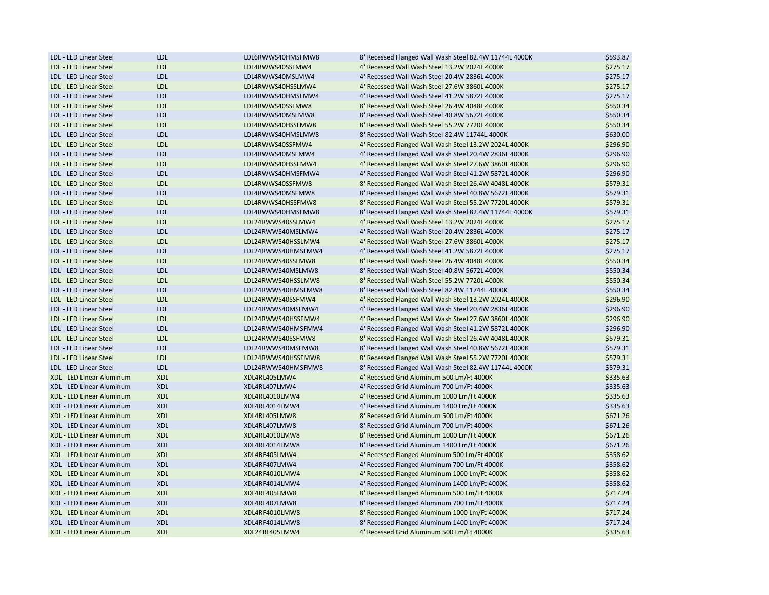| | | | | |
|---|---|---|---|---|
| LDL - LED Linear Steel | LDL | LDL6RWWS40HMSFMW8 | 8' Recessed Flanged Wall Wash Steel 82.4W 11744L 4000K | $593.87 |
| LDL - LED Linear Steel | LDL | LDL4RWWS40SSLMW4 | 4' Recessed Wall Wash Steel 13.2W 2024L 4000K | $275.17 |
| LDL - LED Linear Steel | LDL | LDL4RWWS40MSLMW4 | 4' Recessed Wall Wash Steel 20.4W 2836L 4000K | $275.17 |
| LDL - LED Linear Steel | LDL | LDL4RWWS40HSSLMW4 | 4' Recessed Wall Wash Steel 27.6W 3860L 4000K | $275.17 |
| LDL - LED Linear Steel | LDL | LDL4RWWS40HMSLMW4 | 4' Recessed Wall Wash Steel 41.2W 5872L 4000K | $275.17 |
| LDL - LED Linear Steel | LDL | LDL4RWWS40SSLMW8 | 8' Recessed Wall Wash Steel 26.4W 4048L 4000K | $550.34 |
| LDL - LED Linear Steel | LDL | LDL4RWWS40MSLMW8 | 8' Recessed Wall Wash Steel 40.8W 5672L 4000K | $550.34 |
| LDL - LED Linear Steel | LDL | LDL4RWWS40HSSLMW8 | 8' Recessed Wall Wash Steel 55.2W 7720L 4000K | $550.34 |
| LDL - LED Linear Steel | LDL | LDL4RWWS40HMSLMW8 | 8' Recessed Wall Wash Steel 82.4W 11744L 4000K | $630.00 |
| LDL - LED Linear Steel | LDL | LDL4RWWS40SSFMW4 | 4' Recessed Flanged Wall Wash Steel 13.2W 2024L 4000K | $296.90 |
| LDL - LED Linear Steel | LDL | LDL4RWWS40MSFMW4 | 4' Recessed Flanged Wall Wash Steel 20.4W 2836L 4000K | $296.90 |
| LDL - LED Linear Steel | LDL | LDL4RWWS40HSSFMW4 | 4' Recessed Flanged Wall Wash Steel 27.6W 3860L 4000K | $296.90 |
| LDL - LED Linear Steel | LDL | LDL4RWWS40HMSFMW4 | 4' Recessed Flanged Wall Wash Steel 41.2W 5872L 4000K | $296.90 |
| LDL - LED Linear Steel | LDL | LDL4RWWS40SSFMW8 | 8' Recessed Flanged Wall Wash Steel 26.4W 4048L 4000K | $579.31 |
| LDL - LED Linear Steel | LDL | LDL4RWWS40MSFMW8 | 8' Recessed Flanged Wall Wash Steel 40.8W 5672L 4000K | $579.31 |
| LDL - LED Linear Steel | LDL | LDL4RWWS40HSSFMW8 | 8' Recessed Flanged Wall Wash Steel 55.2W 7720L 4000K | $579.31 |
| LDL - LED Linear Steel | LDL | LDL4RWWS40HMSFMW8 | 8' Recessed Flanged Wall Wash Steel 82.4W 11744L 4000K | $579.31 |
| LDL - LED Linear Steel | LDL | LDL24RWWS40SSLMW4 | 4' Recessed Wall Wash Steel 13.2W 2024L 4000K | $275.17 |
| LDL - LED Linear Steel | LDL | LDL24RWWS40MSLMW4 | 4' Recessed Wall Wash Steel 20.4W 2836L 4000K | $275.17 |
| LDL - LED Linear Steel | LDL | LDL24RWWS40HSSLMW4 | 4' Recessed Wall Wash Steel 27.6W 3860L 4000K | $275.17 |
| LDL - LED Linear Steel | LDL | LDL24RWWS40HMSLMW4 | 4' Recessed Wall Wash Steel 41.2W 5872L 4000K | $275.17 |
| LDL - LED Linear Steel | LDL | LDL24RWWS40SSLMW8 | 8' Recessed Wall Wash Steel 26.4W 4048L 4000K | $550.34 |
| LDL - LED Linear Steel | LDL | LDL24RWWS40MSLMW8 | 8' Recessed Wall Wash Steel 40.8W 5672L 4000K | $550.34 |
| LDL - LED Linear Steel | LDL | LDL24RWWS40HSSLMW8 | 8' Recessed Wall Wash Steel 55.2W 7720L 4000K | $550.34 |
| LDL - LED Linear Steel | LDL | LDL24RWWS40HMSLMW8 | 8' Recessed Wall Wash Steel 82.4W 11744L 4000K | $550.34 |
| LDL - LED Linear Steel | LDL | LDL24RWWS40SSFMW4 | 4' Recessed Flanged Wall Wash Steel 13.2W 2024L 4000K | $296.90 |
| LDL - LED Linear Steel | LDL | LDL24RWWS40MSFMW4 | 4' Recessed Flanged Wall Wash Steel 20.4W 2836L 4000K | $296.90 |
| LDL - LED Linear Steel | LDL | LDL24RWWS40HSSFMW4 | 4' Recessed Flanged Wall Wash Steel 27.6W 3860L 4000K | $296.90 |
| LDL - LED Linear Steel | LDL | LDL24RWWS40HMSFMW4 | 4' Recessed Flanged Wall Wash Steel 41.2W 5872L 4000K | $296.90 |
| LDL - LED Linear Steel | LDL | LDL24RWWS40SSFMW8 | 8' Recessed Flanged Wall Wash Steel 26.4W 4048L 4000K | $579.31 |
| LDL - LED Linear Steel | LDL | LDL24RWWS40MSFMW8 | 8' Recessed Flanged Wall Wash Steel 40.8W 5672L 4000K | $579.31 |
| LDL - LED Linear Steel | LDL | LDL24RWWS40HSSFMW8 | 8' Recessed Flanged Wall Wash Steel 55.2W 7720L 4000K | $579.31 |
| LDL - LED Linear Steel | LDL | LDL24RWWS40HMSFMW8 | 8' Recessed Flanged Wall Wash Steel 82.4W 11744L 4000K | $579.31 |
| XDL - LED Linear Aluminum | XDL | XDL4RL405LMW4 | 4' Recessed Grid Aluminum 500 Lm/Ft 4000K | $335.63 |
| XDL - LED Linear Aluminum | XDL | XDL4RL407LMW4 | 4' Recessed Grid Aluminum 700 Lm/Ft 4000K | $335.63 |
| XDL - LED Linear Aluminum | XDL | XDL4RL4010LMW4 | 4' Recessed Grid Aluminum 1000 Lm/Ft 4000K | $335.63 |
| XDL - LED Linear Aluminum | XDL | XDL4RL4014LMW4 | 4' Recessed Grid Aluminum 1400 Lm/Ft 4000K | $335.63 |
| XDL - LED Linear Aluminum | XDL | XDL4RL405LMW8 | 8' Recessed Grid Aluminum 500 Lm/Ft 4000K | $671.26 |
| XDL - LED Linear Aluminum | XDL | XDL4RL407LMW8 | 8' Recessed Grid Aluminum 700 Lm/Ft 4000K | $671.26 |
| XDL - LED Linear Aluminum | XDL | XDL4RL4010LMW8 | 8' Recessed Grid Aluminum 1000 Lm/Ft 4000K | $671.26 |
| XDL - LED Linear Aluminum | XDL | XDL4RL4014LMW8 | 8' Recessed Grid Aluminum 1400 Lm/Ft 4000K | $671.26 |
| XDL - LED Linear Aluminum | XDL | XDL4RF405LMW4 | 4' Recessed Flanged Aluminum 500 Lm/Ft 4000K | $358.62 |
| XDL - LED Linear Aluminum | XDL | XDL4RF407LMW4 | 4' Recessed Flanged Aluminum 700 Lm/Ft 4000K | $358.62 |
| XDL - LED Linear Aluminum | XDL | XDL4RF4010LMW4 | 4' Recessed Flanged Aluminum 1000 Lm/Ft 4000K | $358.62 |
| XDL - LED Linear Aluminum | XDL | XDL4RF4014LMW4 | 4' Recessed Flanged Aluminum 1400 Lm/Ft 4000K | $358.62 |
| XDL - LED Linear Aluminum | XDL | XDL4RF405LMW8 | 8' Recessed Flanged Aluminum 500 Lm/Ft 4000K | $717.24 |
| XDL - LED Linear Aluminum | XDL | XDL4RF407LMW8 | 8' Recessed Flanged Aluminum 700 Lm/Ft 4000K | $717.24 |
| XDL - LED Linear Aluminum | XDL | XDL4RF4010LMW8 | 8' Recessed Flanged Aluminum 1000 Lm/Ft 4000K | $717.24 |
| XDL - LED Linear Aluminum | XDL | XDL4RF4014LMW8 | 8' Recessed Flanged Aluminum 1400 Lm/Ft 4000K | $717.24 |
| XDL - LED Linear Aluminum | XDL | XDL24RL405LMW4 | 4' Recessed Grid Aluminum 500 Lm/Ft 4000K | $335.63 |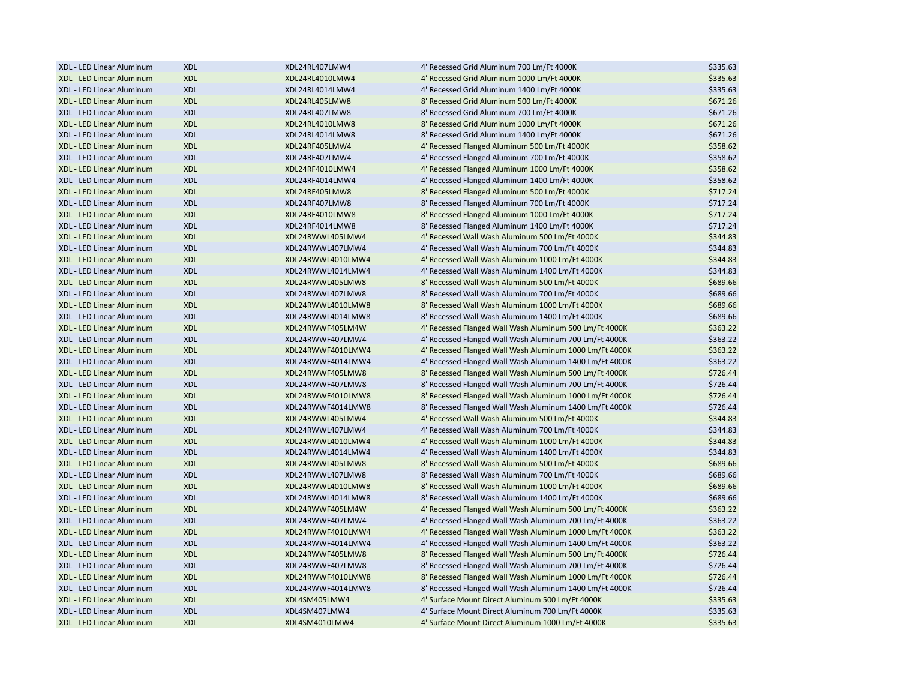| | | | | |
|---|---|---|---|---|
| XDL - LED Linear Aluminum | XDL | XDL24RL407LMW4 | 4' Recessed Grid Aluminum 700 Lm/Ft 4000K | $335.63 |
| XDL - LED Linear Aluminum | XDL | XDL24RL4010LMW4 | 4' Recessed Grid Aluminum 1000 Lm/Ft 4000K | $335.63 |
| XDL - LED Linear Aluminum | XDL | XDL24RL4014LMW4 | 4' Recessed Grid Aluminum 1400 Lm/Ft 4000K | $335.63 |
| XDL - LED Linear Aluminum | XDL | XDL24RL405LMW8 | 8' Recessed Grid Aluminum 500 Lm/Ft 4000K | $671.26 |
| XDL - LED Linear Aluminum | XDL | XDL24RL407LMW8 | 8' Recessed Grid Aluminum 700 Lm/Ft 4000K | $671.26 |
| XDL - LED Linear Aluminum | XDL | XDL24RL4010LMW8 | 8' Recessed Grid Aluminum 1000 Lm/Ft 4000K | $671.26 |
| XDL - LED Linear Aluminum | XDL | XDL24RL4014LMW8 | 8' Recessed Grid Aluminum 1400 Lm/Ft 4000K | $671.26 |
| XDL - LED Linear Aluminum | XDL | XDL24RF405LMW4 | 4' Recessed Flanged Aluminum 500 Lm/Ft 4000K | $358.62 |
| XDL - LED Linear Aluminum | XDL | XDL24RF407LMW4 | 4' Recessed Flanged Aluminum 700 Lm/Ft 4000K | $358.62 |
| XDL - LED Linear Aluminum | XDL | XDL24RF4010LMW4 | 4' Recessed Flanged Aluminum 1000 Lm/Ft 4000K | $358.62 |
| XDL - LED Linear Aluminum | XDL | XDL24RF4014LMW4 | 4' Recessed Flanged Aluminum 1400 Lm/Ft 4000K | $358.62 |
| XDL - LED Linear Aluminum | XDL | XDL24RF405LMW8 | 8' Recessed Flanged Aluminum 500 Lm/Ft 4000K | $717.24 |
| XDL - LED Linear Aluminum | XDL | XDL24RF407LMW8 | 8' Recessed Flanged Aluminum 700 Lm/Ft 4000K | $717.24 |
| XDL - LED Linear Aluminum | XDL | XDL24RF4010LMW8 | 8' Recessed Flanged Aluminum 1000 Lm/Ft 4000K | $717.24 |
| XDL - LED Linear Aluminum | XDL | XDL24RF4014LMW8 | 8' Recessed Flanged Aluminum 1400 Lm/Ft 4000K | $717.24 |
| XDL - LED Linear Aluminum | XDL | XDL24RWWL405LMW4 | 4' Recessed Wall Wash Aluminum 500 Lm/Ft 4000K | $344.83 |
| XDL - LED Linear Aluminum | XDL | XDL24RWWL407LMW4 | 4' Recessed Wall Wash Aluminum 700 Lm/Ft 4000K | $344.83 |
| XDL - LED Linear Aluminum | XDL | XDL24RWWL4010LMW4 | 4' Recessed Wall Wash Aluminum 1000 Lm/Ft 4000K | $344.83 |
| XDL - LED Linear Aluminum | XDL | XDL24RWWL4014LMW4 | 4' Recessed Wall Wash Aluminum 1400 Lm/Ft 4000K | $344.83 |
| XDL - LED Linear Aluminum | XDL | XDL24RWWL405LMW8 | 8' Recessed Wall Wash Aluminum 500 Lm/Ft 4000K | $689.66 |
| XDL - LED Linear Aluminum | XDL | XDL24RWWL407LMW8 | 8' Recessed Wall Wash Aluminum 700 Lm/Ft 4000K | $689.66 |
| XDL - LED Linear Aluminum | XDL | XDL24RWWL4010LMW8 | 8' Recessed Wall Wash Aluminum 1000 Lm/Ft 4000K | $689.66 |
| XDL - LED Linear Aluminum | XDL | XDL24RWWL4014LMW8 | 8' Recessed Wall Wash Aluminum 1400 Lm/Ft 4000K | $689.66 |
| XDL - LED Linear Aluminum | XDL | XDL24RWWF405LM4W | 4' Recessed Flanged Wall Wash Aluminum 500 Lm/Ft 4000K | $363.22 |
| XDL - LED Linear Aluminum | XDL | XDL24RWWF407LMW4 | 4' Recessed Flanged Wall Wash Aluminum 700 Lm/Ft 4000K | $363.22 |
| XDL - LED Linear Aluminum | XDL | XDL24RWWF4010LMW4 | 4' Recessed Flanged Wall Wash Aluminum 1000 Lm/Ft 4000K | $363.22 |
| XDL - LED Linear Aluminum | XDL | XDL24RWWF4014LMW4 | 4' Recessed Flanged Wall Wash Aluminum 1400 Lm/Ft 4000K | $363.22 |
| XDL - LED Linear Aluminum | XDL | XDL24RWWF405LMW8 | 8' Recessed Flanged Wall Wash Aluminum 500 Lm/Ft 4000K | $726.44 |
| XDL - LED Linear Aluminum | XDL | XDL24RWWF407LMW8 | 8' Recessed Flanged Wall Wash Aluminum 700 Lm/Ft 4000K | $726.44 |
| XDL - LED Linear Aluminum | XDL | XDL24RWWF4010LMW8 | 8' Recessed Flanged Wall Wash Aluminum 1000 Lm/Ft 4000K | $726.44 |
| XDL - LED Linear Aluminum | XDL | XDL24RWWF4014LMW8 | 8' Recessed Flanged Wall Wash Aluminum 1400 Lm/Ft 4000K | $726.44 |
| XDL - LED Linear Aluminum | XDL | XDL24RWWL405LMW4 | 4' Recessed Wall Wash Aluminum 500 Lm/Ft 4000K | $344.83 |
| XDL - LED Linear Aluminum | XDL | XDL24RWWL407LMW4 | 4' Recessed Wall Wash Aluminum 700 Lm/Ft 4000K | $344.83 |
| XDL - LED Linear Aluminum | XDL | XDL24RWWL4010LMW4 | 4' Recessed Wall Wash Aluminum 1000 Lm/Ft 4000K | $344.83 |
| XDL - LED Linear Aluminum | XDL | XDL24RWWL4014LMW4 | 4' Recessed Wall Wash Aluminum 1400 Lm/Ft 4000K | $344.83 |
| XDL - LED Linear Aluminum | XDL | XDL24RWWL405LMW8 | 8' Recessed Wall Wash Aluminum 500 Lm/Ft 4000K | $689.66 |
| XDL - LED Linear Aluminum | XDL | XDL24RWWL407LMW8 | 8' Recessed Wall Wash Aluminum 700 Lm/Ft 4000K | $689.66 |
| XDL - LED Linear Aluminum | XDL | XDL24RWWL4010LMW8 | 8' Recessed Wall Wash Aluminum 1000 Lm/Ft 4000K | $689.66 |
| XDL - LED Linear Aluminum | XDL | XDL24RWWL4014LMW8 | 8' Recessed Wall Wash Aluminum 1400 Lm/Ft 4000K | $689.66 |
| XDL - LED Linear Aluminum | XDL | XDL24RWWF405LM4W | 4' Recessed Flanged Wall Wash Aluminum 500 Lm/Ft 4000K | $363.22 |
| XDL - LED Linear Aluminum | XDL | XDL24RWWF407LMW4 | 4' Recessed Flanged Wall Wash Aluminum 700 Lm/Ft 4000K | $363.22 |
| XDL - LED Linear Aluminum | XDL | XDL24RWWF4010LMW4 | 4' Recessed Flanged Wall Wash Aluminum 1000 Lm/Ft 4000K | $363.22 |
| XDL - LED Linear Aluminum | XDL | XDL24RWWF4014LMW4 | 4' Recessed Flanged Wall Wash Aluminum 1400 Lm/Ft 4000K | $363.22 |
| XDL - LED Linear Aluminum | XDL | XDL24RWWF405LMW8 | 8' Recessed Flanged Wall Wash Aluminum 500 Lm/Ft 4000K | $726.44 |
| XDL - LED Linear Aluminum | XDL | XDL24RWWF407LMW8 | 8' Recessed Flanged Wall Wash Aluminum 700 Lm/Ft 4000K | $726.44 |
| XDL - LED Linear Aluminum | XDL | XDL24RWWF4010LMW8 | 8' Recessed Flanged Wall Wash Aluminum 1000 Lm/Ft 4000K | $726.44 |
| XDL - LED Linear Aluminum | XDL | XDL24RWWF4014LMW8 | 8' Recessed Flanged Wall Wash Aluminum 1400 Lm/Ft 4000K | $726.44 |
| XDL - LED Linear Aluminum | XDL | XDL4SM405LMW4 | 4' Surface Mount Direct Aluminum 500 Lm/Ft 4000K | $335.63 |
| XDL - LED Linear Aluminum | XDL | XDL4SM407LMW4 | 4' Surface Mount Direct Aluminum 700 Lm/Ft 4000K | $335.63 |
| XDL - LED Linear Aluminum | XDL | XDL4SM4010LMW4 | 4' Surface Mount Direct Aluminum 1000 Lm/Ft 4000K | $335.63 |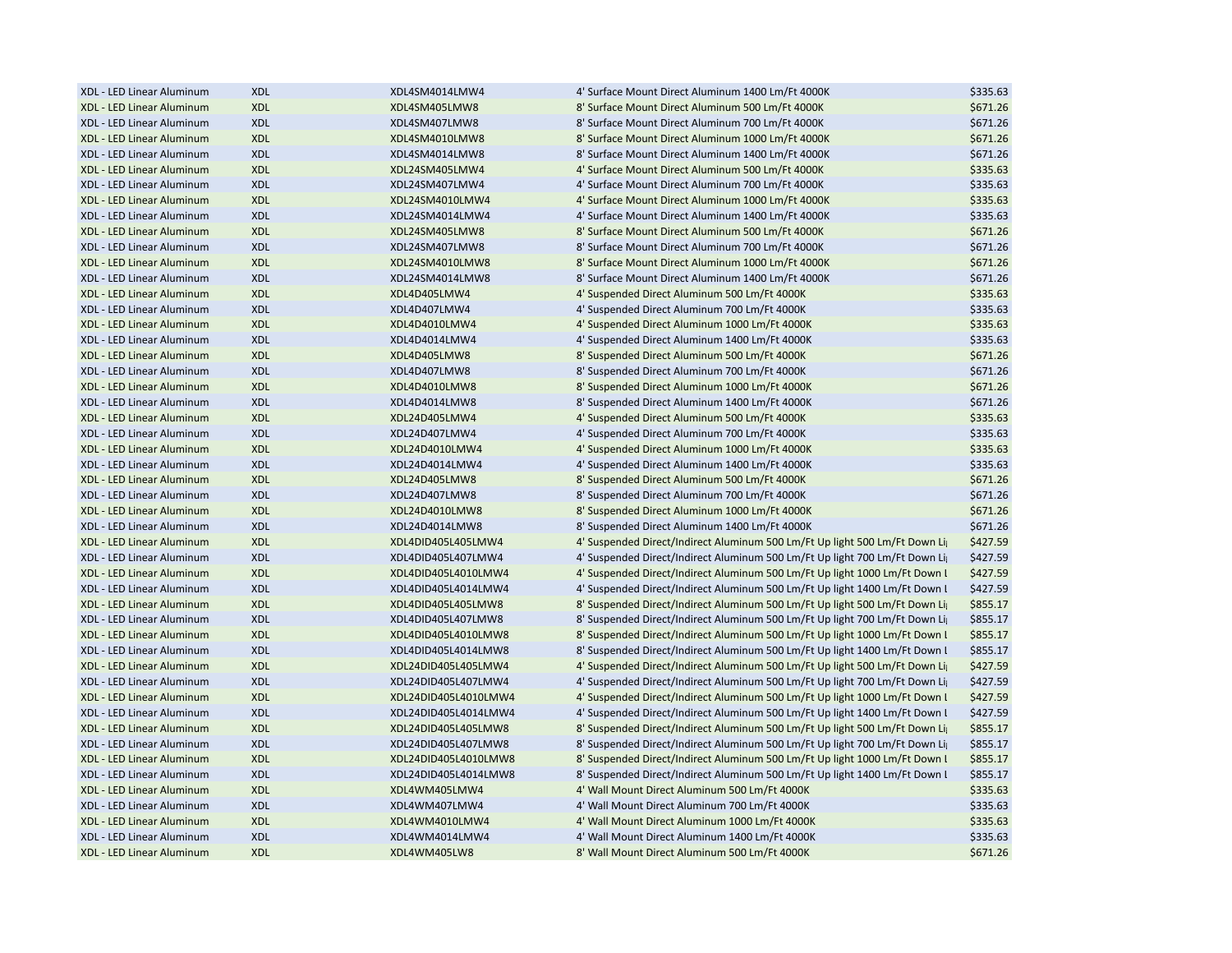| XDL - LED Linear Aluminum | XDL | XDL4SM4014LMW4 | 4' Surface Mount Direct Aluminum 1400 Lm/Ft 4000K | $335.63 |
|---|---|---|---|---|
| XDL - LED Linear Aluminum | XDL | XDL4SM405LMW8 | 8' Surface Mount Direct Aluminum 500 Lm/Ft 4000K | $671.26 |
| XDL - LED Linear Aluminum | XDL | XDL4SM407LMW8 | 8' Surface Mount Direct Aluminum 700 Lm/Ft 4000K | $671.26 |
| XDL - LED Linear Aluminum | XDL | XDL4SM4010LMW8 | 8' Surface Mount Direct Aluminum 1000 Lm/Ft 4000K | $671.26 |
| XDL - LED Linear Aluminum | XDL | XDL4SM4014LMW8 | 8' Surface Mount Direct Aluminum 1400 Lm/Ft 4000K | $671.26 |
| XDL - LED Linear Aluminum | XDL | XDL24SM405LMW4 | 4' Surface Mount Direct Aluminum 500 Lm/Ft 4000K | $335.63 |
| XDL - LED Linear Aluminum | XDL | XDL24SM407LMW4 | 4' Surface Mount Direct Aluminum 700 Lm/Ft 4000K | $335.63 |
| XDL - LED Linear Aluminum | XDL | XDL24SM4010LMW4 | 4' Surface Mount Direct Aluminum 1000 Lm/Ft 4000K | $335.63 |
| XDL - LED Linear Aluminum | XDL | XDL24SM4014LMW4 | 4' Surface Mount Direct Aluminum 1400 Lm/Ft 4000K | $335.63 |
| XDL - LED Linear Aluminum | XDL | XDL24SM405LMW8 | 8' Surface Mount Direct Aluminum 500 Lm/Ft 4000K | $671.26 |
| XDL - LED Linear Aluminum | XDL | XDL24SM407LMW8 | 8' Surface Mount Direct Aluminum 700 Lm/Ft 4000K | $671.26 |
| XDL - LED Linear Aluminum | XDL | XDL24SM4010LMW8 | 8' Surface Mount Direct Aluminum 1000 Lm/Ft 4000K | $671.26 |
| XDL - LED Linear Aluminum | XDL | XDL24SM4014LMW8 | 8' Surface Mount Direct Aluminum 1400 Lm/Ft 4000K | $671.26 |
| XDL - LED Linear Aluminum | XDL | XDL4D405LMW4 | 4' Suspended Direct Aluminum 500 Lm/Ft 4000K | $335.63 |
| XDL - LED Linear Aluminum | XDL | XDL4D407LMW4 | 4' Suspended Direct Aluminum 700 Lm/Ft 4000K | $335.63 |
| XDL - LED Linear Aluminum | XDL | XDL4D4010LMW4 | 4' Suspended Direct Aluminum 1000 Lm/Ft 4000K | $335.63 |
| XDL - LED Linear Aluminum | XDL | XDL4D4014LMW4 | 4' Suspended Direct Aluminum 1400 Lm/Ft 4000K | $335.63 |
| XDL - LED Linear Aluminum | XDL | XDL4D405LMW8 | 8' Suspended Direct Aluminum 500 Lm/Ft 4000K | $671.26 |
| XDL - LED Linear Aluminum | XDL | XDL4D407LMW8 | 8' Suspended Direct Aluminum 700 Lm/Ft 4000K | $671.26 |
| XDL - LED Linear Aluminum | XDL | XDL4D4010LMW8 | 8' Suspended Direct Aluminum 1000 Lm/Ft 4000K | $671.26 |
| XDL - LED Linear Aluminum | XDL | XDL4D4014LMW8 | 8' Suspended Direct Aluminum 1400 Lm/Ft 4000K | $671.26 |
| XDL - LED Linear Aluminum | XDL | XDL24D405LMW4 | 4' Suspended Direct Aluminum 500 Lm/Ft 4000K | $335.63 |
| XDL - LED Linear Aluminum | XDL | XDL24D407LMW4 | 4' Suspended Direct Aluminum 700 Lm/Ft 4000K | $335.63 |
| XDL - LED Linear Aluminum | XDL | XDL24D4010LMW4 | 4' Suspended Direct Aluminum 1000 Lm/Ft 4000K | $335.63 |
| XDL - LED Linear Aluminum | XDL | XDL24D4014LMW4 | 4' Suspended Direct Aluminum 1400 Lm/Ft 4000K | $335.63 |
| XDL - LED Linear Aluminum | XDL | XDL24D405LMW8 | 8' Suspended Direct Aluminum 500 Lm/Ft 4000K | $671.26 |
| XDL - LED Linear Aluminum | XDL | XDL24D407LMW8 | 8' Suspended Direct Aluminum 700 Lm/Ft 4000K | $671.26 |
| XDL - LED Linear Aluminum | XDL | XDL24D4010LMW8 | 8' Suspended Direct Aluminum 1000 Lm/Ft 4000K | $671.26 |
| XDL - LED Linear Aluminum | XDL | XDL24D4014LMW8 | 8' Suspended Direct Aluminum 1400 Lm/Ft 4000K | $671.26 |
| XDL - LED Linear Aluminum | XDL | XDL4DID405L405LMW4 | 4' Suspended Direct/Indirect Aluminum 500 Lm/Ft Up light 500 Lm/Ft Down Li | $427.59 |
| XDL - LED Linear Aluminum | XDL | XDL4DID405L407LMW4 | 4' Suspended Direct/Indirect Aluminum 500 Lm/Ft Up light 700 Lm/Ft Down Li | $427.59 |
| XDL - LED Linear Aluminum | XDL | XDL4DID405L4010LMW4 | 4' Suspended Direct/Indirect Aluminum 500 Lm/Ft Up light 1000 Lm/Ft Down L | $427.59 |
| XDL - LED Linear Aluminum | XDL | XDL4DID405L4014LMW4 | 4' Suspended Direct/Indirect Aluminum 500 Lm/Ft Up light 1400 Lm/Ft Down L | $427.59 |
| XDL - LED Linear Aluminum | XDL | XDL4DID405L405LMW8 | 8' Suspended Direct/Indirect Aluminum 500 Lm/Ft Up light 500 Lm/Ft Down Li | $855.17 |
| XDL - LED Linear Aluminum | XDL | XDL4DID405L407LMW8 | 8' Suspended Direct/Indirect Aluminum 500 Lm/Ft Up light 700 Lm/Ft Down Li | $855.17 |
| XDL - LED Linear Aluminum | XDL | XDL4DID405L4010LMW8 | 8' Suspended Direct/Indirect Aluminum 500 Lm/Ft Up light 1000 Lm/Ft Down L | $855.17 |
| XDL - LED Linear Aluminum | XDL | XDL4DID405L4014LMW8 | 8' Suspended Direct/Indirect Aluminum 500 Lm/Ft Up light 1400 Lm/Ft Down L | $855.17 |
| XDL - LED Linear Aluminum | XDL | XDL24DID405L405LMW4 | 4' Suspended Direct/Indirect Aluminum 500 Lm/Ft Up light 500 Lm/Ft Down Li | $427.59 |
| XDL - LED Linear Aluminum | XDL | XDL24DID405L407LMW4 | 4' Suspended Direct/Indirect Aluminum 500 Lm/Ft Up light 700 Lm/Ft Down Li | $427.59 |
| XDL - LED Linear Aluminum | XDL | XDL24DID405L4010LMW4 | 4' Suspended Direct/Indirect Aluminum 500 Lm/Ft Up light 1000 Lm/Ft Down L | $427.59 |
| XDL - LED Linear Aluminum | XDL | XDL24DID405L4014LMW4 | 4' Suspended Direct/Indirect Aluminum 500 Lm/Ft Up light 1400 Lm/Ft Down L | $427.59 |
| XDL - LED Linear Aluminum | XDL | XDL24DID405L405LMW8 | 8' Suspended Direct/Indirect Aluminum 500 Lm/Ft Up light 500 Lm/Ft Down Li | $855.17 |
| XDL - LED Linear Aluminum | XDL | XDL24DID405L407LMW8 | 8' Suspended Direct/Indirect Aluminum 500 Lm/Ft Up light 700 Lm/Ft Down Li | $855.17 |
| XDL - LED Linear Aluminum | XDL | XDL24DID405L4010LMW8 | 8' Suspended Direct/Indirect Aluminum 500 Lm/Ft Up light 1000 Lm/Ft Down L | $855.17 |
| XDL - LED Linear Aluminum | XDL | XDL24DID405L4014LMW8 | 8' Suspended Direct/Indirect Aluminum 500 Lm/Ft Up light 1400 Lm/Ft Down L | $855.17 |
| XDL - LED Linear Aluminum | XDL | XDL4WM405LMW4 | 4' Wall Mount Direct Aluminum 500 Lm/Ft 4000K | $335.63 |
| XDL - LED Linear Aluminum | XDL | XDL4WM407LMW4 | 4' Wall Mount Direct Aluminum 700 Lm/Ft 4000K | $335.63 |
| XDL - LED Linear Aluminum | XDL | XDL4WM4010LMW4 | 4' Wall Mount Direct Aluminum 1000 Lm/Ft 4000K | $335.63 |
| XDL - LED Linear Aluminum | XDL | XDL4WM4014LMW4 | 4' Wall Mount Direct Aluminum 1400 Lm/Ft 4000K | $335.63 |
| XDL - LED Linear Aluminum | XDL | XDL4WM405LW8 | 8' Wall Mount Direct Aluminum 500 Lm/Ft 4000K | $671.26 |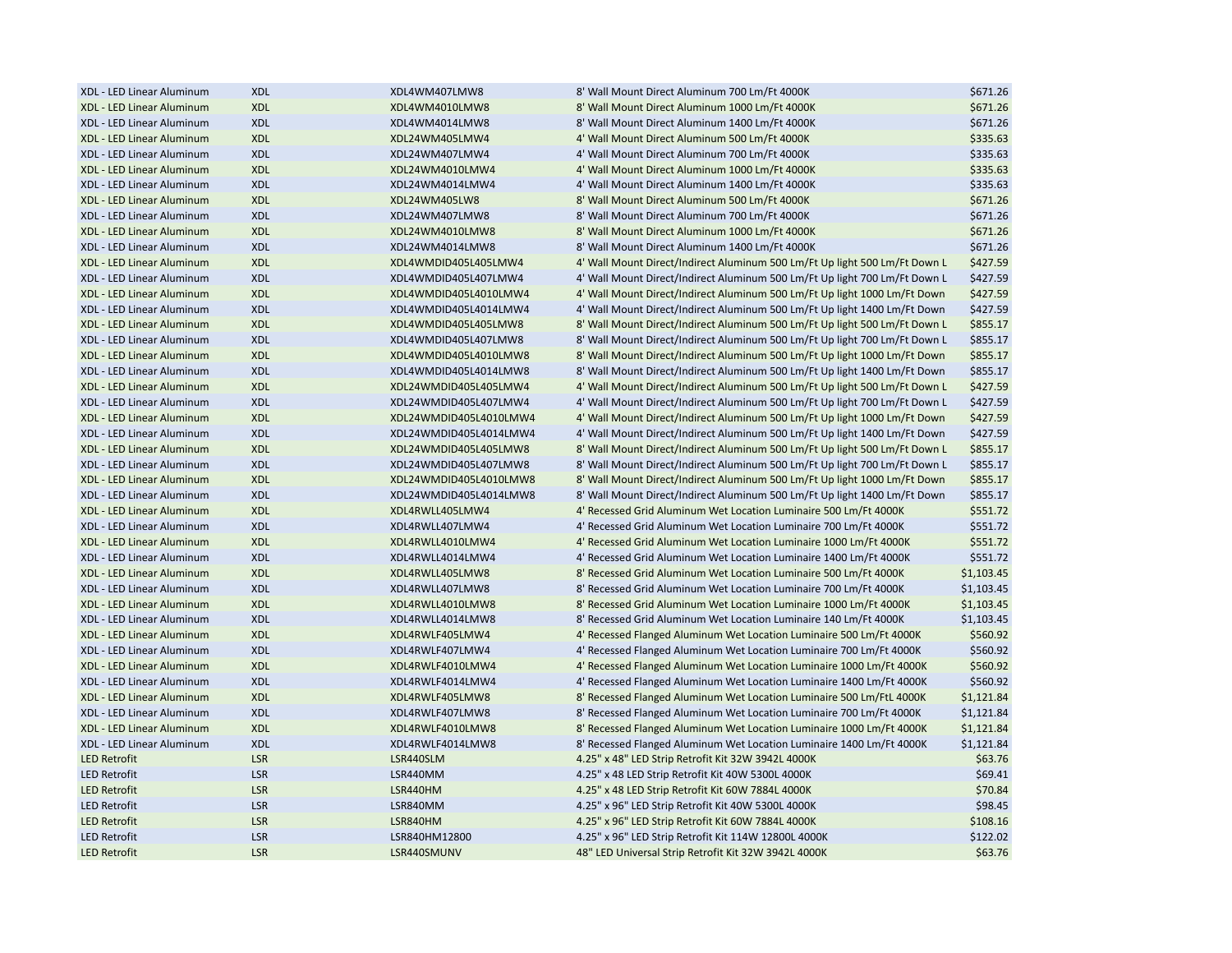| | | | | |
|---|---|---|---|---|
| XDL - LED Linear Aluminum | XDL | XDL4WM407LMW8 | 8' Wall Mount Direct Aluminum 700 Lm/Ft 4000K | $671.26 |
| XDL - LED Linear Aluminum | XDL | XDL4WM4010LMW8 | 8' Wall Mount Direct Aluminum 1000 Lm/Ft 4000K | $671.26 |
| XDL - LED Linear Aluminum | XDL | XDL4WM4014LMW8 | 8' Wall Mount Direct Aluminum 1400 Lm/Ft 4000K | $671.26 |
| XDL - LED Linear Aluminum | XDL | XDL24WM405LMW4 | 4' Wall Mount Direct Aluminum 500 Lm/Ft 4000K | $335.63 |
| XDL - LED Linear Aluminum | XDL | XDL24WM407LMW4 | 4' Wall Mount Direct Aluminum 700 Lm/Ft 4000K | $335.63 |
| XDL - LED Linear Aluminum | XDL | XDL24WM4010LMW4 | 4' Wall Mount Direct Aluminum 1000 Lm/Ft 4000K | $335.63 |
| XDL - LED Linear Aluminum | XDL | XDL24WM4014LMW4 | 4' Wall Mount Direct Aluminum 1400 Lm/Ft 4000K | $335.63 |
| XDL - LED Linear Aluminum | XDL | XDL24WM405LW8 | 8' Wall Mount Direct Aluminum 500 Lm/Ft 4000K | $671.26 |
| XDL - LED Linear Aluminum | XDL | XDL24WM407LMW8 | 8' Wall Mount Direct Aluminum 700 Lm/Ft 4000K | $671.26 |
| XDL - LED Linear Aluminum | XDL | XDL24WM4010LMW8 | 8' Wall Mount Direct Aluminum 1000 Lm/Ft 4000K | $671.26 |
| XDL - LED Linear Aluminum | XDL | XDL24WM4014LMW8 | 8' Wall Mount Direct Aluminum 1400 Lm/Ft 4000K | $671.26 |
| XDL - LED Linear Aluminum | XDL | XDL4WMDID405L405LMW4 | 4' Wall Mount Direct/Indirect Aluminum 500 Lm/Ft Up light 500 Lm/Ft Down L | $427.59 |
| XDL - LED Linear Aluminum | XDL | XDL4WMDID405L407LMW4 | 4' Wall Mount Direct/Indirect Aluminum 500 Lm/Ft Up light 700 Lm/Ft Down L | $427.59 |
| XDL - LED Linear Aluminum | XDL | XDL4WMDID405L4010LMW4 | 4' Wall Mount Direct/Indirect Aluminum 500 Lm/Ft Up light 1000 Lm/Ft Down | $427.59 |
| XDL - LED Linear Aluminum | XDL | XDL4WMDID405L4014LMW4 | 4' Wall Mount Direct/Indirect Aluminum 500 Lm/Ft Up light 1400 Lm/Ft Down | $427.59 |
| XDL - LED Linear Aluminum | XDL | XDL4WMDID405L405LMW8 | 8' Wall Mount Direct/Indirect Aluminum 500 Lm/Ft Up light 500 Lm/Ft Down L | $855.17 |
| XDL - LED Linear Aluminum | XDL | XDL4WMDID405L407LMW8 | 8' Wall Mount Direct/Indirect Aluminum 500 Lm/Ft Up light 700 Lm/Ft Down L | $855.17 |
| XDL - LED Linear Aluminum | XDL | XDL4WMDID405L4010LMW8 | 8' Wall Mount Direct/Indirect Aluminum 500 Lm/Ft Up light 1000 Lm/Ft Down | $855.17 |
| XDL - LED Linear Aluminum | XDL | XDL4WMDID405L4014LMW8 | 8' Wall Mount Direct/Indirect Aluminum 500 Lm/Ft Up light 1400 Lm/Ft Down | $855.17 |
| XDL - LED Linear Aluminum | XDL | XDL24WMDID405L405LMW4 | 4' Wall Mount Direct/Indirect Aluminum 500 Lm/Ft Up light 500 Lm/Ft Down L | $427.59 |
| XDL - LED Linear Aluminum | XDL | XDL24WMDID405L407LMW4 | 4' Wall Mount Direct/Indirect Aluminum 500 Lm/Ft Up light 700 Lm/Ft Down L | $427.59 |
| XDL - LED Linear Aluminum | XDL | XDL24WMDID405L4010LMW4 | 4' Wall Mount Direct/Indirect Aluminum 500 Lm/Ft Up light 1000 Lm/Ft Down | $427.59 |
| XDL - LED Linear Aluminum | XDL | XDL24WMDID405L4014LMW4 | 4' Wall Mount Direct/Indirect Aluminum 500 Lm/Ft Up light 1400 Lm/Ft Down | $427.59 |
| XDL - LED Linear Aluminum | XDL | XDL24WMDID405L405LMW8 | 8' Wall Mount Direct/Indirect Aluminum 500 Lm/Ft Up light 500 Lm/Ft Down L | $855.17 |
| XDL - LED Linear Aluminum | XDL | XDL24WMDID405L407LMW8 | 8' Wall Mount Direct/Indirect Aluminum 500 Lm/Ft Up light 700 Lm/Ft Down L | $855.17 |
| XDL - LED Linear Aluminum | XDL | XDL24WMDID405L4010LMW8 | 8' Wall Mount Direct/Indirect Aluminum 500 Lm/Ft Up light 1000 Lm/Ft Down | $855.17 |
| XDL - LED Linear Aluminum | XDL | XDL24WMDID405L4014LMW8 | 8' Wall Mount Direct/Indirect Aluminum 500 Lm/Ft Up light 1400 Lm/Ft Down | $855.17 |
| XDL - LED Linear Aluminum | XDL | XDL4RWLL405LMW4 | 4' Recessed Grid Aluminum Wet Location Luminaire 500 Lm/Ft 4000K | $551.72 |
| XDL - LED Linear Aluminum | XDL | XDL4RWLL407LMW4 | 4' Recessed Grid Aluminum Wet Location Luminaire 700 Lm/Ft 4000K | $551.72 |
| XDL - LED Linear Aluminum | XDL | XDL4RWLL4010LMW4 | 4' Recessed Grid Aluminum Wet Location Luminaire 1000 Lm/Ft 4000K | $551.72 |
| XDL - LED Linear Aluminum | XDL | XDL4RWLL4014LMW4 | 4' Recessed Grid Aluminum Wet Location Luminaire 1400 Lm/Ft 4000K | $551.72 |
| XDL - LED Linear Aluminum | XDL | XDL4RWLL405LMW8 | 8' Recessed Grid Aluminum Wet Location Luminaire 500 Lm/Ft 4000K | $1,103.45 |
| XDL - LED Linear Aluminum | XDL | XDL4RWLL407LMW8 | 8' Recessed Grid Aluminum Wet Location Luminaire 700 Lm/Ft 4000K | $1,103.45 |
| XDL - LED Linear Aluminum | XDL | XDL4RWLL4010LMW8 | 8' Recessed Grid Aluminum Wet Location Luminaire 1000 Lm/Ft 4000K | $1,103.45 |
| XDL - LED Linear Aluminum | XDL | XDL4RWLL4014LMW8 | 8' Recessed Grid Aluminum Wet Location Luminaire 140 Lm/Ft 4000K | $1,103.45 |
| XDL - LED Linear Aluminum | XDL | XDL4RWLF405LMW4 | 4' Recessed Flanged Aluminum Wet Location Luminaire 500 Lm/Ft 4000K | $560.92 |
| XDL - LED Linear Aluminum | XDL | XDL4RWLF407LMW4 | 4' Recessed Flanged Aluminum Wet Location Luminaire 700 Lm/Ft 4000K | $560.92 |
| XDL - LED Linear Aluminum | XDL | XDL4RWLF4010LMW4 | 4' Recessed Flanged Aluminum Wet Location Luminaire 1000 Lm/Ft 4000K | $560.92 |
| XDL - LED Linear Aluminum | XDL | XDL4RWLF4014LMW4 | 4' Recessed Flanged Aluminum Wet Location Luminaire 1400 Lm/Ft 4000K | $560.92 |
| XDL - LED Linear Aluminum | XDL | XDL4RWLF405LMW8 | 8' Recessed Flanged Aluminum Wet Location Luminaire 500 Lm/FtL 4000K | $1,121.84 |
| XDL - LED Linear Aluminum | XDL | XDL4RWLF407LMW8 | 8' Recessed Flanged Aluminum Wet Location Luminaire 700 Lm/Ft 4000K | $1,121.84 |
| XDL - LED Linear Aluminum | XDL | XDL4RWLF4010LMW8 | 8' Recessed Flanged Aluminum Wet Location Luminaire 1000 Lm/Ft 4000K | $1,121.84 |
| XDL - LED Linear Aluminum | XDL | XDL4RWLF4014LMW8 | 8' Recessed Flanged Aluminum Wet Location Luminaire 1400 Lm/Ft 4000K | $1,121.84 |
| LED Retrofit | LSR | LSR440SLM | 4.25" x 48" LED Strip Retrofit Kit 32W 3942L 4000K | $63.76 |
| LED Retrofit | LSR | LSR440MM | 4.25" x 48 LED Strip Retrofit Kit 40W 5300L 4000K | $69.41 |
| LED Retrofit | LSR | LSR440HM | 4.25" x 48 LED Strip Retrofit Kit 60W 7884L 4000K | $70.84 |
| LED Retrofit | LSR | LSR840MM | 4.25" x 96" LED Strip Retrofit Kit 40W 5300L 4000K | $98.45 |
| LED Retrofit | LSR | LSR840HM | 4.25" x 96" LED Strip Retrofit Kit 60W 7884L 4000K | $108.16 |
| LED Retrofit | LSR | LSR840HM12800 | 4.25" x 96" LED Strip Retrofit Kit 114W 12800L 4000K | $122.02 |
| LED Retrofit | LSR | LSR440SMUNV | 48" LED Universal Strip Retrofit Kit 32W 3942L 4000K | $63.76 |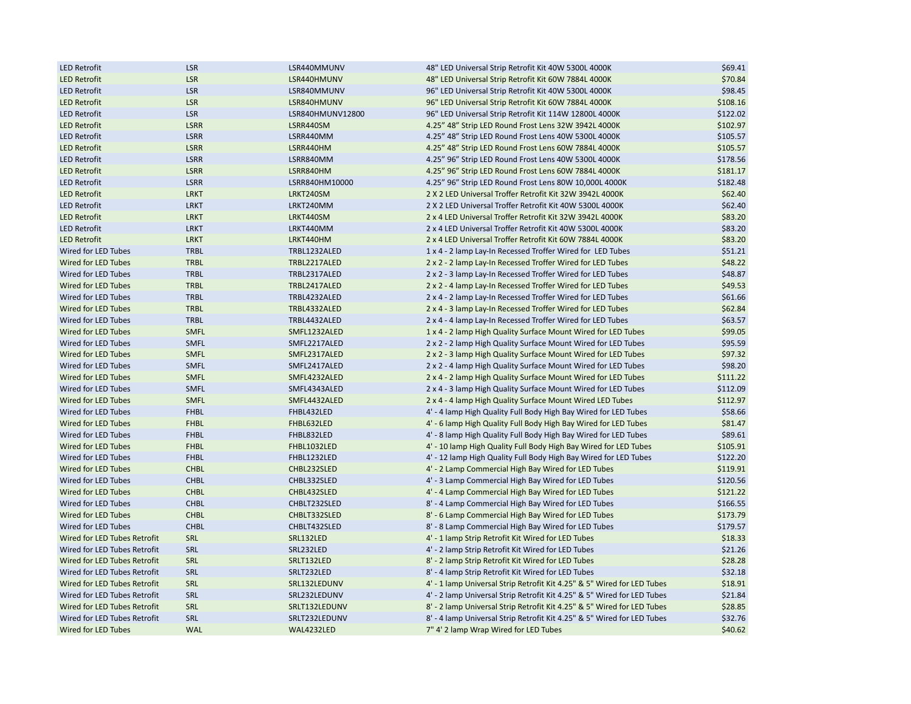| | | | | |
|---|---|---|---|---|
| LED Retrofit | LSR | LSR440MMUNV | 48" LED Universal Strip Retrofit Kit 40W 5300L 4000K | $69.41 |
| LED Retrofit | LSR | LSR440HMUNV | 48" LED Universal Strip Retrofit Kit 60W 7884L 4000K | $70.84 |
| LED Retrofit | LSR | LSR840MMUNV | 96" LED Universal Strip Retrofit Kit 40W 5300L 4000K | $98.45 |
| LED Retrofit | LSR | LSR840HMUNV | 96" LED Universal Strip Retrofit Kit 60W 7884L 4000K | $108.16 |
| LED Retrofit | LSR | LSR840HMUNV12800 | 96" LED Universal Strip Retrofit Kit 114W 12800L 4000K | $122.02 |
| LED Retrofit | LSRR | LSRR440SM | 4.25" 48" Strip LED Round Frost Lens 32W 3942L 4000K | $102.97 |
| LED Retrofit | LSRR | LSRR440MM | 4.25" 48" Strip LED Round Frost Lens 40W 5300L 4000K | $105.57 |
| LED Retrofit | LSRR | LSRR440HM | 4.25" 48" Strip LED Round Frost Lens 60W 7884L 4000K | $105.57 |
| LED Retrofit | LSRR | LSRR840MM | 4.25" 96" Strip LED Round Frost Lens 40W 5300L 4000K | $178.56 |
| LED Retrofit | LSRR | LSRR840HM | 4.25" 96" Strip LED Round Frost Lens 60W 7884L 4000K | $181.17 |
| LED Retrofit | LSRR | LSRR840HM10000 | 4.25" 96" Strip LED Round Frost Lens 80W 10,000L 4000K | $182.48 |
| LED Retrofit | LRKT | LRKT240SM | 2 X 2 LED Universal Troffer Retrofit Kit 32W 3942L 4000K | $62.40 |
| LED Retrofit | LRKT | LRKT240MM | 2 X 2 LED Universal Troffer Retrofit Kit 40W 5300L 4000K | $62.40 |
| LED Retrofit | LRKT | LRKT440SM | 2 x 4 LED Universal Troffer Retrofit Kit 32W 3942L 4000K | $83.20 |
| LED Retrofit | LRKT | LRKT440MM | 2 x 4 LED Universal Troffer Retrofit Kit 40W 5300L 4000K | $83.20 |
| LED Retrofit | LRKT | LRKT440HM | 2 x 4 LED Universal Troffer Retrofit Kit 60W 7884L 4000K | $83.20 |
| Wired for LED Tubes | TRBL | TRBL1232ALED | 1 x 4 - 2 lamp Lay-In Recessed Troffer Wired for LED Tubes | $51.21 |
| Wired for LED Tubes | TRBL | TRBL2217ALED | 2 x 2 - 2 lamp Lay-In Recessed Troffer Wired for LED Tubes | $48.22 |
| Wired for LED Tubes | TRBL | TRBL2317ALED | 2 x 2 - 3 lamp Lay-In Recessed Troffer Wired for LED Tubes | $48.87 |
| Wired for LED Tubes | TRBL | TRBL2417ALED | 2 x 2 - 4 lamp Lay-In Recessed Troffer Wired for LED Tubes | $49.53 |
| Wired for LED Tubes | TRBL | TRBL4232ALED | 2 x 4 - 2 lamp Lay-In Recessed Troffer Wired for LED Tubes | $61.66 |
| Wired for LED Tubes | TRBL | TRBL4332ALED | 2 x 4 - 3 lamp Lay-In Recessed Troffer Wired for LED Tubes | $62.84 |
| Wired for LED Tubes | TRBL | TRBL4432ALED | 2 x 4 - 4 lamp Lay-In Recessed Troffer Wired for LED Tubes | $63.57 |
| Wired for LED Tubes | SMFL | SMFL1232ALED | 1 x 4 - 2 lamp High Quality Surface Mount Wired for LED Tubes | $99.05 |
| Wired for LED Tubes | SMFL | SMFL2217ALED | 2 x 2 - 2 lamp High Quality Surface Mount Wired for LED Tubes | $95.59 |
| Wired for LED Tubes | SMFL | SMFL2317ALED | 2 x 2 - 3 lamp High Quality Surface Mount Wired for LED Tubes | $97.32 |
| Wired for LED Tubes | SMFL | SMFL2417ALED | 2 x 2 - 4 lamp High Quality Surface Mount Wired for LED Tubes | $98.20 |
| Wired for LED Tubes | SMFL | SMFL4232ALED | 2 x 4 - 2 lamp High Quality Surface Mount Wired for LED Tubes | $111.22 |
| Wired for LED Tubes | SMFL | SMFL4343ALED | 2 x 4 - 3 lamp High Quality Surface Mount Wired for LED Tubes | $112.09 |
| Wired for LED Tubes | SMFL | SMFL4432ALED | 2 x 4 - 4 lamp High Quality Surface Mount Wired LED Tubes | $112.97 |
| Wired for LED Tubes | FHBL | FHBL432LED | 4' - 4 lamp High Quality Full Body High Bay Wired for LED Tubes | $58.66 |
| Wired for LED Tubes | FHBL | FHBL632LED | 4' - 6 lamp High Quality Full Body High Bay Wired for LED Tubes | $81.47 |
| Wired for LED Tubes | FHBL | FHBL832LED | 4' - 8 lamp High Quality Full Body High Bay Wired for LED Tubes | $89.61 |
| Wired for LED Tubes | FHBL | FHBL1032LED | 4' - 10 lamp High Quality Full Body High Bay Wired for LED Tubes | $105.91 |
| Wired for LED Tubes | FHBL | FHBL1232LED | 4' - 12 lamp High Quality Full Body High Bay Wired for LED Tubes | $122.20 |
| Wired for LED Tubes | CHBL | CHBL232SLED | 4' - 2 Lamp Commercial High Bay Wired for LED Tubes | $119.91 |
| Wired for LED Tubes | CHBL | CHBL332SLED | 4' - 3 Lamp Commercial High Bay Wired for LED Tubes | $120.56 |
| Wired for LED Tubes | CHBL | CHBL432SLED | 4' - 4 Lamp Commercial High Bay Wired for LED Tubes | $121.22 |
| Wired for LED Tubes | CHBL | CHBLT232SLED | 8' - 4 Lamp Commercial High Bay Wired for LED Tubes | $166.55 |
| Wired for LED Tubes | CHBL | CHBLT332SLED | 8' - 6 Lamp Commercial High Bay Wired for LED Tubes | $173.79 |
| Wired for LED Tubes | CHBL | CHBLT432SLED | 8' - 8 Lamp Commercial High Bay Wired for LED Tubes | $179.57 |
| Wired for LED Tubes Retrofit | SRL | SRL132LED | 4' - 1 lamp Strip Retrofit Kit Wired for LED Tubes | $18.33 |
| Wired for LED Tubes Retrofit | SRL | SRL232LED | 4' - 2 lamp Strip Retrofit Kit Wired for LED Tubes | $21.26 |
| Wired for LED Tubes Retrofit | SRL | SRLT132LED | 8' - 2 lamp Strip Retrofit Kit Wired for LED Tubes | $28.28 |
| Wired for LED Tubes Retrofit | SRL | SRLT232LED | 8' - 4 lamp Strip Retrofit Kit Wired for LED Tubes | $32.18 |
| Wired for LED Tubes Retrofit | SRL | SRL132LEDUNV | 4' - 1 lamp Universal Strip Retrofit Kit 4.25" & 5" Wired for LED Tubes | $18.91 |
| Wired for LED Tubes Retrofit | SRL | SRL232LEDUNV | 4' - 2 lamp Universal Strip Retrofit Kit 4.25" & 5" Wired for LED Tubes | $21.84 |
| Wired for LED Tubes Retrofit | SRL | SRLT132LEDUNV | 8' - 2 lamp Universal Strip Retrofit Kit 4.25" & 5" Wired for LED Tubes | $28.85 |
| Wired for LED Tubes Retrofit | SRL | SRLT232LEDUNV | 8' - 4 lamp Universal Strip Retrofit Kit 4.25" & 5" Wired for LED Tubes | $32.76 |
| Wired for LED Tubes | WAL | WAL4232LED | 7" 4' 2 lamp Wrap Wired for LED Tubes | $40.62 |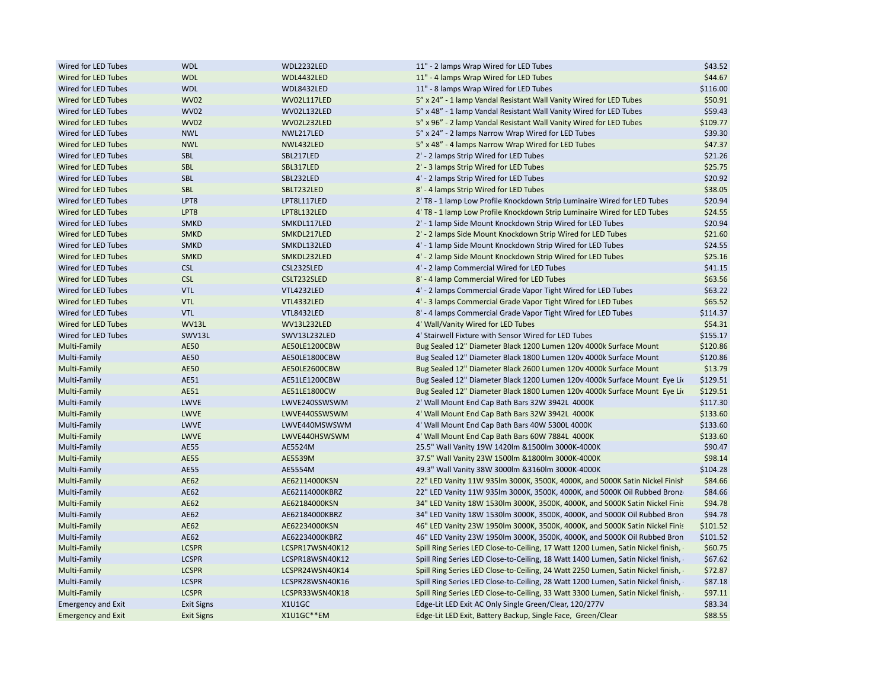| | | | | |
|---|---|---|---|---|
| Wired for LED Tubes | WDL | WDL2232LED | 11" - 2 lamps Wrap Wired for LED Tubes | $43.52 |
| Wired for LED Tubes | WDL | WDL4432LED | 11" - 4 lamps Wrap Wired for LED Tubes | $44.67 |
| Wired for LED Tubes | WDL | WDL8432LED | 11" - 8 lamps Wrap Wired for LED Tubes | $116.00 |
| Wired for LED Tubes | WV02 | WV02L117LED | 5” x 24” - 1 lamp Vandal Resistant Wall Vanity Wired for LED Tubes | $50.91 |
| Wired for LED Tubes | WV02 | WV02L132LED | 5” x 48” - 1 lamp Vandal Resistant Wall Vanity Wired for LED Tubes | $59.43 |
| Wired for LED Tubes | WV02 | WV02L232LED | 5” x 96” - 2 lamp Vandal Resistant Wall Vanity Wired for LED Tubes | $109.77 |
| Wired for LED Tubes | NWL | NWL217LED | 5” x 24” - 2 lamps Narrow Wrap Wired for LED Tubes | $39.30 |
| Wired for LED Tubes | NWL | NWL432LED | 5” x 48” - 4 lamps Narrow Wrap Wired for LED Tubes | $47.37 |
| Wired for LED Tubes | SBL | SBL217LED | 2' - 2 lamps Strip Wired for LED Tubes | $21.26 |
| Wired for LED Tubes | SBL | SBL317LED | 2' - 3 lamps Strip Wired for LED Tubes | $25.75 |
| Wired for LED Tubes | SBL | SBL232LED | 4' - 2 lamps Strip Wired for LED Tubes | $20.92 |
| Wired for LED Tubes | SBL | SBLT232LED | 8' - 4 lamps Strip Wired for LED Tubes | $38.05 |
| Wired for LED Tubes | LPT8 | LPT8L117LED | 2' T8 - 1 lamp Low Profile Knockdown Strip Luminaire Wired for LED Tubes | $20.94 |
| Wired for LED Tubes | LPT8 | LPT8L132LED | 4' T8 - 1 lamp Low Profile Knockdown Strip Luminaire Wired for LED Tubes | $24.55 |
| Wired for LED Tubes | SMKD | SMKDL117LED | 2' - 1 lamp Side Mount Knockdown Strip Wired for LED Tubes | $20.94 |
| Wired for LED Tubes | SMKD | SMKDL217LED | 2' - 2 lamps Side Mount Knockdown Strip Wired for LED Tubes | $21.60 |
| Wired for LED Tubes | SMKD | SMKDL132LED | 4' - 1 lamp Side Mount Knockdown Strip Wired for LED Tubes | $24.55 |
| Wired for LED Tubes | SMKD | SMKDL232LED | 4' - 2 lamp Side Mount Knockdown Strip Wired for LED Tubes | $25.16 |
| Wired for LED Tubes | CSL | CSL232SLED | 4' - 2 lamp Commercial Wired for LED Tubes | $41.15 |
| Wired for LED Tubes | CSL | CSLT232SLED | 8' - 4 lamp Commercial Wired for LED Tubes | $63.56 |
| Wired for LED Tubes | VTL | VTL4232LED | 4' - 2 lamps Commercial Grade Vapor Tight Wired for LED Tubes | $63.22 |
| Wired for LED Tubes | VTL | VTL4332LED | 4' - 3 lamps Commercial Grade Vapor Tight Wired for LED Tubes | $65.52 |
| Wired for LED Tubes | VTL | VTL8432LED | 8' - 4 lamps Commercial Grade Vapor Tight Wired for LED Tubes | $114.37 |
| Wired for LED Tubes | WV13L | WV13L232LED | 4' Wall/Vanity Wired for LED Tubes | $54.31 |
| Wired for LED Tubes | SWV13L | SWV13L232LED | 4' Stairwell Fixture with Sensor Wired for LED Tubes | $155.17 |
| Multi-Family | AE50 | AE50LE1200CBW | Bug Sealed 12" Diameter Black 1200 Lumen 120v 4000k Surface Mount | $120.86 |
| Multi-Family | AE50 | AE50LE1800CBW | Bug Sealed 12" Diameter Black 1800 Lumen 120v 4000k Surface Mount | $120.86 |
| Multi-Family | AE50 | AE50LE2600CBW | Bug Sealed 12" Diameter Black 2600 Lumen 120v 4000k Surface Mount | $13.79 |
| Multi-Family | AE51 | AE51LE1200CBW | Bug Sealed 12" Diameter Black 1200 Lumen 120v 4000k Surface Mount Eye Li | $129.51 |
| Multi-Family | AE51 | AE51LE1800CW | Bug Sealed 12" Diameter Black 1800 Lumen 120v 4000k Surface Mount Eye Li | $129.51 |
| Multi-Family | LWVE | LWVE240SSWSWM | 2' Wall Mount End Cap Bath Bars 32W 3942L 4000K | $117.30 |
| Multi-Family | LWVE | LWVE440SSWSWM | 4' Wall Mount End Cap Bath Bars 32W 3942L 4000K | $133.60 |
| Multi-Family | LWVE | LWVE440MSWSWM | 4' Wall Mount End Cap Bath Bars 40W 5300L 4000K | $133.60 |
| Multi-Family | LWVE | LWVE440HSWSWM | 4' Wall Mount End Cap Bath Bars 60W 7884L 4000K | $133.60 |
| Multi-Family | AE55 | AE5524M | 25.5" Wall Vanity 19W 1420lm &1500lm 3000K-4000K | $90.47 |
| Multi-Family | AE55 | AE5539M | 37.5" Wall Vanity 23W 1500lm &1800lm 3000K-4000K | $98.14 |
| Multi-Family | AE55 | AE5554M | 49.3" Wall Vanity 38W 3000lm &3160lm 3000K-4000K | $104.28 |
| Multi-Family | AE62 | AE62114000KSN | 22" LED Vanity 11W 935lm 3000K, 3500K, 4000K, and 5000K Satin Nickel Finish | $84.66 |
| Multi-Family | AE62 | AE62114000KBRZ | 22" LED Vanity 11W 935lm 3000K, 3500K, 4000K, and 5000K Oil Rubbed Bronz | $84.66 |
| Multi-Family | AE62 | AE62184000KSN | 34" LED Vanity 18W 1530lm 3000K, 3500K, 4000K, and 5000K Satin Nickel Finis | $94.78 |
| Multi-Family | AE62 | AE62184000KBRZ | 34" LED Vanity 18W 1530lm 3000K, 3500K, 4000K, and 5000K Oil Rubbed Bron | $94.78 |
| Multi-Family | AE62 | AE62234000KSN | 46" LED Vanity 23W 1950lm 3000K, 3500K, 4000K, and 5000K Satin Nickel Finis | $101.52 |
| Multi-Family | AE62 | AE62234000KBRZ | 46" LED Vanity 23W 1950lm 3000K, 3500K, 4000K, and 5000K Oil Rubbed Bron | $101.52 |
| Multi-Family | LCSPR | LCSPR17WSN40K12 | Spill Ring Series LED Close-to-Ceiling, 17 Watt 1200 Lumen, Satin Nickel finish, | $60.75 |
| Multi-Family | LCSPR | LCSPR18WSN40K12 | Spill Ring Series LED Close-to-Ceiling, 18 Watt 1400 Lumen, Satin Nickel finish, | $67.62 |
| Multi-Family | LCSPR | LCSPR24WSN40K14 | Spill Ring Series LED Close-to-Ceiling, 24 Watt 2250 Lumen, Satin Nickel finish, | $72.87 |
| Multi-Family | LCSPR | LCSPR28WSN40K16 | Spill Ring Series LED Close-to-Ceiling, 28 Watt 1200 Lumen, Satin Nickel finish, | $87.18 |
| Multi-Family | LCSPR | LCSPR33WSN40K18 | Spill Ring Series LED Close-to-Ceiling, 33 Watt 3300 Lumen, Satin Nickel finish, | $97.11 |
| Emergency and Exit | Exit Signs | X1U1GC | Edge-Lit LED Exit AC Only Single Green/Clear, 120/277V | $83.34 |
| Emergency and Exit | Exit Signs | X1U1GC**EM | Edge-Lit LED Exit, Battery Backup, Single Face, Green/Clear | $88.55 |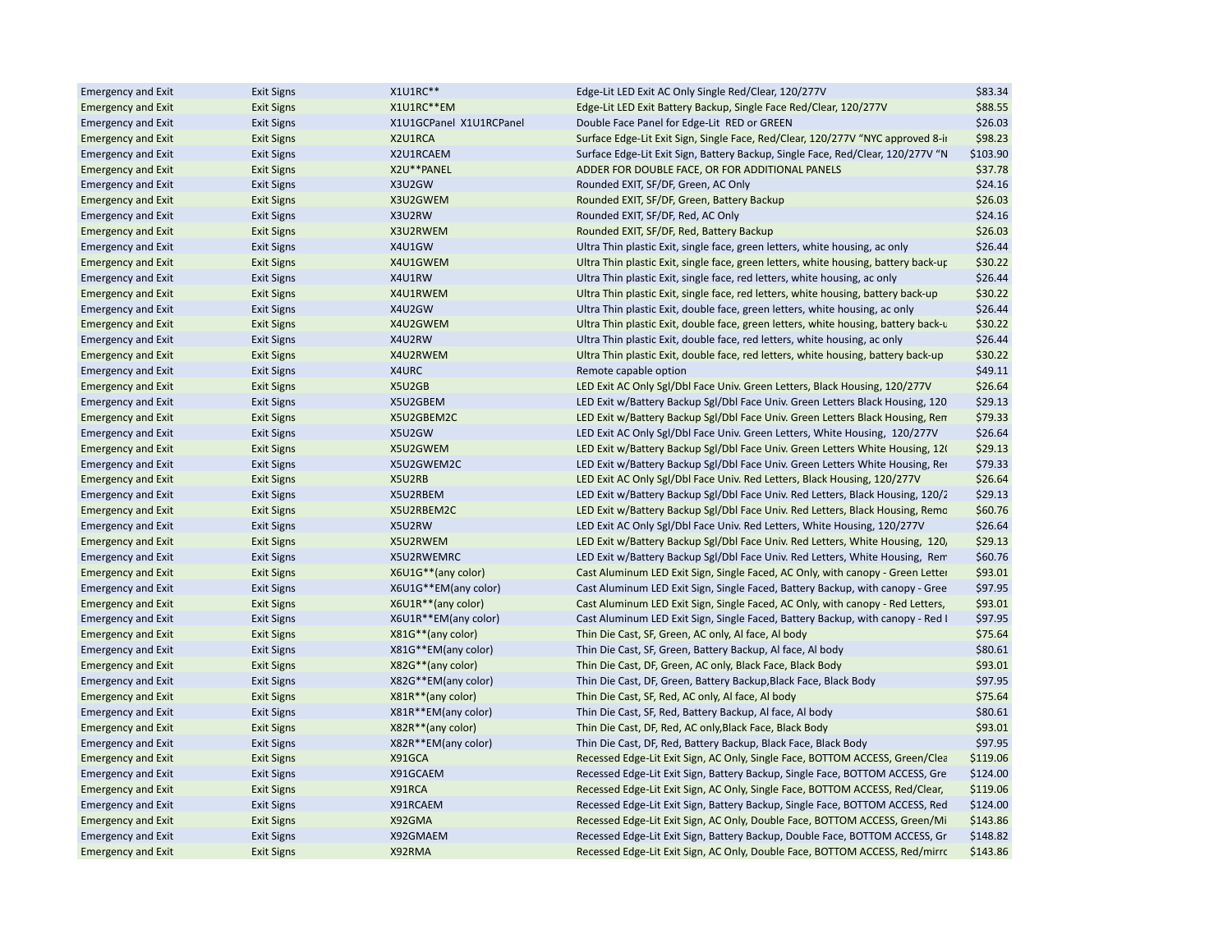| Emergency and Exit | Exit Signs | X1U1RC** | Edge-Lit LED Exit AC Only Single Red/Clear, 120/277V | $83.34 |
|---|---|---|---|---|
| Emergency and Exit | Exit Signs | X1U1RC**EM | Edge-Lit LED Exit Battery Backup, Single Face Red/Clear, 120/277V | $88.55 |
| Emergency and Exit | Exit Signs | X1U1GCPanel X1U1RCPanel | Double Face Panel for Edge-Lit RED or GREEN | $26.03 |
| Emergency and Exit | Exit Signs | X2U1RCA | Surface Edge-Lit Exit Sign, Single Face, Red/Clear, 120/277V "NYC approved 8-i | $98.23 |
| Emergency and Exit | Exit Signs | X2U1RCAEM | Surface Edge-Lit Exit Sign, Battery Backup, Single Face, Red/Clear, 120/277V "N | $103.90 |
| Emergency and Exit | Exit Signs | X2U**PANEL | ADDER FOR DOUBLE FACE, OR FOR ADDITIONAL PANELS | $37.78 |
| Emergency and Exit | Exit Signs | X3U2GW | Rounded EXIT, SF/DF, Green, AC Only | $24.16 |
| Emergency and Exit | Exit Signs | X3U2GWEM | Rounded EXIT, SF/DF, Green, Battery Backup | $26.03 |
| Emergency and Exit | Exit Signs | X3U2RW | Rounded EXIT, SF/DF, Red, AC Only | $24.16 |
| Emergency and Exit | Exit Signs | X3U2RWEM | Rounded EXIT, SF/DF, Red, Battery Backup | $26.03 |
| Emergency and Exit | Exit Signs | X4U1GW | Ultra Thin plastic Exit, single face, green letters, white housing, ac only | $26.44 |
| Emergency and Exit | Exit Signs | X4U1GWEM | Ultra Thin plastic Exit, single face, green letters, white housing, battery back-up | $30.22 |
| Emergency and Exit | Exit Signs | X4U1RW | Ultra Thin plastic Exit, single face, red letters, white housing, ac only | $26.44 |
| Emergency and Exit | Exit Signs | X4U1RWEM | Ultra Thin plastic Exit, single face, red letters, white housing, battery back-up | $30.22 |
| Emergency and Exit | Exit Signs | X4U2GW | Ultra Thin plastic Exit, double face, green letters, white housing, ac only | $26.44 |
| Emergency and Exit | Exit Signs | X4U2GWEM | Ultra Thin plastic Exit, double face, green letters, white housing, battery back-u | $30.22 |
| Emergency and Exit | Exit Signs | X4U2RW | Ultra Thin plastic Exit, double face, red letters, white housing, ac only | $26.44 |
| Emergency and Exit | Exit Signs | X4U2RWEM | Ultra Thin plastic Exit, double face, red letters, white housing, battery back-up | $30.22 |
| Emergency and Exit | Exit Signs | X4URC | Remote capable option | $49.11 |
| Emergency and Exit | Exit Signs | X5U2GB | LED Exit AC Only Sgl/Dbl Face Univ. Green Letters, Black Housing, 120/277V | $26.64 |
| Emergency and Exit | Exit Signs | X5U2GBEM | LED Exit w/Battery Backup Sgl/Dbl Face Univ. Green Letters Black Housing, 120 | $29.13 |
| Emergency and Exit | Exit Signs | X5U2GBEM2C | LED Exit w/Battery Backup Sgl/Dbl Face Univ. Green Letters Black Housing, Rem | $79.33 |
| Emergency and Exit | Exit Signs | X5U2GW | LED Exit AC Only Sgl/Dbl Face Univ. Green Letters, White Housing, 120/277V | $26.64 |
| Emergency and Exit | Exit Signs | X5U2GWEM | LED Exit w/Battery Backup Sgl/Dbl Face Univ. Green Letters White Housing, 12( | $29.13 |
| Emergency and Exit | Exit Signs | X5U2GWEM2C | LED Exit w/Battery Backup Sgl/Dbl Face Univ. Green Letters White Housing, Rer | $79.33 |
| Emergency and Exit | Exit Signs | X5U2RB | LED Exit AC Only Sgl/Dbl Face Univ. Red Letters, Black Housing, 120/277V | $26.64 |
| Emergency and Exit | Exit Signs | X5U2RBEM | LED Exit w/Battery Backup Sgl/Dbl Face Univ. Red Letters, Black Housing, 120/2 | $29.13 |
| Emergency and Exit | Exit Signs | X5U2RBEM2C | LED Exit w/Battery Backup Sgl/Dbl Face Univ. Red Letters, Black Housing, Remo | $60.76 |
| Emergency and Exit | Exit Signs | X5U2RW | LED Exit AC Only Sgl/Dbl Face Univ. Red Letters, White Housing, 120/277V | $26.64 |
| Emergency and Exit | Exit Signs | X5U2RWEM | LED Exit w/Battery Backup Sgl/Dbl Face Univ. Red Letters, White Housing, 120, | $29.13 |
| Emergency and Exit | Exit Signs | X5U2RWEMRC | LED Exit w/Battery Backup Sgl/Dbl Face Univ. Red Letters, White Housing, Rem | $60.76 |
| Emergency and Exit | Exit Signs | X6U1G**(any color) | Cast Aluminum LED Exit Sign, Single Faced, AC Only, with canopy - Green Letter | $93.01 |
| Emergency and Exit | Exit Signs | X6U1G**EM(any color) | Cast Aluminum LED Exit Sign, Single Faced, Battery Backup, with canopy - Gree | $97.95 |
| Emergency and Exit | Exit Signs | X6U1R**(any color) | Cast Aluminum LED Exit Sign, Single Faced, AC Only, with canopy - Red Letters, | $93.01 |
| Emergency and Exit | Exit Signs | X6U1R**EM(any color) | Cast Aluminum LED Exit Sign, Single Faced, Battery Backup, with canopy - Red I | $97.95 |
| Emergency and Exit | Exit Signs | X81G**(any color) | Thin Die Cast, SF, Green, AC only, Al face, Al body | $75.64 |
| Emergency and Exit | Exit Signs | X81G**EM(any color) | Thin Die Cast, SF, Green, Battery Backup, Al face, Al body | $80.61 |
| Emergency and Exit | Exit Signs | X82G**(any color) | Thin Die Cast, DF, Green, AC only, Black Face, Black Body | $93.01 |
| Emergency and Exit | Exit Signs | X82G**EM(any color) | Thin Die Cast, DF, Green, Battery Backup,Black Face, Black Body | $97.95 |
| Emergency and Exit | Exit Signs | X81R**(any color) | Thin Die Cast, SF, Red, AC only, Al face, Al body | $75.64 |
| Emergency and Exit | Exit Signs | X81R**EM(any color) | Thin Die Cast, SF, Red, Battery Backup, Al face, Al body | $80.61 |
| Emergency and Exit | Exit Signs | X82R**(any color) | Thin Die Cast, DF, Red, AC only,Black Face, Black Body | $93.01 |
| Emergency and Exit | Exit Signs | X82R**EM(any color) | Thin Die Cast, DF, Red, Battery Backup, Black Face, Black Body | $97.95 |
| Emergency and Exit | Exit Signs | X91GCA | Recessed Edge-Lit Exit Sign, AC Only, Single Face, BOTTOM ACCESS, Green/Clea | $119.06 |
| Emergency and Exit | Exit Signs | X91GCAEM | Recessed Edge-Lit Exit Sign, Battery Backup, Single Face, BOTTOM ACCESS, Gre | $124.00 |
| Emergency and Exit | Exit Signs | X91RCA | Recessed Edge-Lit Exit Sign, AC Only, Single Face, BOTTOM ACCESS, Red/Clear, | $119.06 |
| Emergency and Exit | Exit Signs | X91RCAEM | Recessed Edge-Lit Exit Sign, Battery Backup, Single Face, BOTTOM ACCESS, Red | $124.00 |
| Emergency and Exit | Exit Signs | X92GMA | Recessed Edge-Lit Exit Sign, AC Only, Double Face, BOTTOM ACCESS, Green/Mi | $143.86 |
| Emergency and Exit | Exit Signs | X92GMAEM | Recessed Edge-Lit Exit Sign, Battery Backup, Double Face, BOTTOM ACCESS, Gr | $148.82 |
| Emergency and Exit | Exit Signs | X92RMA | Recessed Edge-Lit Exit Sign, AC Only, Double Face, BOTTOM ACCESS, Red/mirrc | $143.86 |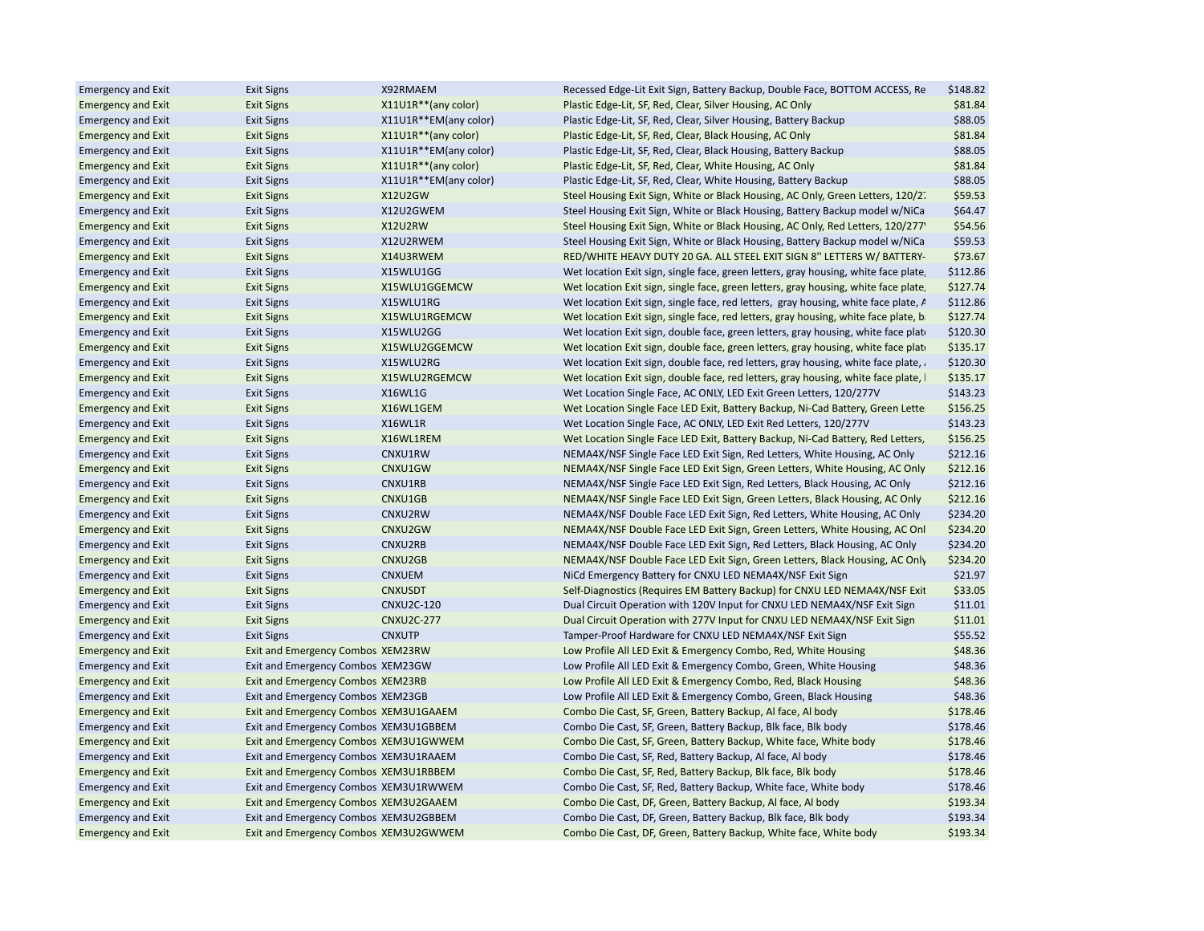| | | | | |
|---|---|---|---|---|
| Emergency and Exit | Exit Signs | X92RMAEM | Recessed Edge-Lit Exit Sign, Battery Backup, Double Face, BOTTOM ACCESS, Re | $148.82 |
| Emergency and Exit | Exit Signs | X11U1R**(any color) | Plastic Edge-Lit, SF, Red, Clear, Silver Housing, AC Only | $81.84 |
| Emergency and Exit | Exit Signs | X11U1R**EM(any color) | Plastic Edge-Lit, SF, Red, Clear, Silver Housing, Battery Backup | $88.05 |
| Emergency and Exit | Exit Signs | X11U1R**(any color) | Plastic Edge-Lit, SF, Red, Clear, Black Housing, AC Only | $81.84 |
| Emergency and Exit | Exit Signs | X11U1R**EM(any color) | Plastic Edge-Lit, SF, Red, Clear, Black Housing, Battery Backup | $88.05 |
| Emergency and Exit | Exit Signs | X11U1R**(any color) | Plastic Edge-Lit, SF, Red, Clear, White Housing, AC Only | $81.84 |
| Emergency and Exit | Exit Signs | X11U1R**EM(any color) | Plastic Edge-Lit, SF, Red, Clear, White Housing, Battery Backup | $88.05 |
| Emergency and Exit | Exit Signs | X12U2GW | Steel Housing Exit Sign, White or Black Housing, AC Only, Green Letters, 120/27 | $59.53 |
| Emergency and Exit | Exit Signs | X12U2GWEM | Steel Housing Exit Sign, White or Black Housing, Battery Backup model w/NiCa | $64.47 |
| Emergency and Exit | Exit Signs | X12U2RW | Steel Housing Exit Sign, White or Black Housing, AC Only, Red Letters, 120/277 | $54.56 |
| Emergency and Exit | Exit Signs | X12U2RWEM | Steel Housing Exit Sign, White or Black Housing, Battery Backup model w/NiCa | $59.53 |
| Emergency and Exit | Exit Signs | X14U3RWEM | RED/WHITE HEAVY DUTY 20 GA. ALL STEEL EXIT SIGN 8" LETTERS W/ BATTERY- | $73.67 |
| Emergency and Exit | Exit Signs | X15WLU1GG | Wet location Exit sign, single face, green letters, gray housing, white face plate, | $112.86 |
| Emergency and Exit | Exit Signs | X15WLU1GGEMCW | Wet location Exit sign, single face, green letters, gray housing, white face plate, | $127.74 |
| Emergency and Exit | Exit Signs | X15WLU1RG | Wet location Exit sign, single face, red letters, gray housing, white face plate, A | $112.86 |
| Emergency and Exit | Exit Signs | X15WLU1RGEMCW | Wet location Exit sign, single face, red letters, gray housing, white face plate, b | $127.74 |
| Emergency and Exit | Exit Signs | X15WLU2GG | Wet location Exit sign, double face, green letters, gray housing, white face plat | $120.30 |
| Emergency and Exit | Exit Signs | X15WLU2GGEMCW | Wet location Exit sign, double face, green letters, gray housing, white face plat | $135.17 |
| Emergency and Exit | Exit Signs | X15WLU2RG | Wet location Exit sign, double face, red letters, gray housing, white face plate, | $120.30 |
| Emergency and Exit | Exit Signs | X15WLU2RGEMCW | Wet location Exit sign, double face, red letters, gray housing, white face plate, | $135.17 |
| Emergency and Exit | Exit Signs | X16WL1G | Wet Location Single Face, AC ONLY, LED Exit Green Letters, 120/277V | $143.23 |
| Emergency and Exit | Exit Signs | X16WL1GEM | Wet Location Single Face LED Exit, Battery Backup, Ni-Cad Battery, Green Lette | $156.25 |
| Emergency and Exit | Exit Signs | X16WL1R | Wet Location Single Face, AC ONLY, LED Exit Red Letters, 120/277V | $143.23 |
| Emergency and Exit | Exit Signs | X16WL1REM | Wet Location Single Face LED Exit, Battery Backup, Ni-Cad Battery, Red Letters, | $156.25 |
| Emergency and Exit | Exit Signs | CNXU1RW | NEMA4X/NSF Single Face LED Exit Sign, Red Letters, White Housing, AC Only | $212.16 |
| Emergency and Exit | Exit Signs | CNXU1GW | NEMA4X/NSF Single Face LED Exit Sign, Green Letters, White Housing, AC Only | $212.16 |
| Emergency and Exit | Exit Signs | CNXU1RB | NEMA4X/NSF Single Face LED Exit Sign, Red Letters, Black Housing, AC Only | $212.16 |
| Emergency and Exit | Exit Signs | CNXU1GB | NEMA4X/NSF Single Face LED Exit Sign, Green Letters, Black Housing, AC Only | $212.16 |
| Emergency and Exit | Exit Signs | CNXU2RW | NEMA4X/NSF Double Face LED Exit Sign, Red Letters, White Housing, AC Only | $234.20 |
| Emergency and Exit | Exit Signs | CNXU2GW | NEMA4X/NSF Double Face LED Exit Sign, Green Letters, White Housing, AC Onl | $234.20 |
| Emergency and Exit | Exit Signs | CNXU2RB | NEMA4X/NSF Double Face LED Exit Sign, Red Letters, Black Housing, AC Only | $234.20 |
| Emergency and Exit | Exit Signs | CNXU2GB | NEMA4X/NSF Double Face LED Exit Sign, Green Letters, Black Housing, AC Only | $234.20 |
| Emergency and Exit | Exit Signs | CNXUEM | NiCd Emergency Battery for CNXU LED NEMA4X/NSF Exit Sign | $21.97 |
| Emergency and Exit | Exit Signs | CNXUSDT | Self-Diagnostics (Requires EM Battery Backup) for CNXU LED NEMA4X/NSF Exit | $33.05 |
| Emergency and Exit | Exit Signs | CNXU2C-120 | Dual Circuit Operation with 120V Input for CNXU LED NEMA4X/NSF Exit Sign | $11.01 |
| Emergency and Exit | Exit Signs | CNXU2C-277 | Dual Circuit Operation with 277V Input for CNXU LED NEMA4X/NSF Exit Sign | $11.01 |
| Emergency and Exit | Exit Signs | CNXUTP | Tamper-Proof Hardware for CNXU LED NEMA4X/NSF Exit Sign | $55.52 |
| Emergency and Exit | Exit and Emergency Combos | XEM23RW | Low Profile All LED Exit & Emergency Combo, Red, White Housing | $48.36 |
| Emergency and Exit | Exit and Emergency Combos | XEM23GW | Low Profile All LED Exit & Emergency Combo, Green, White Housing | $48.36 |
| Emergency and Exit | Exit and Emergency Combos | XEM23RB | Low Profile All LED Exit & Emergency Combo, Red, Black Housing | $48.36 |
| Emergency and Exit | Exit and Emergency Combos | XEM23GB | Low Profile All LED Exit & Emergency Combo, Green, Black Housing | $48.36 |
| Emergency and Exit | Exit and Emergency Combos | XEM3U1GAAEM | Combo Die Cast, SF, Green, Battery Backup, Al face, Al body | $178.46 |
| Emergency and Exit | Exit and Emergency Combos | XEM3U1GBBEM | Combo Die Cast, SF, Green, Battery Backup, Blk face, Blk body | $178.46 |
| Emergency and Exit | Exit and Emergency Combos | XEM3U1GWWEM | Combo Die Cast, SF, Green, Battery Backup, White face, White body | $178.46 |
| Emergency and Exit | Exit and Emergency Combos | XEM3U1RAAEM | Combo Die Cast, SF, Red, Battery Backup, Al face, Al body | $178.46 |
| Emergency and Exit | Exit and Emergency Combos | XEM3U1RBBEM | Combo Die Cast, SF, Red, Battery Backup, Blk face, Blk body | $178.46 |
| Emergency and Exit | Exit and Emergency Combos | XEM3U1RWWEM | Combo Die Cast, SF, Red, Battery Backup, White face, White body | $178.46 |
| Emergency and Exit | Exit and Emergency Combos | XEM3U2GAAEM | Combo Die Cast, DF, Green, Battery Backup, Al face, Al body | $193.34 |
| Emergency and Exit | Exit and Emergency Combos | XEM3U2GBBEM | Combo Die Cast, DF, Green, Battery Backup, Blk face, Blk body | $193.34 |
| Emergency and Exit | Exit and Emergency Combos | XEM3U2GWWEM | Combo Die Cast, DF, Green, Battery Backup, White face, White body | $193.34 |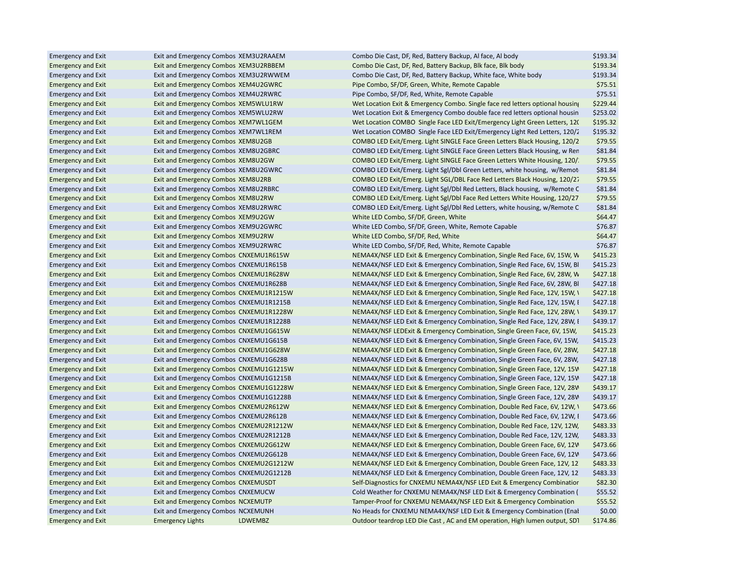| | | | | |
|---|---|---|---|---|
| Emergency and Exit | Exit and Emergency Combos | XEM3U2RAAEM | Combo Die Cast, DF, Red, Battery Backup, Al face, Al body | $193.34 |
| Emergency and Exit | Exit and Emergency Combos | XEM3U2RBBEM | Combo Die Cast, DF, Red, Battery Backup, Blk face, Blk body | $193.34 |
| Emergency and Exit | Exit and Emergency Combos | XEM3U2RWWEM | Combo Die Cast, DF, Red, Battery Backup, White face, White body | $193.34 |
| Emergency and Exit | Exit and Emergency Combos | XEM4U2GWRC | Pipe Combo, SF/DF, Green, White, Remote Capable | $75.51 |
| Emergency and Exit | Exit and Emergency Combos | XEM4U2RWRC | Pipe Combo, SF/DF, Red, White, Remote Capable | $75.51 |
| Emergency and Exit | Exit and Emergency Combos | XEM5WLU1RW | Wet Location Exit & Emergency Combo. Single face red letters optional housing | $229.44 |
| Emergency and Exit | Exit and Emergency Combos | XEM5WLU2RW | Wet Location Exit & Emergency Combo double face red letters optional housin | $253.02 |
| Emergency and Exit | Exit and Emergency Combos | XEM7WL1GEM | Wet Location COMBO Single Face LED Exit/Emergency Light Green Letters, 120 | $195.32 |
| Emergency and Exit | Exit and Emergency Combos | XEM7WL1REM | Wet Location COMBO Single Face LED Exit/Emergency Light Red Letters, 120/2 | $195.32 |
| Emergency and Exit | Exit and Emergency Combos | XEM8U2GB | COMBO LED Exit/Emerg. Light SINGLE Face Green Letters Black Housing, 120/2 | $79.55 |
| Emergency and Exit | Exit and Emergency Combos | XEM8U2GBRC | COMBO LED Exit/Emerg. Light SINGLE Face Green Letters Black Housing, w Ren | $81.84 |
| Emergency and Exit | Exit and Emergency Combos | XEM8U2GW | COMBO LED Exit/Emerg. Light SINGLE Face Green Letters White Housing, 120/ | $79.55 |
| Emergency and Exit | Exit and Emergency Combos | XEM8U2GWRC | COMBO LED Exit/Emerg. Light Sgl/Dbl Green Letters, white housing, w/Remot | $81.84 |
| Emergency and Exit | Exit and Emergency Combos | XEM8U2RB | COMBO LED Exit/Emerg. Light SGL/DBL Face Red Letters Black Housing, 120/27 | $79.55 |
| Emergency and Exit | Exit and Emergency Combos | XEM8U2RBRC | COMBO LED Exit/Emerg. Light Sgl/Dbl Red Letters, Black housing, w/Remote C | $81.84 |
| Emergency and Exit | Exit and Emergency Combos | XEM8U2RW | COMBO LED Exit/Emerg. Light Sgl/Dbl Face Red Letters White Housing, 120/27 | $79.55 |
| Emergency and Exit | Exit and Emergency Combos | XEM8U2RWRC | COMBO LED Exit/Emerg. Light Sgl/Dbl Red Letters, white housing, w/Remote C | $81.84 |
| Emergency and Exit | Exit and Emergency Combos | XEM9U2GW | White LED Combo, SF/DF, Green, White | $64.47 |
| Emergency and Exit | Exit and Emergency Combos | XEM9U2GWRC | White LED Combo, SF/DF, Green, White, Remote Capable | $76.87 |
| Emergency and Exit | Exit and Emergency Combos | XEM9U2RW | White LED Combo, SF/DF, Red, White | $64.47 |
| Emergency and Exit | Exit and Emergency Combos | XEM9U2RWRC | White LED Combo, SF/DF, Red, White, Remote Capable | $76.87 |
| Emergency and Exit | Exit and Emergency Combos | CNXEMU1R615W | NEMA4X/NSF LED Exit & Emergency Combination, Single Red Face, 6V, 15W, W | $415.23 |
| Emergency and Exit | Exit and Emergency Combos | CNXEMU1R615B | NEMA4X/NSF LED Exit & Emergency Combination, Single Red Face, 6V, 15W, Bl | $415.23 |
| Emergency and Exit | Exit and Emergency Combos | CNXEMU1R628W | NEMA4X/NSF LED Exit & Emergency Combination, Single Red Face, 6V, 28W, W | $427.18 |
| Emergency and Exit | Exit and Emergency Combos | CNXEMU1R628B | NEMA4X/NSF LED Exit & Emergency Combination, Single Red Face, 6V, 28W, Bl | $427.18 |
| Emergency and Exit | Exit and Emergency Combos | CNXEMU1R1215W | NEMA4X/NSF LED Exit & Emergency Combination, Single Red Face, 12V, 15W, \ | $427.18 |
| Emergency and Exit | Exit and Emergency Combos | CNXEMU1R1215B | NEMA4X/NSF LED Exit & Emergency Combination, Single Red Face, 12V, 15W, I | $427.18 |
| Emergency and Exit | Exit and Emergency Combos | CNXEMU1R1228W | NEMA4X/NSF LED Exit & Emergency Combination, Single Red Face, 12V, 28W, \ | $439.17 |
| Emergency and Exit | Exit and Emergency Combos | CNXEMU1R1228B | NEMA4X/NSF LED Exit & Emergency Combination, Single Red Face, 12V, 28W, I | $439.17 |
| Emergency and Exit | Exit and Emergency Combos | CNXEMU1G615W | NEMA4X/NSF LEDExit & Emergency Combination, Single Green Face, 6V, 15W, | $415.23 |
| Emergency and Exit | Exit and Emergency Combos | CNXEMU1G615B | NEMA4X/NSF LED Exit & Emergency Combination, Single Green Face, 6V, 15W, | $415.23 |
| Emergency and Exit | Exit and Emergency Combos | CNXEMU1G628W | NEMA4X/NSF LED Exit & Emergency Combination, Single Green Face, 6V, 28W, | $427.18 |
| Emergency and Exit | Exit and Emergency Combos | CNXEMU1G628B | NEMA4X/NSF LED Exit & Emergency Combination, Single Green Face, 6V, 28W, | $427.18 |
| Emergency and Exit | Exit and Emergency Combos | CNXEMU1G1215W | NEMA4X/NSF LED Exit & Emergency Combination, Single Green Face, 12V, 15W | $427.18 |
| Emergency and Exit | Exit and Emergency Combos | CNXEMU1G1215B | NEMA4X/NSF LED Exit & Emergency Combination, Single Green Face, 12V, 15W | $427.18 |
| Emergency and Exit | Exit and Emergency Combos | CNXEMU1G1228W | NEMA4X/NSF LED Exit & Emergency Combination, Single Green Face, 12V, 28W | $439.17 |
| Emergency and Exit | Exit and Emergency Combos | CNXEMU1G1228B | NEMA4X/NSF LED Exit & Emergency Combination, Single Green Face, 12V, 28W | $439.17 |
| Emergency and Exit | Exit and Emergency Combos | CNXEMU2R612W | NEMA4X/NSF LED Exit & Emergency Combination, Double Red Face, 6V, 12W, \ | $473.66 |
| Emergency and Exit | Exit and Emergency Combos | CNXEMU2R612B | NEMA4X/NSF LED Exit & Emergency Combination, Double Red Face, 6V, 12W, I | $473.66 |
| Emergency and Exit | Exit and Emergency Combos | CNXEMU2R1212W | NEMA4X/NSF LED Exit & Emergency Combination, Double Red Face, 12V, 12W, | $483.33 |
| Emergency and Exit | Exit and Emergency Combos | CNXEMU2R1212B | NEMA4X/NSF LED Exit & Emergency Combination, Double Red Face, 12V, 12W, | $483.33 |
| Emergency and Exit | Exit and Emergency Combos | CNXEMU2G612W | NEMA4X/NSF LED Exit & Emergency Combination, Double Green Face, 6V, 12W | $473.66 |
| Emergency and Exit | Exit and Emergency Combos | CNXEMU2G612B | NEMA4X/NSF LED Exit & Emergency Combination, Double Green Face, 6V, 12W | $473.66 |
| Emergency and Exit | Exit and Emergency Combos | CNXEMU2G1212W | NEMA4X/NSF LED Exit & Emergency Combination, Double Green Face, 12V, 12 | $483.33 |
| Emergency and Exit | Exit and Emergency Combos | CNXEMU2G1212B | NEMA4X/NSF LED Exit & Emergency Combination, Double Green Face, 12V, 12 | $483.33 |
| Emergency and Exit | Exit and Emergency Combos | CNXEMUSDT | Self-Diagnostics for CNXEMU NEMA4X/NSF LED Exit & Emergency Combinatior | $82.30 |
| Emergency and Exit | Exit and Emergency Combos | CNXEMUCW | Cold Weather for CNXEMU NEMA4X/NSF LED Exit & Emergency Combination ( | $55.52 |
| Emergency and Exit | Exit and Emergency Combos | NCXEMUTP | Tamper-Proof for CNXEMU NEMA4X/NSF LED Exit & Emergency Combination | $55.52 |
| Emergency and Exit | Exit and Emergency Combos | NCXEMUNH | No Heads for CNXEMU NEMA4X/NSF LED Exit & Emergency Combination (Enal | $0.00 |
| Emergency and Exit | Emergency Lights | LDWEMBZ | Outdoor teardrop LED Die Cast , AC and EM operation, High lumen output, SDT | $174.86 |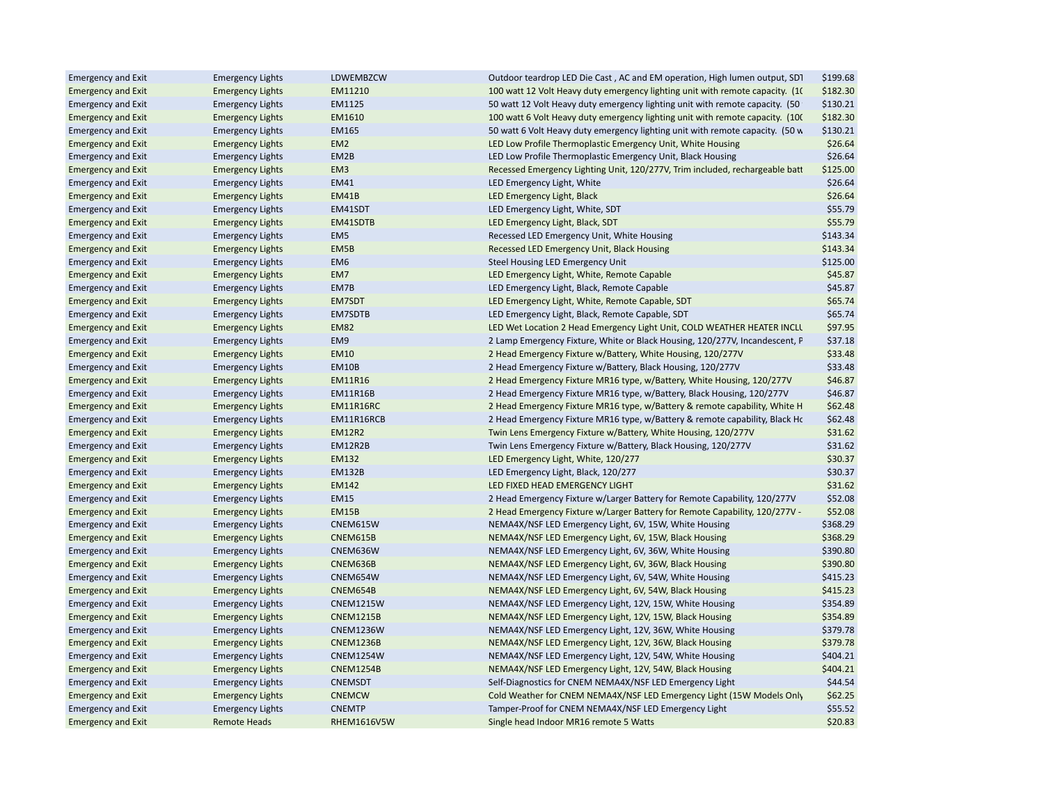| | | | | |
|---|---|---|---|---|
| Emergency and Exit | Emergency Lights | LDWEMBZCW | Outdoor teardrop LED Die Cast , AC and EM operation, High lumen output, SDT | $199.68 |
| Emergency and Exit | Emergency Lights | EM11210 | 100 watt 12 Volt Heavy duty emergency lighting unit with remote capacity. (10 | $182.30 |
| Emergency and Exit | Emergency Lights | EM1125 | 50 watt 12 Volt Heavy duty emergency lighting unit with remote capacity. (50 | $130.21 |
| Emergency and Exit | Emergency Lights | EM1610 | 100 watt 6 Volt Heavy duty emergency lighting unit with remote capacity. (100 | $182.30 |
| Emergency and Exit | Emergency Lights | EM165 | 50 watt 6 Volt Heavy duty emergency lighting unit with remote capacity. (50 w | $130.21 |
| Emergency and Exit | Emergency Lights | EM2 | LED Low Profile Thermoplastic Emergency Unit, White Housing | $26.64 |
| Emergency and Exit | Emergency Lights | EM2B | LED Low Profile Thermoplastic Emergency Unit, Black Housing | $26.64 |
| Emergency and Exit | Emergency Lights | EM3 | Recessed Emergency Lighting Unit, 120/277V, Trim included, rechargeable batt | $125.00 |
| Emergency and Exit | Emergency Lights | EM41 | LED Emergency Light, White | $26.64 |
| Emergency and Exit | Emergency Lights | EM41B | LED Emergency Light, Black | $26.64 |
| Emergency and Exit | Emergency Lights | EM41SDT | LED Emergency Light, White, SDT | $55.79 |
| Emergency and Exit | Emergency Lights | EM41SDTB | LED Emergency Light, Black, SDT | $55.79 |
| Emergency and Exit | Emergency Lights | EM5 | Recessed LED Emergency Unit, White Housing | $143.34 |
| Emergency and Exit | Emergency Lights | EM5B | Recessed LED Emergency Unit, Black Housing | $143.34 |
| Emergency and Exit | Emergency Lights | EM6 | Steel Housing LED Emergency Unit | $125.00 |
| Emergency and Exit | Emergency Lights | EM7 | LED Emergency Light, White, Remote Capable | $45.87 |
| Emergency and Exit | Emergency Lights | EM7B | LED Emergency Light, Black, Remote Capable | $45.87 |
| Emergency and Exit | Emergency Lights | EM7SDT | LED Emergency Light, White, Remote Capable, SDT | $65.74 |
| Emergency and Exit | Emergency Lights | EM7SDTB | LED Emergency Light, Black, Remote Capable, SDT | $65.74 |
| Emergency and Exit | Emergency Lights | EM82 | LED Wet Location 2 Head Emergency Light Unit, COLD WEATHER HEATER INCLU | $97.95 |
| Emergency and Exit | Emergency Lights | EM9 | 2 Lamp Emergency Fixture, White or Black Housing, 120/277V, Incandescent, P | $37.18 |
| Emergency and Exit | Emergency Lights | EM10 | 2 Head Emergency Fixture w/Battery, White Housing, 120/277V | $33.48 |
| Emergency and Exit | Emergency Lights | EM10B | 2 Head Emergency Fixture w/Battery, Black Housing, 120/277V | $33.48 |
| Emergency and Exit | Emergency Lights | EM11R16 | 2 Head Emergency Fixture MR16 type, w/Battery, White Housing, 120/277V | $46.87 |
| Emergency and Exit | Emergency Lights | EM11R16B | 2 Head Emergency Fixture MR16 type, w/Battery, Black Housing, 120/277V | $46.87 |
| Emergency and Exit | Emergency Lights | EM11R16RC | 2 Head Emergency Fixture MR16 type, w/Battery & remote capability, White H | $62.48 |
| Emergency and Exit | Emergency Lights | EM11R16RCB | 2 Head Emergency Fixture MR16 type, w/Battery & remote capability, Black Ho | $62.48 |
| Emergency and Exit | Emergency Lights | EM12R2 | Twin Lens Emergency Fixture w/Battery, White Housing, 120/277V | $31.62 |
| Emergency and Exit | Emergency Lights | EM12R2B | Twin Lens Emergency Fixture w/Battery, Black Housing, 120/277V | $31.62 |
| Emergency and Exit | Emergency Lights | EM132 | LED Emergency Light, White, 120/277 | $30.37 |
| Emergency and Exit | Emergency Lights | EM132B | LED Emergency Light, Black, 120/277 | $30.37 |
| Emergency and Exit | Emergency Lights | EM142 | LED FIXED HEAD EMERGENCY LIGHT | $31.62 |
| Emergency and Exit | Emergency Lights | EM15 | 2 Head Emergency Fixture w/Larger Battery for Remote Capability, 120/277V | $52.08 |
| Emergency and Exit | Emergency Lights | EM15B | 2 Head Emergency Fixture w/Larger Battery for Remote Capability, 120/277V - | $52.08 |
| Emergency and Exit | Emergency Lights | CNEM615W | NEMA4X/NSF LED Emergency Light, 6V, 15W, White Housing | $368.29 |
| Emergency and Exit | Emergency Lights | CNEM615B | NEMA4X/NSF LED Emergency Light, 6V, 15W, Black Housing | $368.29 |
| Emergency and Exit | Emergency Lights | CNEM636W | NEMA4X/NSF LED Emergency Light, 6V, 36W, White Housing | $390.80 |
| Emergency and Exit | Emergency Lights | CNEM636B | NEMA4X/NSF LED Emergency Light, 6V, 36W, Black Housing | $390.80 |
| Emergency and Exit | Emergency Lights | CNEM654W | NEMA4X/NSF LED Emergency Light, 6V, 54W, White Housing | $415.23 |
| Emergency and Exit | Emergency Lights | CNEM654B | NEMA4X/NSF LED Emergency Light, 6V, 54W, Black Housing | $415.23 |
| Emergency and Exit | Emergency Lights | CNEM1215W | NEMA4X/NSF LED Emergency Light, 12V, 15W, White Housing | $354.89 |
| Emergency and Exit | Emergency Lights | CNEM1215B | NEMA4X/NSF LED Emergency Light, 12V, 15W, Black Housing | $354.89 |
| Emergency and Exit | Emergency Lights | CNEM1236W | NEMA4X/NSF LED Emergency Light, 12V, 36W, White Housing | $379.78 |
| Emergency and Exit | Emergency Lights | CNEM1236B | NEMA4X/NSF LED Emergency Light, 12V, 36W, Black Housing | $379.78 |
| Emergency and Exit | Emergency Lights | CNEM1254W | NEMA4X/NSF LED Emergency Light, 12V, 54W, White Housing | $404.21 |
| Emergency and Exit | Emergency Lights | CNEM1254B | NEMA4X/NSF LED Emergency Light, 12V, 54W, Black Housing | $404.21 |
| Emergency and Exit | Emergency Lights | CNEMSDT | Self-Diagnostics for CNEM NEMA4X/NSF LED Emergency Light | $44.54 |
| Emergency and Exit | Emergency Lights | CNEMCW | Cold Weather for CNEM NEMA4X/NSF LED Emergency Light (15W Models Only | $62.25 |
| Emergency and Exit | Emergency Lights | CNEMTP | Tamper-Proof for CNEM NEMA4X/NSF LED Emergency Light | $55.52 |
| Emergency and Exit | Remote Heads | RHEM1616V5W | Single head Indoor MR16 remote 5 Watts | $20.83 |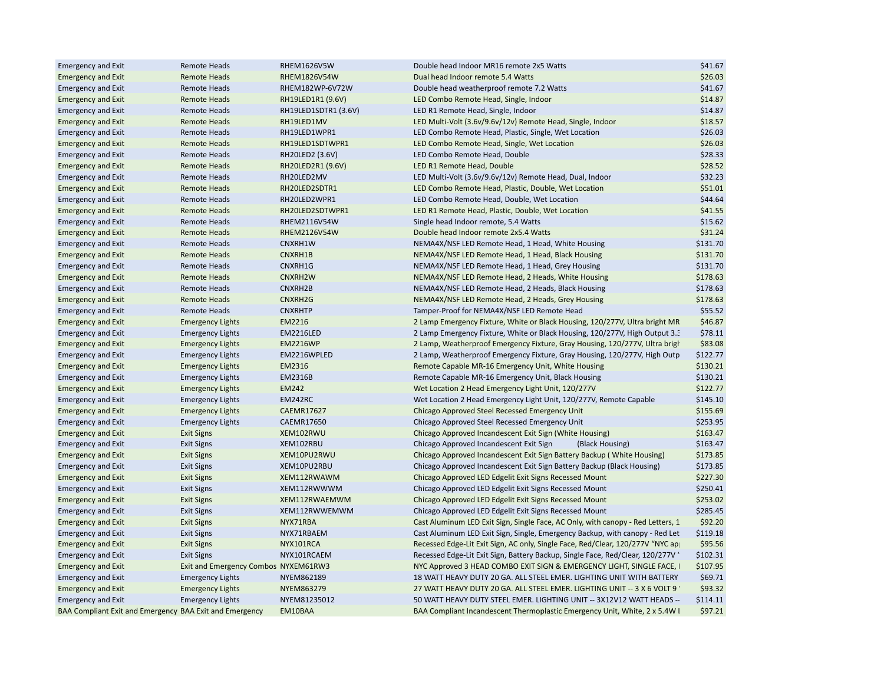| | | | | |
|---|---|---|---|---|
| Emergency and Exit | Remote Heads | RHEM1626V5W | Double head Indoor MR16 remote 2x5 Watts | $41.67 |
| Emergency and Exit | Remote Heads | RHEM1826V54W | Dual head Indoor remote 5.4 Watts | $26.03 |
| Emergency and Exit | Remote Heads | RHEM182WP-6V72W | Double head weatherproof remote 7.2 Watts | $41.67 |
| Emergency and Exit | Remote Heads | RH19LED1R1 (9.6V) | LED Combo Remote Head, Single, Indoor | $14.87 |
| Emergency and Exit | Remote Heads | RH19LED1SDTR1 (3.6V) | LED R1 Remote Head, Single, Indoor | $14.87 |
| Emergency and Exit | Remote Heads | RH19LED1MV | LED Multi-Volt (3.6v/9.6v/12v) Remote Head, Single, Indoor | $18.57 |
| Emergency and Exit | Remote Heads | RH19LED1WPR1 | LED Combo Remote Head, Plastic, Single, Wet Location | $26.03 |
| Emergency and Exit | Remote Heads | RH19LED1SDTWPR1 | LED Combo Remote Head, Single, Wet Location | $26.03 |
| Emergency and Exit | Remote Heads | RH20LED2 (3.6V) | LED Combo Remote Head, Double | $28.33 |
| Emergency and Exit | Remote Heads | RH20LED2R1 (9.6V) | LED R1 Remote Head, Double | $28.52 |
| Emergency and Exit | Remote Heads | RH20LED2MV | LED Multi-Volt (3.6v/9.6v/12v) Remote Head, Dual, Indoor | $32.23 |
| Emergency and Exit | Remote Heads | RH20LED2SDTR1 | LED Combo Remote Head, Plastic, Double, Wet Location | $51.01 |
| Emergency and Exit | Remote Heads | RH20LED2WPR1 | LED Combo Remote Head, Double, Wet Location | $44.64 |
| Emergency and Exit | Remote Heads | RH20LED2SDTWPR1 | LED R1 Remote Head, Plastic, Double, Wet Location | $41.55 |
| Emergency and Exit | Remote Heads | RHEM2116V54W | Single head Indoor remote, 5.4 Watts | $15.62 |
| Emergency and Exit | Remote Heads | RHEM2126V54W | Double head Indoor remote 2x5.4 Watts | $31.24 |
| Emergency and Exit | Remote Heads | CNXRH1W | NEMA4X/NSF LED Remote Head, 1 Head, White Housing | $131.70 |
| Emergency and Exit | Remote Heads | CNXRH1B | NEMA4X/NSF LED Remote Head, 1 Head, Black Housing | $131.70 |
| Emergency and Exit | Remote Heads | CNXRH1G | NEMA4X/NSF LED Remote Head, 1 Head, Grey Housing | $131.70 |
| Emergency and Exit | Remote Heads | CNXRH2W | NEMA4X/NSF LED Remote Head, 2 Heads, White Housing | $178.63 |
| Emergency and Exit | Remote Heads | CNXRH2B | NEMA4X/NSF LED Remote Head, 2 Heads, Black Housing | $178.63 |
| Emergency and Exit | Remote Heads | CNXRH2G | NEMA4X/NSF LED Remote Head, 2 Heads, Grey Housing | $178.63 |
| Emergency and Exit | Remote Heads | CNXRHTP | Tamper-Proof for NEMA4X/NSF LED Remote Head | $55.52 |
| Emergency and Exit | Emergency Lights | EM2216 | 2 Lamp Emergency Fixture, White or Black Housing, 120/277V, Ultra bright MR | $46.87 |
| Emergency and Exit | Emergency Lights | EM2216LED | 2 Lamp Emergency Fixture, White or Black Housing, 120/277V, High Output 3.3 | $78.11 |
| Emergency and Exit | Emergency Lights | EM2216WP | 2 Lamp, Weatherproof Emergency Fixture, Gray Housing, 120/277V, Ultra brigh | $83.08 |
| Emergency and Exit | Emergency Lights | EM2216WPLED | 2 Lamp, Weatherproof Emergency Fixture, Gray Housing, 120/277V, High Outp | $122.77 |
| Emergency and Exit | Emergency Lights | EM2316 | Remote Capable MR-16 Emergency Unit, White Housing | $130.21 |
| Emergency and Exit | Emergency Lights | EM2316B | Remote Capable MR-16 Emergency Unit, Black Housing | $130.21 |
| Emergency and Exit | Emergency Lights | EM242 | Wet Location 2 Head Emergency Light Unit, 120/277V | $122.77 |
| Emergency and Exit | Emergency Lights | EM242RC | Wet Location 2 Head Emergency Light Unit, 120/277V, Remote Capable | $145.10 |
| Emergency and Exit | Emergency Lights | CAEMR17627 | Chicago Approved Steel Recessed Emergency Unit | $155.69 |
| Emergency and Exit | Emergency Lights | CAEMR17650 | Chicago Approved Steel Recessed Emergency Unit | $253.95 |
| Emergency and Exit | Exit Signs | XEM102RWU | Chicago Approved Incandescent Exit Sign (White Housing) | $163.47 |
| Emergency and Exit | Exit Signs | XEM102RBU | Chicago Approved Incandescent Exit Sign (Black Housing) | $163.47 |
| Emergency and Exit | Exit Signs | XEM10PU2RWU | Chicago Approved Incandescent Exit Sign Battery Backup ( White Housing) | $173.85 |
| Emergency and Exit | Exit Signs | XEM10PU2RBU | Chicago Approved Incandescent Exit Sign Battery Backup (Black Housing) | $173.85 |
| Emergency and Exit | Exit Signs | XEM112RWAWM | Chicago Approved LED Edgelit Exit Signs Recessed Mount | $227.30 |
| Emergency and Exit | Exit Signs | XEM112RWWWM | Chicago Approved LED Edgelit Exit Signs Recessed Mount | $250.41 |
| Emergency and Exit | Exit Signs | XEM112RWAEMWM | Chicago Approved LED Edgelit Exit Signs Recessed Mount | $253.02 |
| Emergency and Exit | Exit Signs | XEM112RWWEMWM | Chicago Approved LED Edgelit Exit Signs Recessed Mount | $285.45 |
| Emergency and Exit | Exit Signs | NYX71RBA | Cast Aluminum LED Exit Sign, Single Face, AC Only, with canopy - Red Letters, 1 | $92.20 |
| Emergency and Exit | Exit Signs | NYX71RBAEM | Cast Aluminum LED Exit Sign, Single, Emergency Backup, with canopy - Red Let | $119.18 |
| Emergency and Exit | Exit Signs | NYX101RCA | Recessed Edge-Lit Exit Sign, AC only, Single Face, Red/Clear, 120/277V "NYC ap | $95.56 |
| Emergency and Exit | Exit Signs | NYX101RCAEM | Recessed Edge-Lit Exit Sign, Battery Backup, Single Face, Red/Clear, 120/277V " | $102.31 |
| Emergency and Exit | Exit and Emergency Combos | NYXEM61RW3 | NYC Approved 3 HEAD COMBO EXIT SIGN & EMERGENCY LIGHT, SINGLE FACE, I | $107.95 |
| Emergency and Exit | Emergency Lights | NYEM862189 | 18 WATT HEAVY DUTY 20 GA. ALL STEEL EMER. LIGHTING UNIT WITH BATTERY | $69.71 |
| Emergency and Exit | Emergency Lights | NYEM863279 | 27 WATT HEAVY DUTY 20 GA. ALL STEEL EMER. LIGHTING UNIT -- 3 X 6 VOLT 9 | $93.32 |
| Emergency and Exit | Emergency Lights | NYEM81235012 | 50 WATT HEAVY DUTY STEEL EMER. LIGHTING UNIT -- 3X12V12 WATT HEADS -- | $114.11 |
| BAA Compliant Exit and Emergency | BAA Exit and Emergency | EM10BAA | BAA Compliant Incandescent Thermoplastic Emergency Unit, White, 2 x 5.4W I | $97.21 |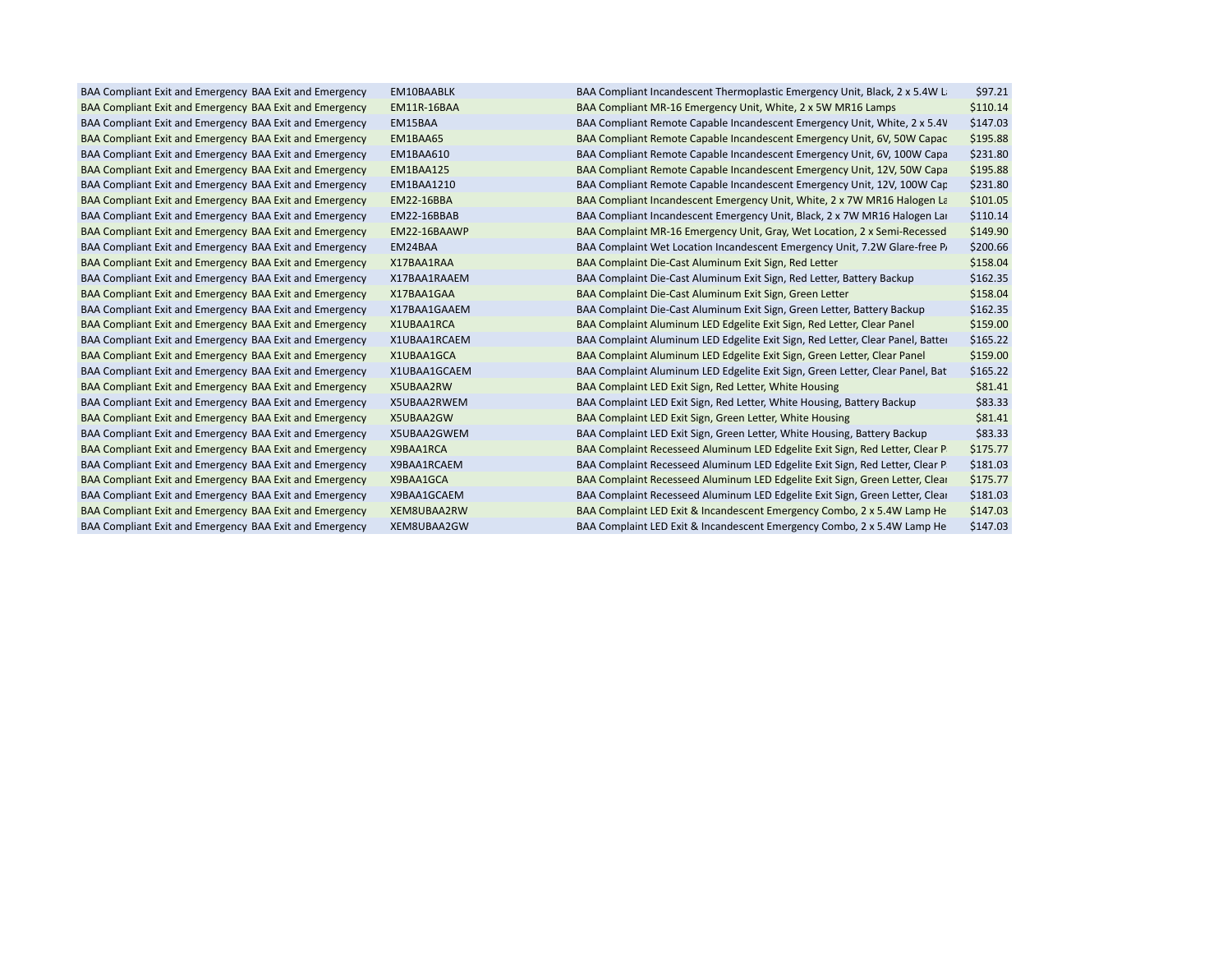| | | | | |
|---|---|---|---|---|
| BAA Compliant Exit and Emergency | BAA Exit and Emergency | EM10BAABLK | BAA Compliant Incandescent Thermoplastic Emergency Unit, Black, 2 x 5.4W La | $97.21 |
| BAA Compliant Exit and Emergency | BAA Exit and Emergency | EM11R-16BAA | BAA Compliant MR-16 Emergency Unit, White, 2 x 5W MR16 Lamps | $110.14 |
| BAA Compliant Exit and Emergency | BAA Exit and Emergency | EM15BAA | BAA Compliant Remote Capable Incandescent Emergency Unit, White, 2 x 5.4W | $147.03 |
| BAA Compliant Exit and Emergency | BAA Exit and Emergency | EM1BAA65 | BAA Compliant Remote Capable Incandescent Emergency Unit, 6V, 50W Capac | $195.88 |
| BAA Compliant Exit and Emergency | BAA Exit and Emergency | EM1BAA610 | BAA Compliant Remote Capable Incandescent Emergency Unit, 6V, 100W Capa | $231.80 |
| BAA Compliant Exit and Emergency | BAA Exit and Emergency | EM1BAA125 | BAA Compliant Remote Capable Incandescent Emergency Unit, 12V, 50W Capa | $195.88 |
| BAA Compliant Exit and Emergency | BAA Exit and Emergency | EM1BAA1210 | BAA Compliant Remote Capable Incandescent Emergency Unit, 12V, 100W Cap | $231.80 |
| BAA Compliant Exit and Emergency | BAA Exit and Emergency | EM22-16BBA | BAA Compliant Incandescent Emergency Unit, White, 2 x 7W MR16 Halogen La | $101.05 |
| BAA Compliant Exit and Emergency | BAA Exit and Emergency | EM22-16BBAB | BAA Compliant Incandescent Emergency Unit, Black, 2 x 7W MR16 Halogen Lar | $110.14 |
| BAA Compliant Exit and Emergency | BAA Exit and Emergency | EM22-16BAAWP | BAA Complaint MR-16 Emergency Unit, Gray, Wet Location, 2 x Semi-Recessed | $149.90 |
| BAA Compliant Exit and Emergency | BAA Exit and Emergency | EM24BAA | BAA Complaint Wet Location Incandescent Emergency Unit, 7.2W Glare-free PA | $200.66 |
| BAA Compliant Exit and Emergency | BAA Exit and Emergency | X17BAA1RAA | BAA Complaint Die-Cast Aluminum Exit Sign, Red Letter | $158.04 |
| BAA Compliant Exit and Emergency | BAA Exit and Emergency | X17BAA1RAAEM | BAA Complaint Die-Cast Aluminum Exit Sign, Red Letter, Battery Backup | $162.35 |
| BAA Compliant Exit and Emergency | BAA Exit and Emergency | X17BAA1GAA | BAA Complaint Die-Cast Aluminum Exit Sign, Green Letter | $158.04 |
| BAA Compliant Exit and Emergency | BAA Exit and Emergency | X17BAA1GAAEM | BAA Complaint Die-Cast Aluminum Exit Sign, Green Letter, Battery Backup | $162.35 |
| BAA Compliant Exit and Emergency | BAA Exit and Emergency | X1UBAA1RCA | BAA Complaint Aluminum LED Edgelite Exit Sign, Red Letter, Clear Panel | $159.00 |
| BAA Compliant Exit and Emergency | BAA Exit and Emergency | X1UBAA1RCAEM | BAA Complaint Aluminum LED Edgelite Exit Sign, Red Letter, Clear Panel, Batter | $165.22 |
| BAA Compliant Exit and Emergency | BAA Exit and Emergency | X1UBAA1GCA | BAA Complaint Aluminum LED Edgelite Exit Sign, Green Letter, Clear Panel | $159.00 |
| BAA Compliant Exit and Emergency | BAA Exit and Emergency | X1UBAA1GCAEM | BAA Complaint Aluminum LED Edgelite Exit Sign, Green Letter, Clear Panel, Bat | $165.22 |
| BAA Compliant Exit and Emergency | BAA Exit and Emergency | X5UBAA2RW | BAA Complaint LED Exit Sign, Red Letter, White Housing | $81.41 |
| BAA Compliant Exit and Emergency | BAA Exit and Emergency | X5UBAA2RWEM | BAA Complaint LED Exit Sign, Red Letter, White Housing, Battery Backup | $83.33 |
| BAA Compliant Exit and Emergency | BAA Exit and Emergency | X5UBAA2GW | BAA Complaint LED Exit Sign, Green Letter, White Housing | $81.41 |
| BAA Compliant Exit and Emergency | BAA Exit and Emergency | X5UBAA2GWEM | BAA Complaint LED Exit Sign, Green Letter, White Housing, Battery Backup | $83.33 |
| BAA Compliant Exit and Emergency | BAA Exit and Emergency | X9BAA1RCA | BAA Complaint Recesseed Aluminum LED Edgelite Exit Sign, Red Letter, Clear P | $175.77 |
| BAA Compliant Exit and Emergency | BAA Exit and Emergency | X9BAA1RCAEM | BAA Complaint Recesseed Aluminum LED Edgelite Exit Sign, Red Letter, Clear P | $181.03 |
| BAA Compliant Exit and Emergency | BAA Exit and Emergency | X9BAA1GCA | BAA Complaint Recesseed Aluminum LED Edgelite Exit Sign, Green Letter, Clear | $175.77 |
| BAA Compliant Exit and Emergency | BAA Exit and Emergency | X9BAA1GCAEM | BAA Complaint Recesseed Aluminum LED Edgelite Exit Sign, Green Letter, Clear | $181.03 |
| BAA Compliant Exit and Emergency | BAA Exit and Emergency | XEM8UBAA2RW | BAA Complaint LED Exit & Incandescent Emergency Combo, 2 x 5.4W Lamp He | $147.03 |
| BAA Compliant Exit and Emergency | BAA Exit and Emergency | XEM8UBAA2GW | BAA Complaint LED Exit & Incandescent Emergency Combo, 2 x 5.4W Lamp He | $147.03 |